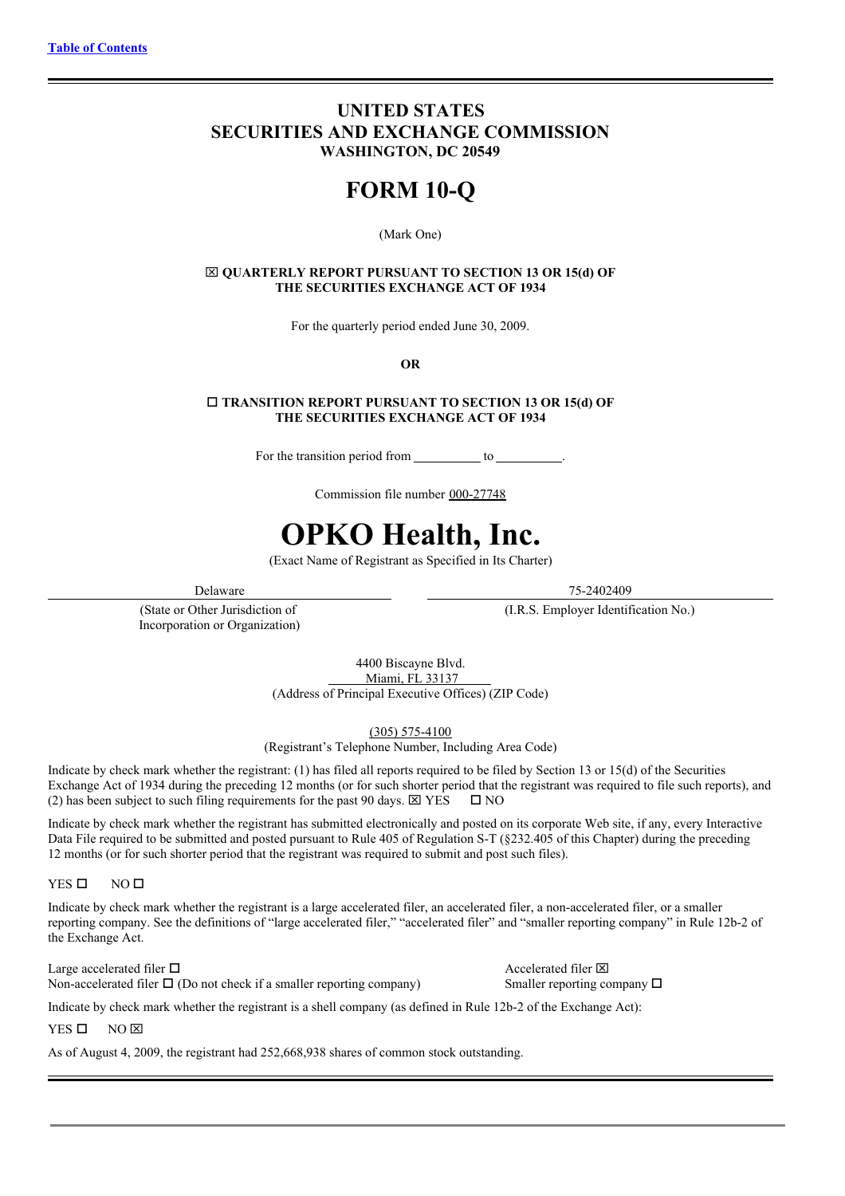[Table of Contents](#)

# UNITED STATES
# SECURITIES AND EXCHANGE COMMISSION
### WASHINGTON, DC 20549

# FORM 10-Q

(Mark One)

**☒ QUARTERLY REPORT PURSUANT TO SECTION 13 OR 15(d) OF THE SECURITIES EXCHANGE ACT OF 1934**

For the quarterly period ended June 30, 2009.

**OR**

**☐ TRANSITION REPORT PURSUANT TO SECTION 13 OR 15(d) OF THE SECURITIES EXCHANGE ACT OF 1934**

For the transition period from \_\_\_\_\_\_\_\_\_\_ to \_\_\_\_\_\_\_\_\_\_.

Commission file number 000-27748

# OPKO Health, Inc.

(Exact Name of Registrant as Specified in Its Charter)

| Delaware | 75-2402409 |
|---|---|
| (State or Other Jurisdiction of Incorporation or Organization) | (I.R.S. Employer Identification No.) |

4400 Biscayne Blvd.
Miami, FL 33137
(Address of Principal Executive Offices) (ZIP Code)

(305) 575-4100
(Registrant's Telephone Number, Including Area Code)

Indicate by check mark whether the registrant: (1) has filed all reports required to be filed by Section 13 or 15(d) of the Securities Exchange Act of 1934 during the preceding 12 months (or for such shorter period that the registrant was required to file such reports), and (2) has been subject to such filing requirements for the past 90 days. ☒ YES ☐ NO

Indicate by check mark whether the registrant has submitted electronically and posted on its corporate Web site, if any, every Interactive Data File required to be submitted and posted pursuant to Rule 405 of Regulation S-T (§232.405 of this Chapter) during the preceding 12 months (or for such shorter period that the registrant was required to submit and post such files).

YES ☐ NO ☐

Indicate by check mark whether the registrant is a large accelerated filer, an accelerated filer, a non-accelerated filer, or a smaller reporting company. See the definitions of "large accelerated filer," "accelerated filer" and "smaller reporting company" in Rule 12b-2 of the Exchange Act.

| | |
|---|---|
| Large accelerated filer ☐ | Accelerated filer ☒ |
| Non-accelerated filer ☐ (Do not check if a smaller reporting company) | Smaller reporting company ☐ |

Indicate by check mark whether the registrant is a shell company (as defined in Rule 12b-2 of the Exchange Act):

YES ☐ NO ☒

As of August 4, 2009, the registrant had 252,668,938 shares of common stock outstanding.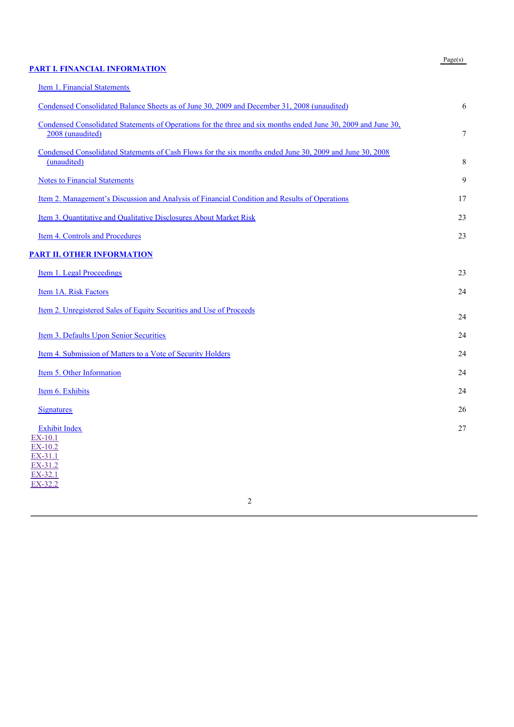| | Page(s) |
|---|---|
| **PART I. FINANCIAL INFORMATION** | |
| Item 1. Financial Statements | |
| Condensed Consolidated Balance Sheets as of June 30, 2009 and December 31, 2008 (unaudited) | 6 |
| Condensed Consolidated Statements of Operations for the three and six months ended June 30, 2009 and June 30, 2008 (unaudited) | 7 |
| Condensed Consolidated Statements of Cash Flows for the six months ended June 30, 2009 and June 30, 2008 (unaudited) | 8 |
| Notes to Financial Statements | 9 |
| Item 2. Management's Discussion and Analysis of Financial Condition and Results of Operations | 17 |
| Item 3. Quantitative and Qualitative Disclosures About Market Risk | 23 |
| Item 4. Controls and Procedures | 23 |
| **PART II. OTHER INFORMATION** | |
| Item 1. Legal Proceedings | 23 |
| Item 1A. Risk Factors | 24 |
| Item 2. Unregistered Sales of Equity Securities and Use of Proceeds | 24 |
| Item 3. Defaults Upon Senior Securities | 24 |
| Item 4. Submission of Matters to a Vote of Security Holders | 24 |
| Item 5. Other Information | 24 |
| Item 6. Exhibits | 24 |
| Signatures | 26 |
| Exhibit Index | 27 |

EX-10.1
EX-10.2
EX-31.1
EX-31.2
EX-32.1
EX-32.2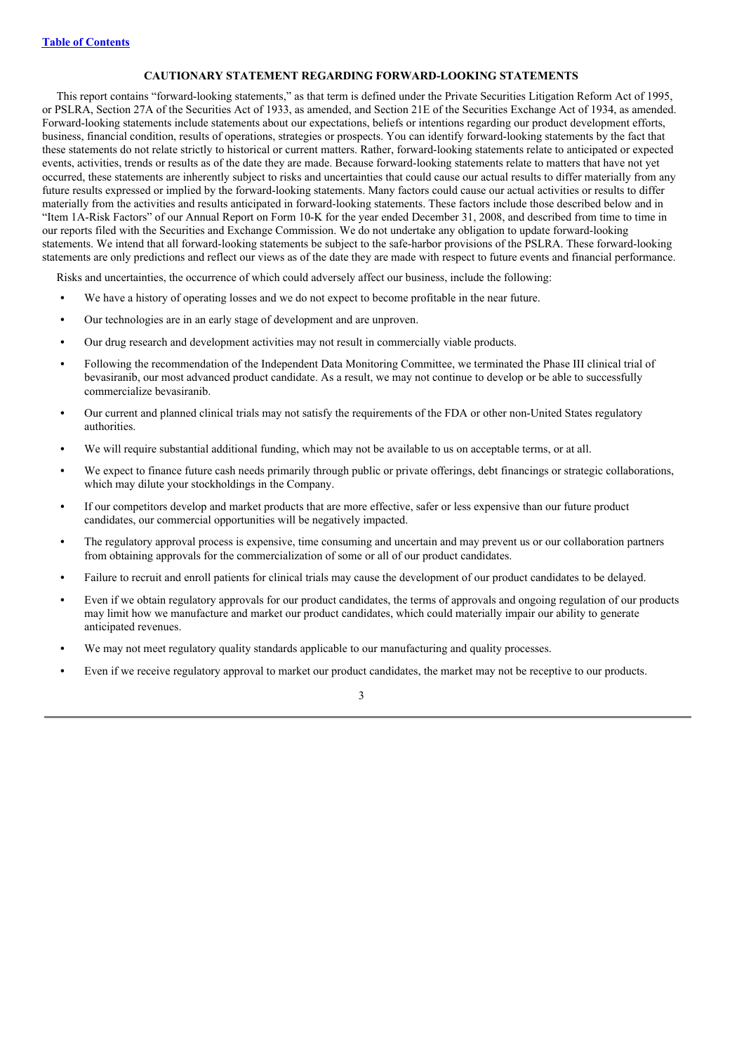## CAUTIONARY STATEMENT REGARDING FORWARD-LOOKING STATEMENTS

This report contains "forward-looking statements," as that term is defined under the Private Securities Litigation Reform Act of 1995, or PSLRA, Section 27A of the Securities Act of 1933, as amended, and Section 21E of the Securities Exchange Act of 1934, as amended. Forward-looking statements include statements about our expectations, beliefs or intentions regarding our product development efforts, business, financial condition, results of operations, strategies or prospects. You can identify forward-looking statements by the fact that these statements do not relate strictly to historical or current matters. Rather, forward-looking statements relate to anticipated or expected events, activities, trends or results as of the date they are made. Because forward-looking statements relate to matters that have not yet occurred, these statements are inherently subject to risks and uncertainties that could cause our actual results to differ materially from any future results expressed or implied by the forward-looking statements. Many factors could cause our actual activities or results to differ materially from the activities and results anticipated in forward-looking statements. These factors include those described below and in "Item 1A-Risk Factors" of our Annual Report on Form 10-K for the year ended December 31, 2008, and described from time to time in our reports filed with the Securities and Exchange Commission. We do not undertake any obligation to update forward-looking statements. We intend that all forward-looking statements be subject to the safe-harbor provisions of the PSLRA. These forward-looking statements are only predictions and reflect our views as of the date they are made with respect to future events and financial performance.

Risks and uncertainties, the occurrence of which could adversely affect our business, include the following:

- We have a history of operating losses and we do not expect to become profitable in the near future.
- Our technologies are in an early stage of development and are unproven.
- Our drug research and development activities may not result in commercially viable products.
- Following the recommendation of the Independent Data Monitoring Committee, we terminated the Phase III clinical trial of bevasiranib, our most advanced product candidate. As a result, we may not continue to develop or be able to successfully commercialize bevasiranib.
- Our current and planned clinical trials may not satisfy the requirements of the FDA or other non-United States regulatory authorities.
- We will require substantial additional funding, which may not be available to us on acceptable terms, or at all.
- We expect to finance future cash needs primarily through public or private offerings, debt financings or strategic collaborations, which may dilute your stockholdings in the Company.
- If our competitors develop and market products that are more effective, safer or less expensive than our future product candidates, our commercial opportunities will be negatively impacted.
- The regulatory approval process is expensive, time consuming and uncertain and may prevent us or our collaboration partners from obtaining approvals for the commercialization of some or all of our product candidates.
- Failure to recruit and enroll patients for clinical trials may cause the development of our product candidates to be delayed.
- Even if we obtain regulatory approvals for our product candidates, the terms of approvals and ongoing regulation of our products may limit how we manufacture and market our product candidates, which could materially impair our ability to generate anticipated revenues.
- We may not meet regulatory quality standards applicable to our manufacturing and quality processes.
- Even if we receive regulatory approval to market our product candidates, the market may not be receptive to our products.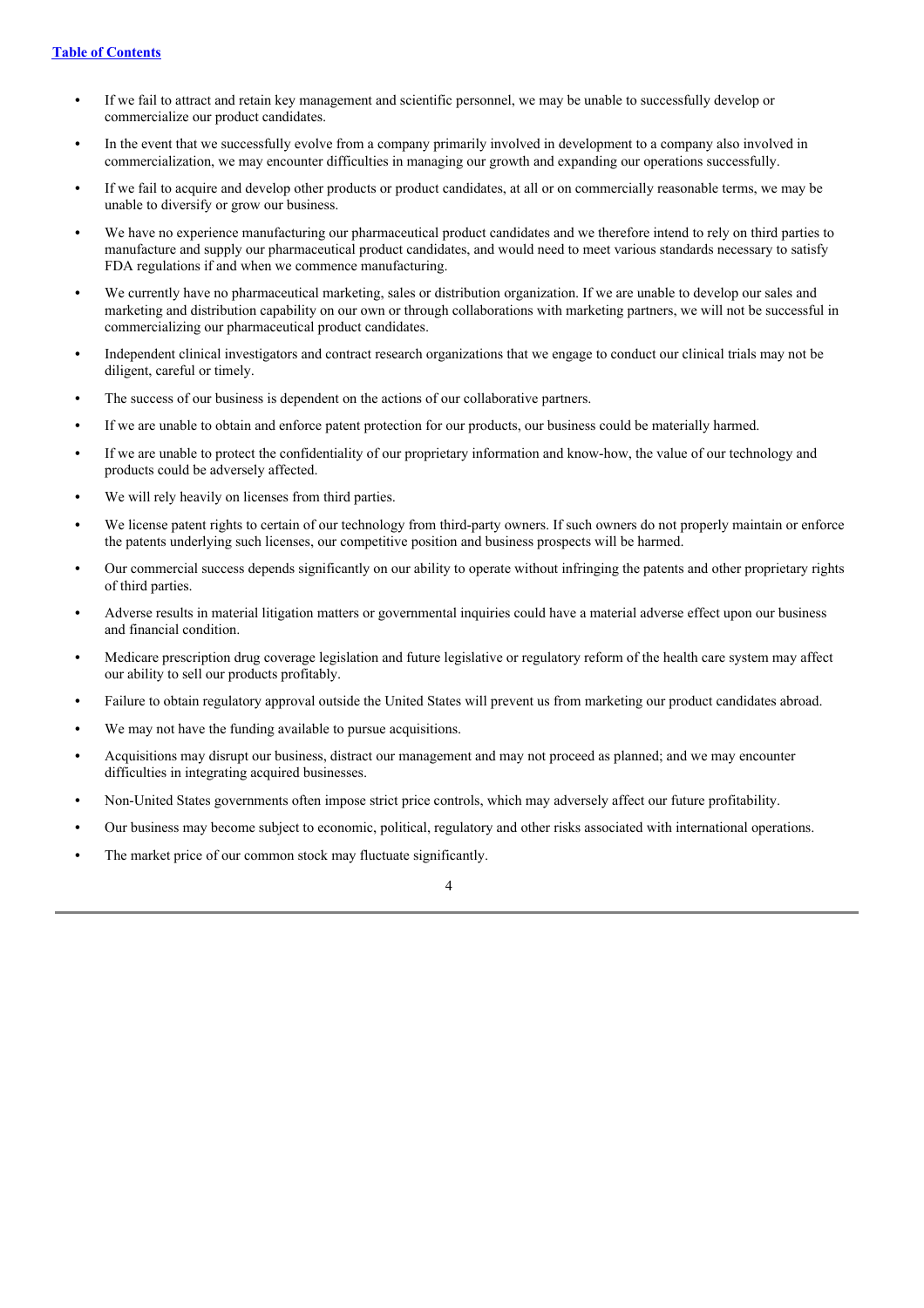- If we fail to attract and retain key management and scientific personnel, we may be unable to successfully develop or commercialize our product candidates.
- In the event that we successfully evolve from a company primarily involved in development to a company also involved in commercialization, we may encounter difficulties in managing our growth and expanding our operations successfully.
- If we fail to acquire and develop other products or product candidates, at all or on commercially reasonable terms, we may be unable to diversify or grow our business.
- We have no experience manufacturing our pharmaceutical product candidates and we therefore intend to rely on third parties to manufacture and supply our pharmaceutical product candidates, and would need to meet various standards necessary to satisfy FDA regulations if and when we commence manufacturing.
- We currently have no pharmaceutical marketing, sales or distribution organization. If we are unable to develop our sales and marketing and distribution capability on our own or through collaborations with marketing partners, we will not be successful in commercializing our pharmaceutical product candidates.
- Independent clinical investigators and contract research organizations that we engage to conduct our clinical trials may not be diligent, careful or timely.
- The success of our business is dependent on the actions of our collaborative partners.
- If we are unable to obtain and enforce patent protection for our products, our business could be materially harmed.
- If we are unable to protect the confidentiality of our proprietary information and know-how, the value of our technology and products could be adversely affected.
- We will rely heavily on licenses from third parties.
- We license patent rights to certain of our technology from third-party owners. If such owners do not properly maintain or enforce the patents underlying such licenses, our competitive position and business prospects will be harmed.
- Our commercial success depends significantly on our ability to operate without infringing the patents and other proprietary rights of third parties.
- Adverse results in material litigation matters or governmental inquiries could have a material adverse effect upon our business and financial condition.
- Medicare prescription drug coverage legislation and future legislative or regulatory reform of the health care system may affect our ability to sell our products profitably.
- Failure to obtain regulatory approval outside the United States will prevent us from marketing our product candidates abroad.
- We may not have the funding available to pursue acquisitions.
- Acquisitions may disrupt our business, distract our management and may not proceed as planned; and we may encounter difficulties in integrating acquired businesses.
- Non-United States governments often impose strict price controls, which may adversely affect our future profitability.
- Our business may become subject to economic, political, regulatory and other risks associated with international operations.
- The market price of our common stock may fluctuate significantly.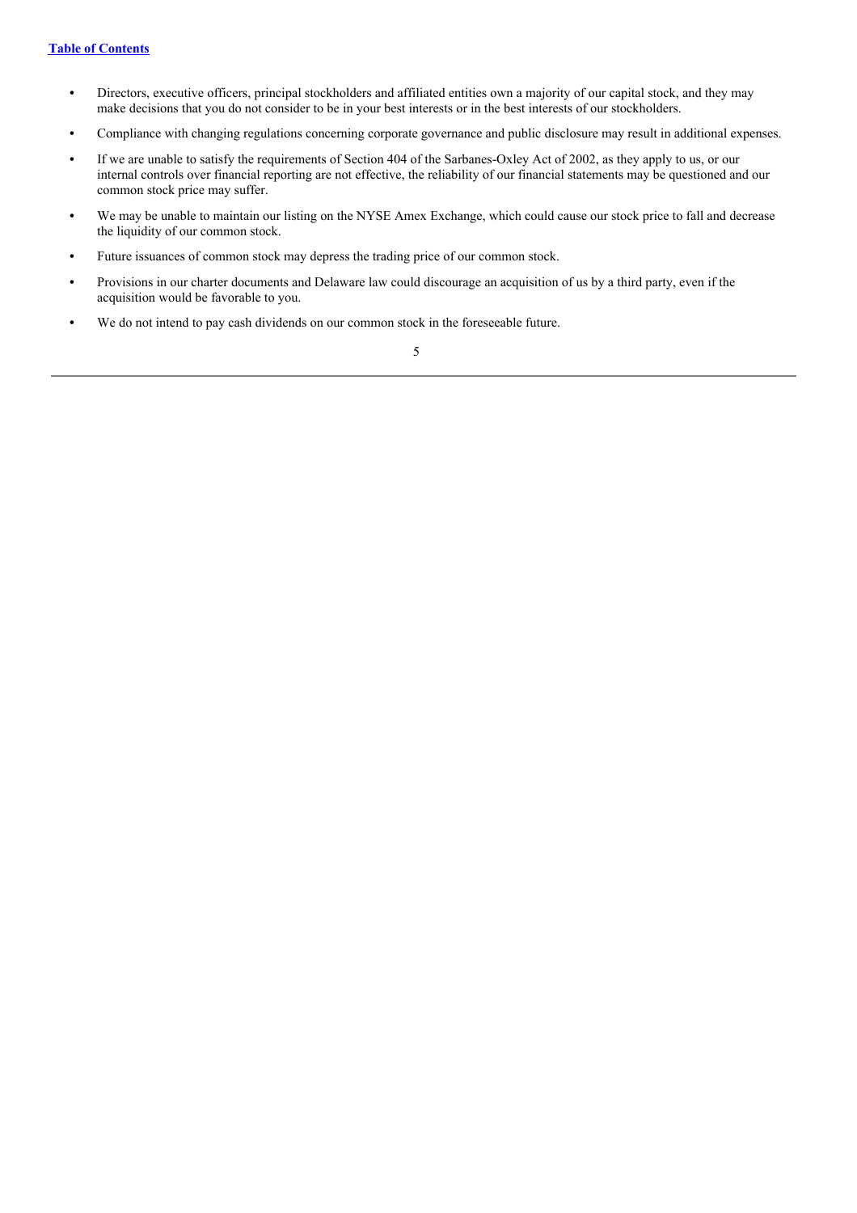- Directors, executive officers, principal stockholders and affiliated entities own a majority of our capital stock, and they may make decisions that you do not consider to be in your best interests or in the best interests of our stockholders.
- Compliance with changing regulations concerning corporate governance and public disclosure may result in additional expenses.
- If we are unable to satisfy the requirements of Section 404 of the Sarbanes-Oxley Act of 2002, as they apply to us, or our internal controls over financial reporting are not effective, the reliability of our financial statements may be questioned and our common stock price may suffer.
- We may be unable to maintain our listing on the NYSE Amex Exchange, which could cause our stock price to fall and decrease the liquidity of our common stock.
- Future issuances of common stock may depress the trading price of our common stock.
- Provisions in our charter documents and Delaware law could discourage an acquisition of us by a third party, even if the acquisition would be favorable to you.
- We do not intend to pay cash dividends on our common stock in the foreseeable future.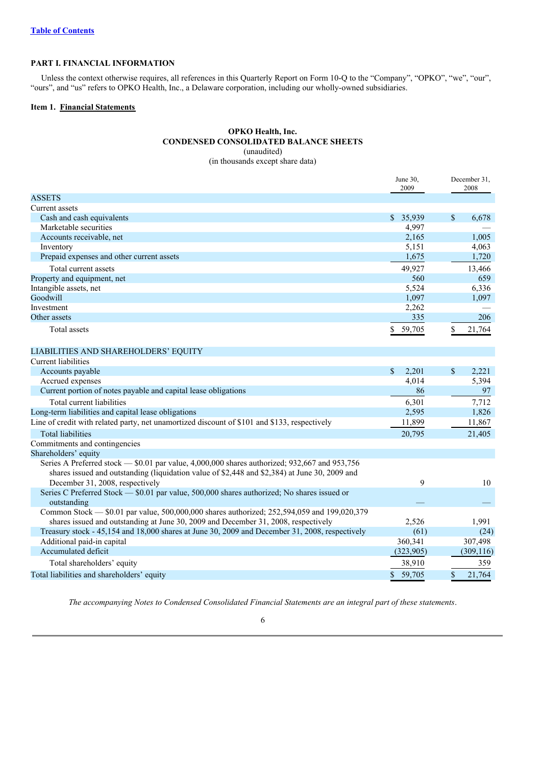[Table of Contents](#)

# PART I. FINANCIAL INFORMATION

Unless the context otherwise requires, all references in this Quarterly Report on Form 10-Q to the "Company", "OPKO", "we", "our", "ours", and "us" refers to OPKO Health, Inc., a Delaware corporation, including our wholly-owned subsidiaries.

## Item 1. Financial Statements

**OPKO Health, Inc.**
**CONDENSED CONSOLIDATED BALANCE SHEETS**
(unaudited)
(in thousands except share data)

| | June 30, 2009 | December 31, 2008 |
|---|---|---|
| ASSETS | | |
| Current assets | | |
| Cash and cash equivalents | $ 35,939 | $ 6,678 |
| Marketable securities | 4,997 | — |
| Accounts receivable, net | 2,165 | 1,005 |
| Inventory | 5,151 | 4,063 |
| Prepaid expenses and other current assets | 1,675 | 1,720 |
| Total current assets | 49,927 | 13,466 |
| Property and equipment, net | 560 | 659 |
| Intangible assets, net | 5,524 | 6,336 |
| Goodwill | 1,097 | 1,097 |
| Investment | 2,262 | — |
| Other assets | 335 | 206 |
| Total assets | $ 59,705 | $ 21,764 |
| LIABILITIES AND SHAREHOLDERS' EQUITY | | |
| Current liabilities | | |
| Accounts payable | $ 2,201 | $ 2,221 |
| Accrued expenses | 4,014 | 5,394 |
| Current portion of notes payable and capital lease obligations | 86 | 97 |
| Total current liabilities | 6,301 | 7,712 |
| Long-term liabilities and capital lease obligations | 2,595 | 1,826 |
| Line of credit with related party, net unamortized discount of $101 and $133, respectively | 11,899 | 11,867 |
| Total liabilities | 20,795 | 21,405 |
| Commitments and contingencies | | |
| Shareholders' equity | | |
| Series A Preferred stock — $0.01 par value, 4,000,000 shares authorized; 932,667 and 953,756 shares issued and outstanding (liquidation value of $2,448 and $2,384) at June 30, 2009 and December 31, 2008, respectively | 9 | 10 |
| Series C Preferred Stock — $0.01 par value, 500,000 shares authorized; No shares issued or outstanding | — | — |
| Common Stock — $0.01 par value, 500,000,000 shares authorized; 252,594,059 and 199,020,379 shares issued and outstanding at June 30, 2009 and December 31, 2008, respectively | 2,526 | 1,991 |
| Treasury stock - 45,154 and 18,000 shares at June 30, 2009 and December 31, 2008, respectively | (61) | (24) |
| Additional paid-in capital | 360,341 | 307,498 |
| Accumulated deficit | (323,905) | (309,116) |
| Total shareholders' equity | 38,910 | 359 |
| Total liabilities and shareholders' equity | $ 59,705 | $ 21,764 |

*The accompanying Notes to Condensed Consolidated Financial Statements are an integral part of these statements.*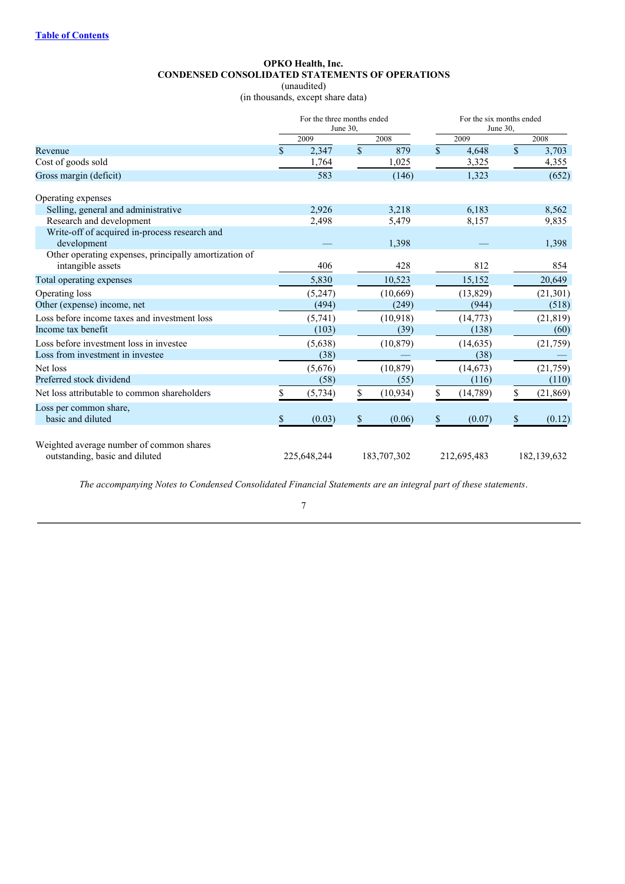[Table of Contents](#)

**OPKO Health, Inc.**
**CONDENSED CONSOLIDATED STATEMENTS OF OPERATIONS**
(unaudited)
(in thousands, except share data)

| | For the three months ended June 30, | | For the six months ended June 30, | |
|---|---|---|---|---|
| | 2009 | 2008 | 2009 | 2008 |
| Revenue | $ 2,347 | $ 879 | $ 4,648 | $ 3,703 |
| Cost of goods sold | 1,764 | 1,025 | 3,325 | 4,355 |
| Gross margin (deficit) | 583 | (146) | 1,323 | (652) |
| Operating expenses | | | | |
| Selling, general and administrative | 2,926 | 3,218 | 6,183 | 8,562 |
| Research and development | 2,498 | 5,479 | 8,157 | 9,835 |
| Write-off of acquired in-process research and development | — | 1,398 | — | 1,398 |
| Other operating expenses, principally amortization of intangible assets | 406 | 428 | 812 | 854 |
| Total operating expenses | 5,830 | 10,523 | 15,152 | 20,649 |
| Operating loss | (5,247) | (10,669) | (13,829) | (21,301) |
| Other (expense) income, net | (494) | (249) | (944) | (518) |
| Loss before income taxes and investment loss | (5,741) | (10,918) | (14,773) | (21,819) |
| Income tax benefit | (103) | (39) | (138) | (60) |
| Loss before investment loss in investee | (5,638) | (10,879) | (14,635) | (21,759) |
| Loss from investment in investee | (38) | — | (38) | — |
| Net loss | (5,676) | (10,879) | (14,673) | (21,759) |
| Preferred stock dividend | (58) | (55) | (116) | (110) |
| Net loss attributable to common shareholders | $ (5,734) | $ (10,934) | $ (14,789) | $ (21,869) |
| Loss per common share, basic and diluted | $ (0.03) | $ (0.06) | $ (0.07) | $ (0.12) |
| Weighted average number of common shares outstanding, basic and diluted | 225,648,244 | 183,707,302 | 212,695,483 | 182,139,632 |

*The accompanying Notes to Condensed Consolidated Financial Statements are an integral part of these statements.*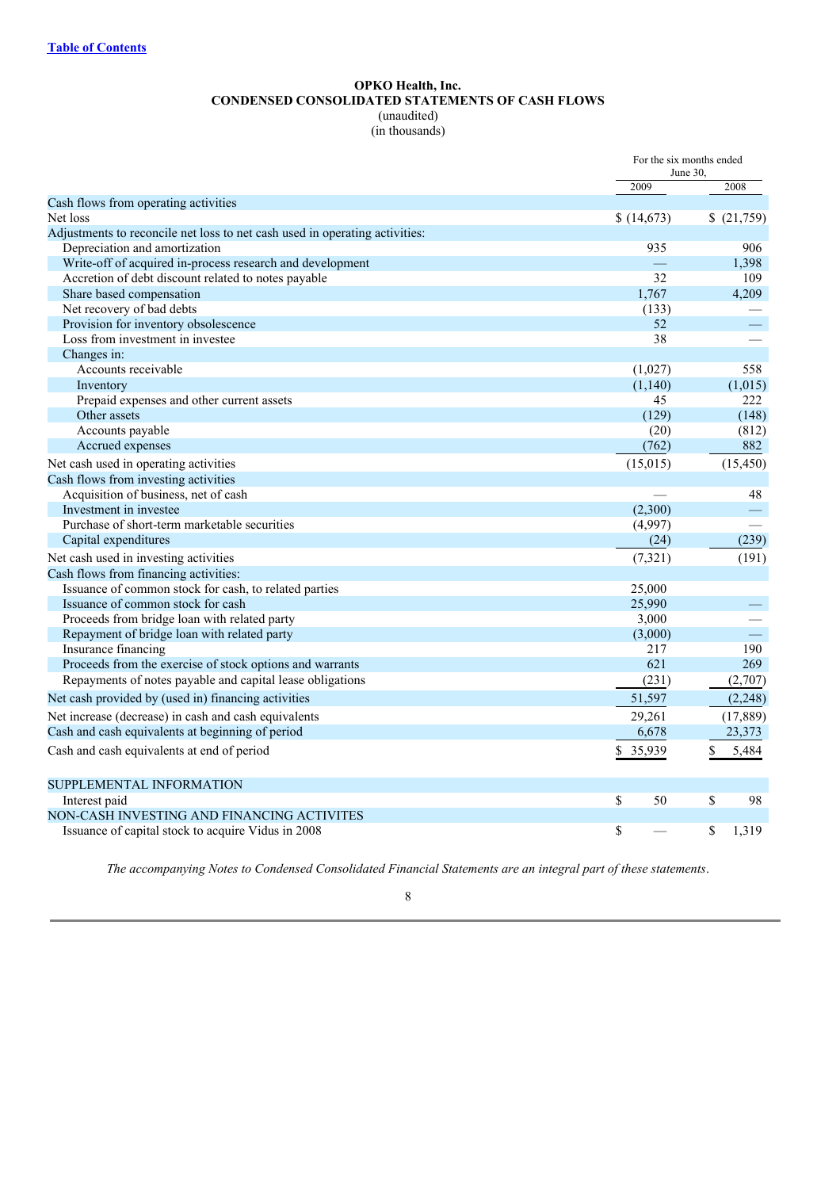**OPKO Health, Inc.**
**CONDENSED CONSOLIDATED STATEMENTS OF CASH FLOWS**
(unaudited)
(in thousands)

| | For the six months ended June 30, | |
|---|---|---|
| | 2009 | 2008 |
| Cash flows from operating activities | | |
| Net loss | $ (14,673) | $ (21,759) |
| Adjustments to reconcile net loss to net cash used in operating activities: | | |
| Depreciation and amortization | 935 | 906 |
| Write-off of acquired in-process research and development | — | 1,398 |
| Accretion of debt discount related to notes payable | 32 | 109 |
| Share based compensation | 1,767 | 4,209 |
| Net recovery of bad debts | (133) | — |
| Provision for inventory obsolescence | 52 | — |
| Loss from investment in investee | 38 | — |
| Changes in: | | |
| Accounts receivable | (1,027) | 558 |
| Inventory | (1,140) | (1,015) |
| Prepaid expenses and other current assets | 45 | 222 |
| Other assets | (129) | (148) |
| Accounts payable | (20) | (812) |
| Accrued expenses | (762) | 882 |
| Net cash used in operating activities | (15,015) | (15,450) |
| Cash flows from investing activities | | |
| Acquisition of business, net of cash | — | 48 |
| Investment in investee | (2,300) | — |
| Purchase of short-term marketable securities | (4,997) | — |
| Capital expenditures | (24) | (239) |
| Net cash used in investing activities | (7,321) | (191) |
| Cash flows from financing activities: | | |
| Issuance of common stock for cash, to related parties | 25,000 | |
| Issuance of common stock for cash | 25,990 | — |
| Proceeds from bridge loan with related party | 3,000 | — |
| Repayment of bridge loan with related party | (3,000) | — |
| Insurance financing | 217 | 190 |
| Proceeds from the exercise of stock options and warrants | 621 | 269 |
| Repayments of notes payable and capital lease obligations | (231) | (2,707) |
| Net cash provided by (used in) financing activities | 51,597 | (2,248) |
| Net increase (decrease) in cash and cash equivalents | 29,261 | (17,889) |
| Cash and cash equivalents at beginning of period | 6,678 | 23,373 |
| Cash and cash equivalents at end of period | $ 35,939 | $ 5,484 |
| | | |
| SUPPLEMENTAL INFORMATION | | |
| Interest paid | $ 50 | $ 98 |
| NON-CASH INVESTING AND FINANCING ACTIVITES | | |
| Issuance of capital stock to acquire Vidus in 2008 | $ — | $ 1,319 |

*The accompanying Notes to Condensed Consolidated Financial Statements are an integral part of these statements*.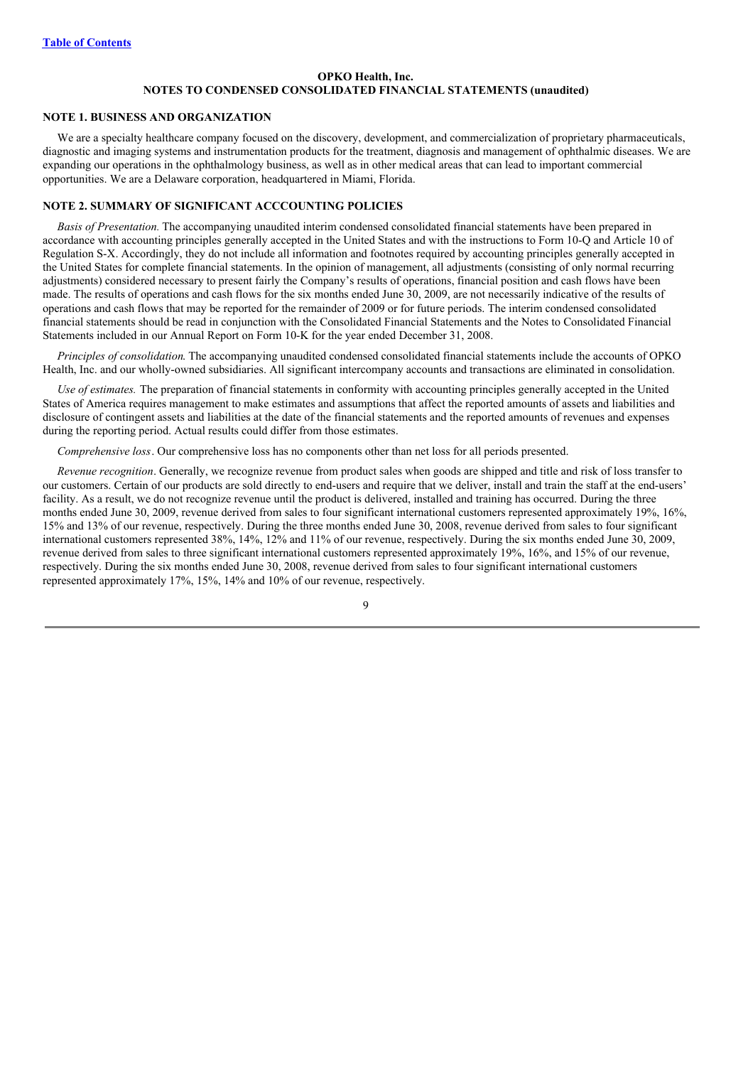**OPKO Health, Inc.**
**NOTES TO CONDENSED CONSOLIDATED FINANCIAL STATEMENTS (unaudited)**

## NOTE 1. BUSINESS AND ORGANIZATION

We are a specialty healthcare company focused on the discovery, development, and commercialization of proprietary pharmaceuticals, diagnostic and imaging systems and instrumentation products for the treatment, diagnosis and management of ophthalmic diseases. We are expanding our operations in the ophthalmology business, as well as in other medical areas that can lead to important commercial opportunities. We are a Delaware corporation, headquartered in Miami, Florida.

## NOTE 2. SUMMARY OF SIGNIFICANT ACCCOUNTING POLICIES

*Basis of Presentation.* The accompanying unaudited interim condensed consolidated financial statements have been prepared in accordance with accounting principles generally accepted in the United States and with the instructions to Form 10-Q and Article 10 of Regulation S-X. Accordingly, they do not include all information and footnotes required by accounting principles generally accepted in the United States for complete financial statements. In the opinion of management, all adjustments (consisting of only normal recurring adjustments) considered necessary to present fairly the Company's results of operations, financial position and cash flows have been made. The results of operations and cash flows for the six months ended June 30, 2009, are not necessarily indicative of the results of operations and cash flows that may be reported for the remainder of 2009 or for future periods. The interim condensed consolidated financial statements should be read in conjunction with the Consolidated Financial Statements and the Notes to Consolidated Financial Statements included in our Annual Report on Form 10-K for the year ended December 31, 2008.

*Principles of consolidation.* The accompanying unaudited condensed consolidated financial statements include the accounts of OPKO Health, Inc. and our wholly-owned subsidiaries. All significant intercompany accounts and transactions are eliminated in consolidation.

*Use of estimates.* The preparation of financial statements in conformity with accounting principles generally accepted in the United States of America requires management to make estimates and assumptions that affect the reported amounts of assets and liabilities and disclosure of contingent assets and liabilities at the date of the financial statements and the reported amounts of revenues and expenses during the reporting period. Actual results could differ from those estimates.

*Comprehensive loss*. Our comprehensive loss has no components other than net loss for all periods presented.

*Revenue recognition*. Generally, we recognize revenue from product sales when goods are shipped and title and risk of loss transfer to our customers. Certain of our products are sold directly to end-users and require that we deliver, install and train the staff at the end-users' facility. As a result, we do not recognize revenue until the product is delivered, installed and training has occurred. During the three months ended June 30, 2009, revenue derived from sales to four significant international customers represented approximately 19%, 16%, 15% and 13% of our revenue, respectively. During the three months ended June 30, 2008, revenue derived from sales to four significant international customers represented 38%, 14%, 12% and 11% of our revenue, respectively. During the six months ended June 30, 2009, revenue derived from sales to three significant international customers represented approximately 19%, 16%, and 15% of our revenue, respectively. During the six months ended June 30, 2008, revenue derived from sales to four significant international customers represented approximately 17%, 15%, 14% and 10% of our revenue, respectively.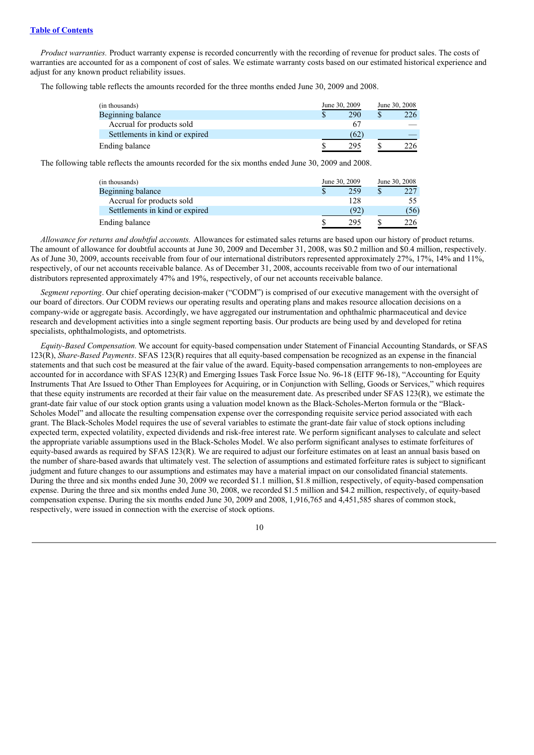*Product warranties.* Product warranty expense is recorded concurrently with the recording of revenue for product sales. The costs of warranties are accounted for as a component of cost of sales. We estimate warranty costs based on our estimated historical experience and adjust for any known product reliability issues.

The following table reflects the amounts recorded for the three months ended June 30, 2009 and 2008.

| (in thousands) | June 30, 2009 | June 30, 2008 |
|---|---|---|
| Beginning balance | $ 290 | $ 226 |
| Accrual for products sold | 67 | — |
| Settlements in kind or expired | (62) | — |
| Ending balance | $ 295 | $ 226 |

The following table reflects the amounts recorded for the six months ended June 30, 2009 and 2008.

| (in thousands) | June 30, 2009 | June 30, 2008 |
|---|---|---|
| Beginning balance | $ 259 | $ 227 |
| Accrual for products sold | 128 | 55 |
| Settlements in kind or expired | (92) | (56) |
| Ending balance | $ 295 | $ 226 |

*Allowance for returns and doubtful accounts.* Allowances for estimated sales returns are based upon our history of product returns. The amount of allowance for doubtful accounts at June 30, 2009 and December 31, 2008, was $0.2 million and $0.4 million, respectively. As of June 30, 2009, accounts receivable from four of our international distributors represented approximately 27%, 17%, 14% and 11%, respectively, of our net accounts receivable balance. As of December 31, 2008, accounts receivable from two of our international distributors represented approximately 47% and 19%, respectively, of our net accounts receivable balance.

*Segment reporting*. Our chief operating decision-maker ("CODM") is comprised of our executive management with the oversight of our board of directors. Our CODM reviews our operating results and operating plans and makes resource allocation decisions on a company-wide or aggregate basis. Accordingly, we have aggregated our instrumentation and ophthalmic pharmaceutical and device research and development activities into a single segment reporting basis. Our products are being used by and developed for retina specialists, ophthalmologists, and optometrists.

*Equity-Based Compensation.* We account for equity-based compensation under Statement of Financial Accounting Standards, or SFAS 123(R), *Share-Based Payments*. SFAS 123(R) requires that all equity-based compensation be recognized as an expense in the financial statements and that such cost be measured at the fair value of the award. Equity-based compensation arrangements to non-employees are accounted for in accordance with SFAS 123(R) and Emerging Issues Task Force Issue No. 96-18 (EITF 96-18), "Accounting for Equity Instruments That Are Issued to Other Than Employees for Acquiring, or in Conjunction with Selling, Goods or Services," which requires that these equity instruments are recorded at their fair value on the measurement date. As prescribed under SFAS 123(R), we estimate the grant-date fair value of our stock option grants using a valuation model known as the Black-Scholes-Merton formula or the "Black-Scholes Model" and allocate the resulting compensation expense over the corresponding requisite service period associated with each grant. The Black-Scholes Model requires the use of several variables to estimate the grant-date fair value of stock options including expected term, expected volatility, expected dividends and risk-free interest rate. We perform significant analyses to calculate and select the appropriate variable assumptions used in the Black-Scholes Model. We also perform significant analyses to estimate forfeitures of equity-based awards as required by SFAS 123(R). We are required to adjust our forfeiture estimates on at least an annual basis based on the number of share-based awards that ultimately vest. The selection of assumptions and estimated forfeiture rates is subject to significant judgment and future changes to our assumptions and estimates may have a material impact on our consolidated financial statements. During the three and six months ended June 30, 2009 we recorded $1.1 million, $1.8 million, respectively, of equity-based compensation expense. During the three and six months ended June 30, 2008, we recorded $1.5 million and $4.2 million, respectively, of equity-based compensation expense. During the six months ended June 30, 2009 and 2008, 1,916,765 and 4,451,585 shares of common stock, respectively, were issued in connection with the exercise of stock options.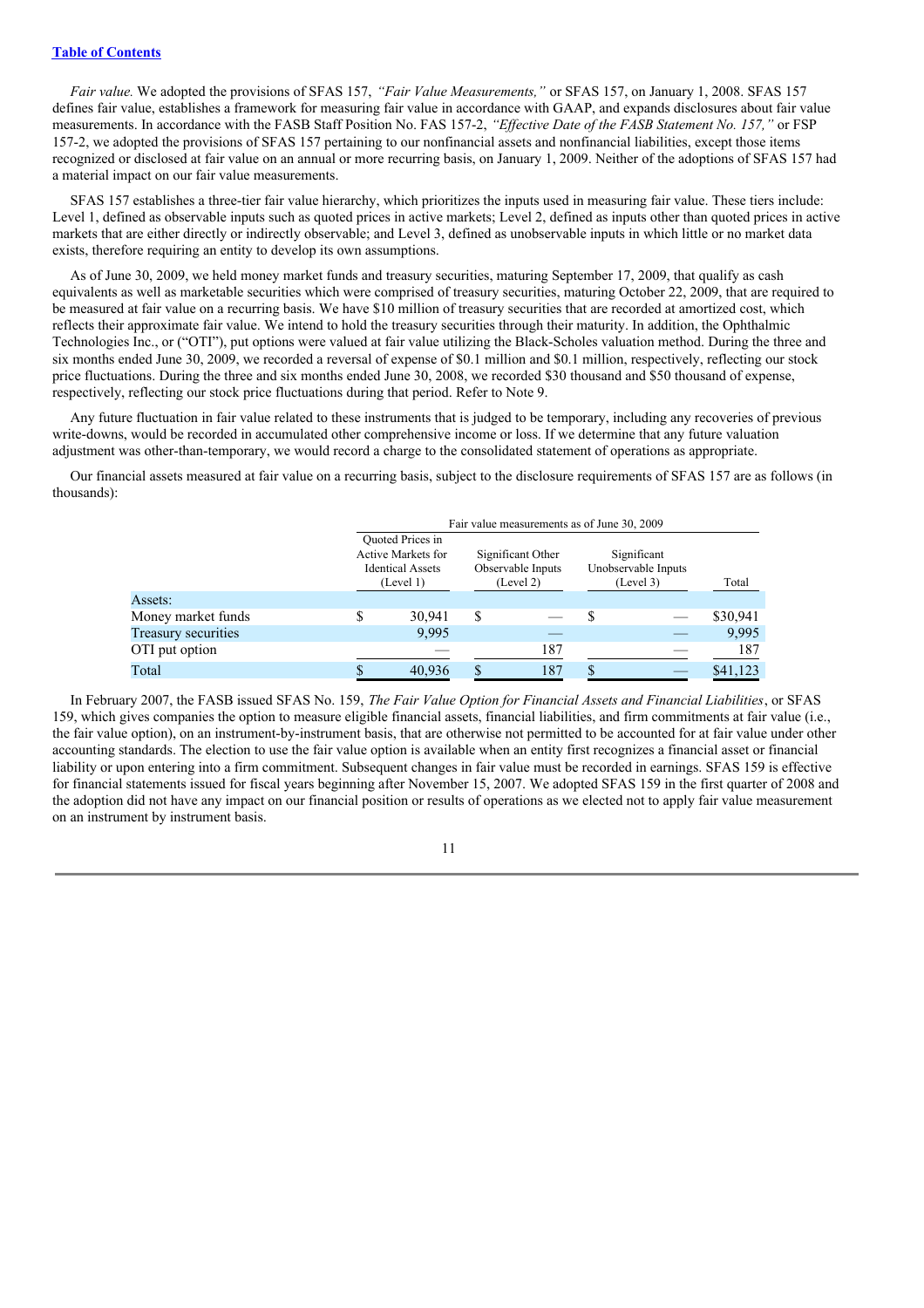*Fair value.* We adopted the provisions of SFAS 157, *"Fair Value Measurements,"* or SFAS 157, on January 1, 2008. SFAS 157 defines fair value, establishes a framework for measuring fair value in accordance with GAAP, and expands disclosures about fair value measurements. In accordance with the FASB Staff Position No. FAS 157-2, *"Effective Date of the FASB Statement No. 157,"* or FSP 157-2, we adopted the provisions of SFAS 157 pertaining to our nonfinancial assets and nonfinancial liabilities, except those items recognized or disclosed at fair value on an annual or more recurring basis, on January 1, 2009. Neither of the adoptions of SFAS 157 had a material impact on our fair value measurements.

SFAS 157 establishes a three-tier fair value hierarchy, which prioritizes the inputs used in measuring fair value. These tiers include: Level 1, defined as observable inputs such as quoted prices in active markets; Level 2, defined as inputs other than quoted prices in active markets that are either directly or indirectly observable; and Level 3, defined as unobservable inputs in which little or no market data exists, therefore requiring an entity to develop its own assumptions.

As of June 30, 2009, we held money market funds and treasury securities, maturing September 17, 2009, that qualify as cash equivalents as well as marketable securities which were comprised of treasury securities, maturing October 22, 2009, that are required to be measured at fair value on a recurring basis. We have $10 million of treasury securities that are recorded at amortized cost, which reflects their approximate fair value. We intend to hold the treasury securities through their maturity. In addition, the Ophthalmic Technologies Inc., or ("OTI"), put options were valued at fair value utilizing the Black-Scholes valuation method. During the three and six months ended June 30, 2009, we recorded a reversal of expense of $0.1 million and $0.1 million, respectively, reflecting our stock price fluctuations. During the three and six months ended June 30, 2008, we recorded $30 thousand and $50 thousand of expense, respectively, reflecting our stock price fluctuations during that period. Refer to Note 9.

Any future fluctuation in fair value related to these instruments that is judged to be temporary, including any recoveries of previous write-downs, would be recorded in accumulated other comprehensive income or loss. If we determine that any future valuation adjustment was other-than-temporary, we would record a charge to the consolidated statement of operations as appropriate.

Our financial assets measured at fair value on a recurring basis, subject to the disclosure requirements of SFAS 157 are as follows (in thousands):

| | Fair value measurements as of June 30, 2009 | | | |
|---|---|---|---|---|
| | Quoted Prices in Active Markets for Identical Assets (Level 1) | Significant Other Observable Inputs (Level 2) | Significant Unobservable Inputs (Level 3) | Total |
| Assets: | | | | |
| Money market funds | $ 30,941 | $ — | $ — | $30,941 |
| Treasury securities | 9,995 | — | — | 9,995 |
| OTI put option | — | 187 | — | 187 |
| Total | $ 40,936 | $ 187 | $ — | $41,123 |

In February 2007, the FASB issued SFAS No. 159, *The Fair Value Option for Financial Assets and Financial Liabilities*, or SFAS 159, which gives companies the option to measure eligible financial assets, financial liabilities, and firm commitments at fair value (i.e., the fair value option), on an instrument-by-instrument basis, that are otherwise not permitted to be accounted for at fair value under other accounting standards. The election to use the fair value option is available when an entity first recognizes a financial asset or financial liability or upon entering into a firm commitment. Subsequent changes in fair value must be recorded in earnings. SFAS 159 is effective for financial statements issued for fiscal years beginning after November 15, 2007. We adopted SFAS 159 in the first quarter of 2008 and the adoption did not have any impact on our financial position or results of operations as we elected not to apply fair value measurement on an instrument by instrument basis.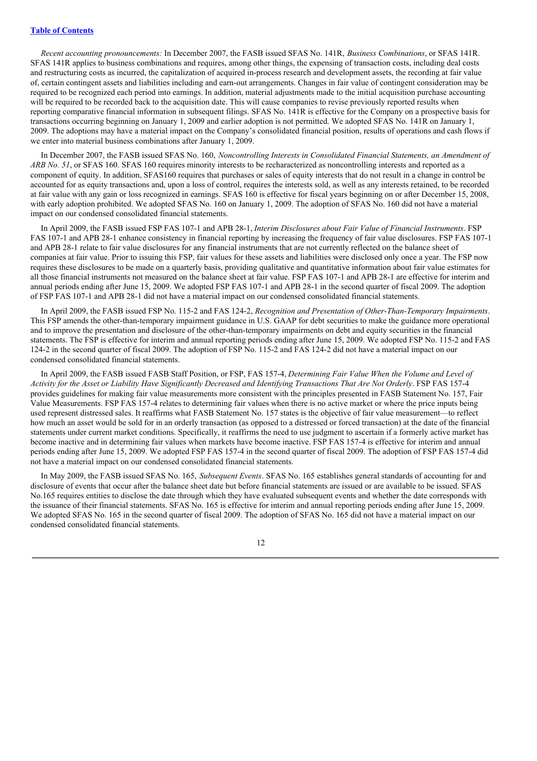*Recent accounting pronouncements:* In December 2007, the FASB issued SFAS No. 141R, *Business Combinations*, or SFAS 141R. SFAS 141R applies to business combinations and requires, among other things, the expensing of transaction costs, including deal costs and restructuring costs as incurred, the capitalization of acquired in-process research and development assets, the recording at fair value of, certain contingent assets and liabilities including and earn-out arrangements. Changes in fair value of contingent consideration may be required to be recognized each period into earnings. In addition, material adjustments made to the initial acquisition purchase accounting will be required to be recorded back to the acquisition date. This will cause companies to revise previously reported results when reporting comparative financial information in subsequent filings. SFAS No. 141R is effective for the Company on a prospective basis for transactions occurring beginning on January 1, 2009 and earlier adoption is not permitted. We adopted SFAS No. 141R on January 1, 2009. The adoptions may have a material impact on the Company's consolidated financial position, results of operations and cash flows if we enter into material business combinations after January 1, 2009.

In December 2007, the FASB issued SFAS No. 160, *Noncontrolling Interests in Consolidated Financial Statements, an Amendment of ARB No. 51*, or SFAS 160. SFAS 160 requires minority interests to be recharacterized as noncontrolling interests and reported as a component of equity. In addition, SFAS160 requires that purchases or sales of equity interests that do not result in a change in control be accounted for as equity transactions and, upon a loss of control, requires the interests sold, as well as any interests retained, to be recorded at fair value with any gain or loss recognized in earnings. SFAS 160 is effective for fiscal years beginning on or after December 15, 2008, with early adoption prohibited. We adopted SFAS No. 160 on January 1, 2009. The adoption of SFAS No. 160 did not have a material impact on our condensed consolidated financial statements.

In April 2009, the FASB issued FSP FAS 107-1 and APB 28-1, *Interim Disclosures about Fair Value of Financial Instruments*. FSP FAS 107-1 and APB 28-1 enhance consistency in financial reporting by increasing the frequency of fair value disclosures. FSP FAS 107-1 and APB 28-1 relate to fair value disclosures for any financial instruments that are not currently reflected on the balance sheet of companies at fair value. Prior to issuing this FSP, fair values for these assets and liabilities were disclosed only once a year. The FSP now requires these disclosures to be made on a quarterly basis, providing qualitative and quantitative information about fair value estimates for all those financial instruments not measured on the balance sheet at fair value. FSP FAS 107-1 and APB 28-1 are effective for interim and annual periods ending after June 15, 2009. We adopted FSP FAS 107-1 and APB 28-1 in the second quarter of fiscal 2009. The adoption of FSP FAS 107-1 and APB 28-1 did not have a material impact on our condensed consolidated financial statements.

In April 2009, the FASB issued FSP No. 115-2 and FAS 124-2, *Recognition and Presentation of Other-Than-Temporary Impairments*. This FSP amends the other-than-temporary impairment guidance in U.S. GAAP for debt securities to make the guidance more operational and to improve the presentation and disclosure of the other-than-temporary impairments on debt and equity securities in the financial statements. The FSP is effective for interim and annual reporting periods ending after June 15, 2009. We adopted FSP No. 115-2 and FAS 124-2 in the second quarter of fiscal 2009. The adoption of FSP No. 115-2 and FAS 124-2 did not have a material impact on our condensed consolidated financial statements.

In April 2009, the FASB issued FASB Staff Position, or FSP, FAS 157-4, *Determining Fair Value When the Volume and Level of Activity for the Asset or Liability Have Significantly Decreased and Identifying Transactions That Are Not Orderly*. FSP FAS 157-4 provides guidelines for making fair value measurements more consistent with the principles presented in FASB Statement No. 157, Fair Value Measurements. FSP FAS 157-4 relates to determining fair values when there is no active market or where the price inputs being used represent distressed sales. It reaffirms what FASB Statement No. 157 states is the objective of fair value measurement—to reflect how much an asset would be sold for in an orderly transaction (as opposed to a distressed or forced transaction) at the date of the financial statements under current market conditions. Specifically, it reaffirms the need to use judgment to ascertain if a formerly active market has become inactive and in determining fair values when markets have become inactive. FSP FAS 157-4 is effective for interim and annual periods ending after June 15, 2009. We adopted FSP FAS 157-4 in the second quarter of fiscal 2009. The adoption of FSP FAS 157-4 did not have a material impact on our condensed consolidated financial statements.

In May 2009, the FASB issued SFAS No. 165, *Subsequent Events*. SFAS No. 165 establishes general standards of accounting for and disclosure of events that occur after the balance sheet date but before financial statements are issued or are available to be issued. SFAS No.165 requires entities to disclose the date through which they have evaluated subsequent events and whether the date corresponds with the issuance of their financial statements. SFAS No. 165 is effective for interim and annual reporting periods ending after June 15, 2009. We adopted SFAS No. 165 in the second quarter of fiscal 2009. The adoption of SFAS No. 165 did not have a material impact on our condensed consolidated financial statements.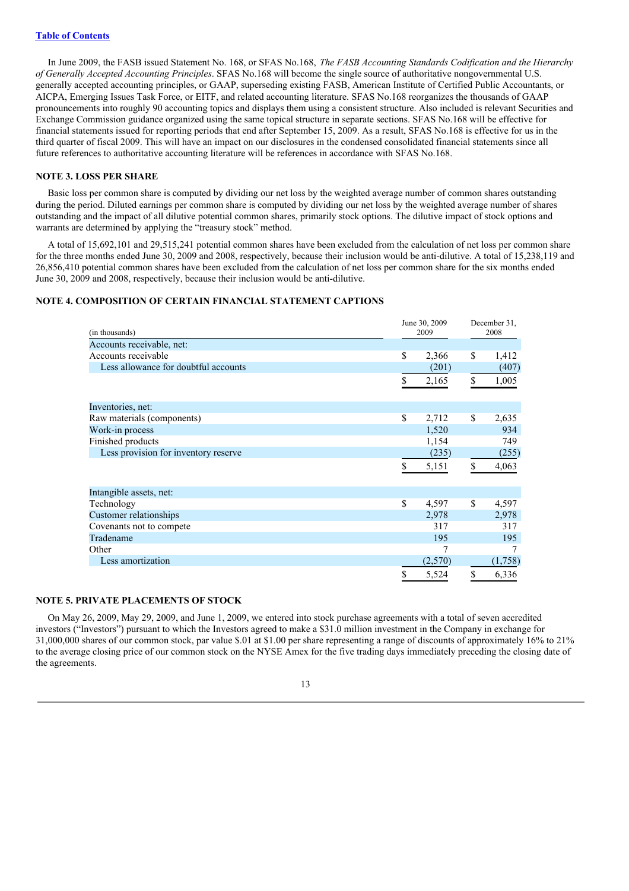In June 2009, the FASB issued Statement No. 168, or SFAS No.168, *The FASB Accounting Standards Codification and the Hierarchy of Generally Accepted Accounting Principles*. SFAS No.168 will become the single source of authoritative nongovernmental U.S. generally accepted accounting principles, or GAAP, superseding existing FASB, American Institute of Certified Public Accountants, or AICPA, Emerging Issues Task Force, or EITF, and related accounting literature. SFAS No.168 reorganizes the thousands of GAAP pronouncements into roughly 90 accounting topics and displays them using a consistent structure. Also included is relevant Securities and Exchange Commission guidance organized using the same topical structure in separate sections. SFAS No.168 will be effective for financial statements issued for reporting periods that end after September 15, 2009. As a result, SFAS No.168 is effective for us in the third quarter of fiscal 2009. This will have an impact on our disclosures in the condensed consolidated financial statements since all future references to authoritative accounting literature will be references in accordance with SFAS No.168.

## NOTE 3. LOSS PER SHARE

Basic loss per common share is computed by dividing our net loss by the weighted average number of common shares outstanding during the period. Diluted earnings per common share is computed by dividing our net loss by the weighted average number of shares outstanding and the impact of all dilutive potential common shares, primarily stock options. The dilutive impact of stock options and warrants are determined by applying the "treasury stock" method.

A total of 15,692,101 and 29,515,241 potential common shares have been excluded from the calculation of net loss per common share for the three months ended June 30, 2009 and 2008, respectively, because their inclusion would be anti-dilutive. A total of 15,238,119 and 26,856,410 potential common shares have been excluded from the calculation of net loss per common share for the six months ended June 30, 2009 and 2008, respectively, because their inclusion would be anti-dilutive.

## NOTE 4. COMPOSITION OF CERTAIN FINANCIAL STATEMENT CAPTIONS

| (in thousands) | June 30, 2009 | December 31, 2008 |
|---|---|---|
| Accounts receivable, net: | | |
| Accounts receivable | $ 2,366 | $ 1,412 |
| Less allowance for doubtful accounts | (201) | (407) |
| | $ 2,165 | $ 1,005 |
| Inventories, net: | | |
| Raw materials (components) | $ 2,712 | $ 2,635 |
| Work-in process | 1,520 | 934 |
| Finished products | 1,154 | 749 |
| Less provision for inventory reserve | (235) | (255) |
| | $ 5,151 | $ 4,063 |
| Intangible assets, net: | | |
| Technology | $ 4,597 | $ 4,597 |
| Customer relationships | 2,978 | 2,978 |
| Covenants not to compete | 317 | 317 |
| Tradename | 195 | 195 |
| Other | 7 | 7 |
| Less amortization | (2,570) | (1,758) |
| | $ 5,524 | $ 6,336 |

## NOTE 5. PRIVATE PLACEMENTS OF STOCK

On May 26, 2009, May 29, 2009, and June 1, 2009, we entered into stock purchase agreements with a total of seven accredited investors ("Investors") pursuant to which the Investors agreed to make a $31.0 million investment in the Company in exchange for 31,000,000 shares of our common stock, par value $.01 at $1.00 per share representing a range of discounts of approximately 16% to 21% to the average closing price of our common stock on the NYSE Amex for the five trading days immediately preceding the closing date of the agreements.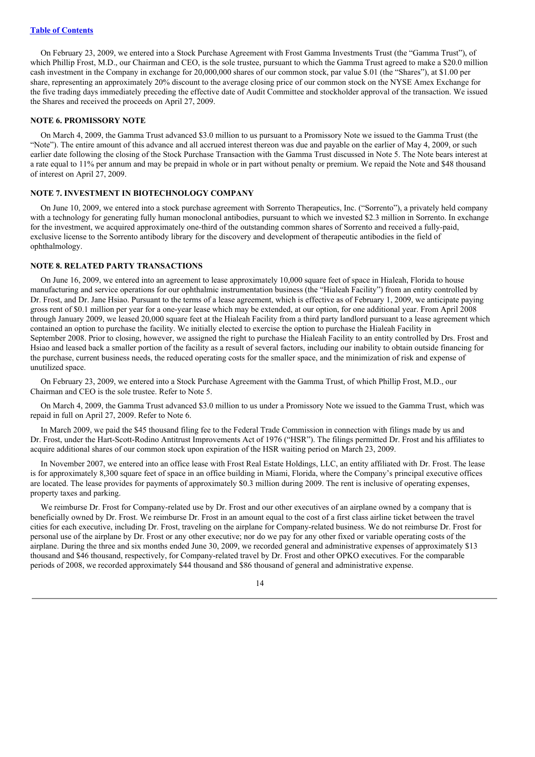On February 23, 2009, we entered into a Stock Purchase Agreement with Frost Gamma Investments Trust (the "Gamma Trust"), of which Phillip Frost, M.D., our Chairman and CEO, is the sole trustee, pursuant to which the Gamma Trust agreed to make a $20.0 million cash investment in the Company in exchange for 20,000,000 shares of our common stock, par value $.01 (the "Shares"), at $1.00 per share, representing an approximately 20% discount to the average closing price of our common stock on the NYSE Amex Exchange for the five trading days immediately preceding the effective date of Audit Committee and stockholder approval of the transaction. We issued the Shares and received the proceeds on April 27, 2009.

### NOTE 6. PROMISSORY NOTE

On March 4, 2009, the Gamma Trust advanced $3.0 million to us pursuant to a Promissory Note we issued to the Gamma Trust (the "Note"). The entire amount of this advance and all accrued interest thereon was due and payable on the earlier of May 4, 2009, or such earlier date following the closing of the Stock Purchase Transaction with the Gamma Trust discussed in Note 5. The Note bears interest at a rate equal to 11% per annum and may be prepaid in whole or in part without penalty or premium. We repaid the Note and $48 thousand of interest on April 27, 2009.

### NOTE 7. INVESTMENT IN BIOTECHNOLOGY COMPANY

On June 10, 2009, we entered into a stock purchase agreement with Sorrento Therapeutics, Inc. ("Sorrento"), a privately held company with a technology for generating fully human monoclonal antibodies, pursuant to which we invested $2.3 million in Sorrento. In exchange for the investment, we acquired approximately one-third of the outstanding common shares of Sorrento and received a fully-paid, exclusive license to the Sorrento antibody library for the discovery and development of therapeutic antibodies in the field of ophthalmology.

### NOTE 8. RELATED PARTY TRANSACTIONS

On June 16, 2009, we entered into an agreement to lease approximately 10,000 square feet of space in Hialeah, Florida to house manufacturing and service operations for our ophthalmic instrumentation business (the "Hialeah Facility") from an entity controlled by Dr. Frost, and Dr. Jane Hsiao. Pursuant to the terms of a lease agreement, which is effective as of February 1, 2009, we anticipate paying gross rent of $0.1 million per year for a one-year lease which may be extended, at our option, for one additional year. From April 2008 through January 2009, we leased 20,000 square feet at the Hialeah Facility from a third party landlord pursuant to a lease agreement which contained an option to purchase the facility. We initially elected to exercise the option to purchase the Hialeah Facility in September 2008. Prior to closing, however, we assigned the right to purchase the Hialeah Facility to an entity controlled by Drs. Frost and Hsiao and leased back a smaller portion of the facility as a result of several factors, including our inability to obtain outside financing for the purchase, current business needs, the reduced operating costs for the smaller space, and the minimization of risk and expense of unutilized space.

On February 23, 2009, we entered into a Stock Purchase Agreement with the Gamma Trust, of which Phillip Frost, M.D., our Chairman and CEO is the sole trustee. Refer to Note 5.

On March 4, 2009, the Gamma Trust advanced $3.0 million to us under a Promissory Note we issued to the Gamma Trust, which was repaid in full on April 27, 2009. Refer to Note 6.

In March 2009, we paid the $45 thousand filing fee to the Federal Trade Commission in connection with filings made by us and Dr. Frost, under the Hart-Scott-Rodino Antitrust Improvements Act of 1976 ("HSR"). The filings permitted Dr. Frost and his affiliates to acquire additional shares of our common stock upon expiration of the HSR waiting period on March 23, 2009.

In November 2007, we entered into an office lease with Frost Real Estate Holdings, LLC, an entity affiliated with Dr. Frost. The lease is for approximately 8,300 square feet of space in an office building in Miami, Florida, where the Company's principal executive offices are located. The lease provides for payments of approximately $0.3 million during 2009. The rent is inclusive of operating expenses, property taxes and parking.

We reimburse Dr. Frost for Company-related use by Dr. Frost and our other executives of an airplane owned by a company that is beneficially owned by Dr. Frost. We reimburse Dr. Frost in an amount equal to the cost of a first class airline ticket between the travel cities for each executive, including Dr. Frost, traveling on the airplane for Company-related business. We do not reimburse Dr. Frost for personal use of the airplane by Dr. Frost or any other executive; nor do we pay for any other fixed or variable operating costs of the airplane. During the three and six months ended June 30, 2009, we recorded general and administrative expenses of approximately $13 thousand and $46 thousand, respectively, for Company-related travel by Dr. Frost and other OPKO executives. For the comparable periods of 2008, we recorded approximately $44 thousand and $86 thousand of general and administrative expense.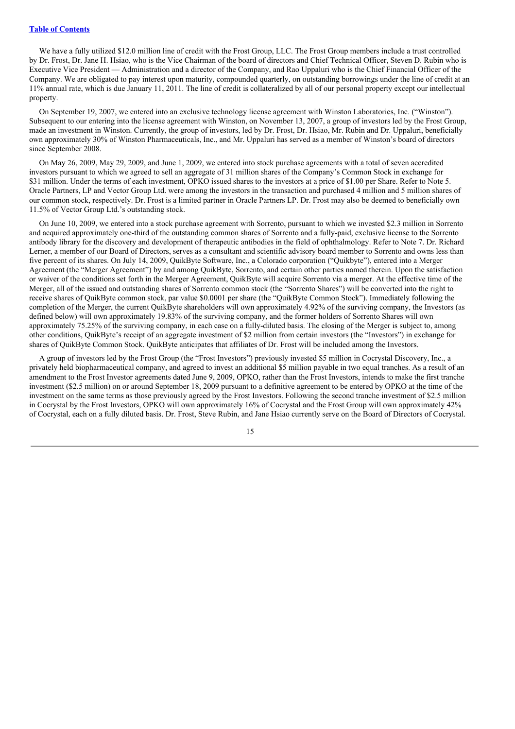We have a fully utilized $12.0 million line of credit with the Frost Group, LLC. The Frost Group members include a trust controlled by Dr. Frost, Dr. Jane H. Hsiao, who is the Vice Chairman of the board of directors and Chief Technical Officer, Steven D. Rubin who is Executive Vice President — Administration and a director of the Company, and Rao Uppaluri who is the Chief Financial Officer of the Company. We are obligated to pay interest upon maturity, compounded quarterly, on outstanding borrowings under the line of credit at an 11% annual rate, which is due January 11, 2011. The line of credit is collateralized by all of our personal property except our intellectual property.

On September 19, 2007, we entered into an exclusive technology license agreement with Winston Laboratories, Inc. ("Winston"). Subsequent to our entering into the license agreement with Winston, on November 13, 2007, a group of investors led by the Frost Group, made an investment in Winston. Currently, the group of investors, led by Dr. Frost, Dr. Hsiao, Mr. Rubin and Dr. Uppaluri, beneficially own approximately 30% of Winston Pharmaceuticals, Inc., and Mr. Uppaluri has served as a member of Winston's board of directors since September 2008.

On May 26, 2009, May 29, 2009, and June 1, 2009, we entered into stock purchase agreements with a total of seven accredited investors pursuant to which we agreed to sell an aggregate of 31 million shares of the Company's Common Stock in exchange for $31 million. Under the terms of each investment, OPKO issued shares to the investors at a price of $1.00 per Share. Refer to Note 5. Oracle Partners, LP and Vector Group Ltd. were among the investors in the transaction and purchased 4 million and 5 million shares of our common stock, respectively. Dr. Frost is a limited partner in Oracle Partners LP. Dr. Frost may also be deemed to beneficially own 11.5% of Vector Group Ltd.'s outstanding stock.

On June 10, 2009, we entered into a stock purchase agreement with Sorrento, pursuant to which we invested $2.3 million in Sorrento and acquired approximately one-third of the outstanding common shares of Sorrento and a fully-paid, exclusive license to the Sorrento antibody library for the discovery and development of therapeutic antibodies in the field of ophthalmology. Refer to Note 7. Dr. Richard Lerner, a member of our Board of Directors, serves as a consultant and scientific advisory board member to Sorrento and owns less than five percent of its shares. On July 14, 2009, QuikByte Software, Inc., a Colorado corporation ("Quikbyte"), entered into a Merger Agreement (the "Merger Agreement") by and among QuikByte, Sorrento, and certain other parties named therein. Upon the satisfaction or waiver of the conditions set forth in the Merger Agreement, QuikByte will acquire Sorrento via a merger. At the effective time of the Merger, all of the issued and outstanding shares of Sorrento common stock (the "Sorrento Shares") will be converted into the right to receive shares of QuikByte common stock, par value $0.0001 per share (the "QuikByte Common Stock"). Immediately following the completion of the Merger, the current QuikByte shareholders will own approximately 4.92% of the surviving company, the Investors (as defined below) will own approximately 19.83% of the surviving company, and the former holders of Sorrento Shares will own approximately 75.25% of the surviving company, in each case on a fully-diluted basis. The closing of the Merger is subject to, among other conditions, QuikByte's receipt of an aggregate investment of $2 million from certain investors (the "Investors") in exchange for shares of QuikByte Common Stock. QuikByte anticipates that affiliates of Dr. Frost will be included among the Investors.

A group of investors led by the Frost Group (the "Frost Investors") previously invested $5 million in Cocrystal Discovery, Inc., a privately held biopharmaceutical company, and agreed to invest an additional $5 million payable in two equal tranches. As a result of an amendment to the Frost Investor agreements dated June 9, 2009, OPKO, rather than the Frost Investors, intends to make the first tranche investment ($2.5 million) on or around September 18, 2009 pursuant to a definitive agreement to be entered by OPKO at the time of the investment on the same terms as those previously agreed by the Frost Investors. Following the second tranche investment of $2.5 million in Cocrystal by the Frost Investors, OPKO will own approximately 16% of Cocrystal and the Frost Group will own approximately 42% of Cocrystal, each on a fully diluted basis. Dr. Frost, Steve Rubin, and Jane Hsiao currently serve on the Board of Directors of Cocrystal.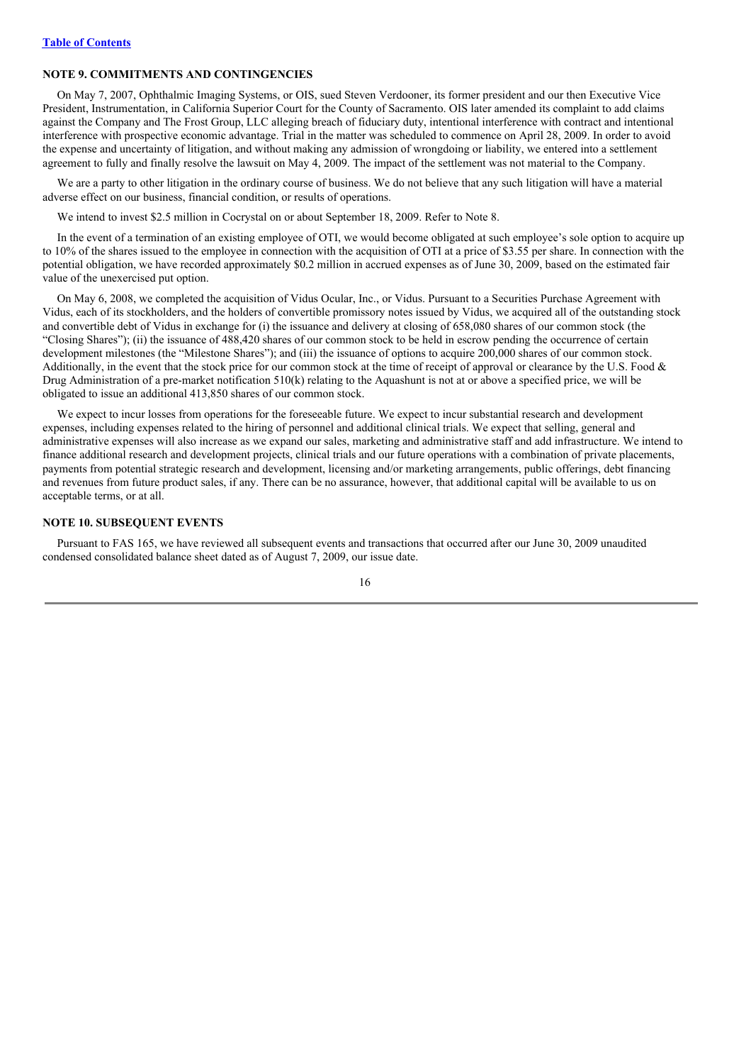## NOTE 9. COMMITMENTS AND CONTINGENCIES

On May 7, 2007, Ophthalmic Imaging Systems, or OIS, sued Steven Verdooner, its former president and our then Executive Vice President, Instrumentation, in California Superior Court for the County of Sacramento. OIS later amended its complaint to add claims against the Company and The Frost Group, LLC alleging breach of fiduciary duty, intentional interference with contract and intentional interference with prospective economic advantage. Trial in the matter was scheduled to commence on April 28, 2009. In order to avoid the expense and uncertainty of litigation, and without making any admission of wrongdoing or liability, we entered into a settlement agreement to fully and finally resolve the lawsuit on May 4, 2009. The impact of the settlement was not material to the Company.

We are a party to other litigation in the ordinary course of business. We do not believe that any such litigation will have a material adverse effect on our business, financial condition, or results of operations.

We intend to invest $2.5 million in Cocrystal on or about September 18, 2009. Refer to Note 8.

In the event of a termination of an existing employee of OTI, we would become obligated at such employee's sole option to acquire up to 10% of the shares issued to the employee in connection with the acquisition of OTI at a price of $3.55 per share. In connection with the potential obligation, we have recorded approximately $0.2 million in accrued expenses as of June 30, 2009, based on the estimated fair value of the unexercised put option.

On May 6, 2008, we completed the acquisition of Vidus Ocular, Inc., or Vidus. Pursuant to a Securities Purchase Agreement with Vidus, each of its stockholders, and the holders of convertible promissory notes issued by Vidus, we acquired all of the outstanding stock and convertible debt of Vidus in exchange for (i) the issuance and delivery at closing of 658,080 shares of our common stock (the "Closing Shares"); (ii) the issuance of 488,420 shares of our common stock to be held in escrow pending the occurrence of certain development milestones (the "Milestone Shares"); and (iii) the issuance of options to acquire 200,000 shares of our common stock. Additionally, in the event that the stock price for our common stock at the time of receipt of approval or clearance by the U.S. Food & Drug Administration of a pre-market notification 510(k) relating to the Aquashunt is not at or above a specified price, we will be obligated to issue an additional 413,850 shares of our common stock.

We expect to incur losses from operations for the foreseeable future. We expect to incur substantial research and development expenses, including expenses related to the hiring of personnel and additional clinical trials. We expect that selling, general and administrative expenses will also increase as we expand our sales, marketing and administrative staff and add infrastructure. We intend to finance additional research and development projects, clinical trials and our future operations with a combination of private placements, payments from potential strategic research and development, licensing and/or marketing arrangements, public offerings, debt financing and revenues from future product sales, if any. There can be no assurance, however, that additional capital will be available to us on acceptable terms, or at all.

## NOTE 10. SUBSEQUENT EVENTS

Pursuant to FAS 165, we have reviewed all subsequent events and transactions that occurred after our June 30, 2009 unaudited condensed consolidated balance sheet dated as of August 7, 2009, our issue date.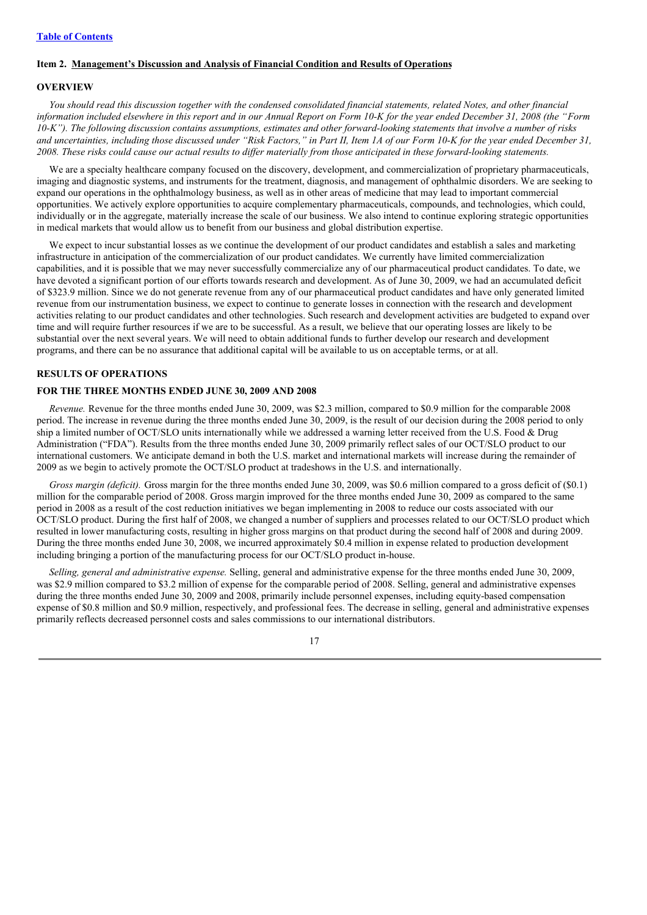[Table of Contents](#)

## Item 2. Management's Discussion and Analysis of Financial Condition and Results of Operations

### OVERVIEW

*You should read this discussion together with the condensed consolidated financial statements, related Notes, and other financial information included elsewhere in this report and in our Annual Report on Form 10-K for the year ended December 31, 2008 (the "Form 10-K"). The following discussion contains assumptions, estimates and other forward-looking statements that involve a number of risks and uncertainties, including those discussed under "Risk Factors," in Part II, Item 1A of our Form 10-K for the year ended December 31, 2008. These risks could cause our actual results to differ materially from those anticipated in these forward-looking statements.*

We are a specialty healthcare company focused on the discovery, development, and commercialization of proprietary pharmaceuticals, imaging and diagnostic systems, and instruments for the treatment, diagnosis, and management of ophthalmic disorders. We are seeking to expand our operations in the ophthalmology business, as well as in other areas of medicine that may lead to important commercial opportunities. We actively explore opportunities to acquire complementary pharmaceuticals, compounds, and technologies, which could, individually or in the aggregate, materially increase the scale of our business. We also intend to continue exploring strategic opportunities in medical markets that would allow us to benefit from our business and global distribution expertise.

We expect to incur substantial losses as we continue the development of our product candidates and establish a sales and marketing infrastructure in anticipation of the commercialization of our product candidates. We currently have limited commercialization capabilities, and it is possible that we may never successfully commercialize any of our pharmaceutical product candidates. To date, we have devoted a significant portion of our efforts towards research and development. As of June 30, 2009, we had an accumulated deficit of $323.9 million. Since we do not generate revenue from any of our pharmaceutical product candidates and have only generated limited revenue from our instrumentation business, we expect to continue to generate losses in connection with the research and development activities relating to our product candidates and other technologies. Such research and development activities are budgeted to expand over time and will require further resources if we are to be successful. As a result, we believe that our operating losses are likely to be substantial over the next several years. We will need to obtain additional funds to further develop our research and development programs, and there can be no assurance that additional capital will be available to us on acceptable terms, or at all.

### RESULTS OF OPERATIONS

### FOR THE THREE MONTHS ENDED JUNE 30, 2009 AND 2008

*Revenue.* Revenue for the three months ended June 30, 2009, was $2.3 million, compared to $0.9 million for the comparable 2008 period. The increase in revenue during the three months ended June 30, 2009, is the result of our decision during the 2008 period to only ship a limited number of OCT/SLO units internationally while we addressed a warning letter received from the U.S. Food & Drug Administration ("FDA"). Results from the three months ended June 30, 2009 primarily reflect sales of our OCT/SLO product to our international customers. We anticipate demand in both the U.S. market and international markets will increase during the remainder of 2009 as we begin to actively promote the OCT/SLO product at tradeshows in the U.S. and internationally.

*Gross margin (deficit).* Gross margin for the three months ended June 30, 2009, was $0.6 million compared to a gross deficit of ($0.1) million for the comparable period of 2008. Gross margin improved for the three months ended June 30, 2009 as compared to the same period in 2008 as a result of the cost reduction initiatives we began implementing in 2008 to reduce our costs associated with our OCT/SLO product. During the first half of 2008, we changed a number of suppliers and processes related to our OCT/SLO product which resulted in lower manufacturing costs, resulting in higher gross margins on that product during the second half of 2008 and during 2009. During the three months ended June 30, 2008, we incurred approximately $0.4 million in expense related to production development including bringing a portion of the manufacturing process for our OCT/SLO product in-house.

*Selling, general and administrative expense.* Selling, general and administrative expense for the three months ended June 30, 2009, was $2.9 million compared to $3.2 million of expense for the comparable period of 2008. Selling, general and administrative expenses during the three months ended June 30, 2009 and 2008, primarily include personnel expenses, including equity-based compensation expense of $0.8 million and $0.9 million, respectively, and professional fees. The decrease in selling, general and administrative expenses primarily reflects decreased personnel costs and sales commissions to our international distributors.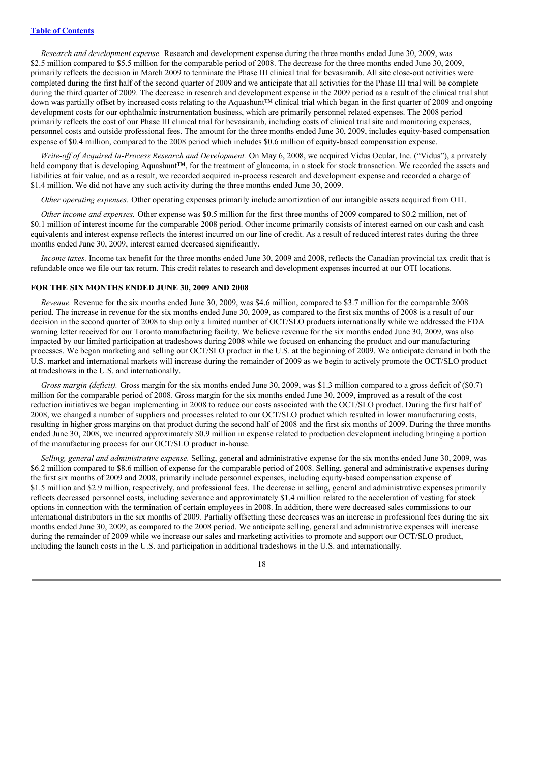*Research and development expense.* Research and development expense during the three months ended June 30, 2009, was $2.5 million compared to $5.5 million for the comparable period of 2008. The decrease for the three months ended June 30, 2009, primarily reflects the decision in March 2009 to terminate the Phase III clinical trial for bevasiranib. All site close-out activities were completed during the first half of the second quarter of 2009 and we anticipate that all activities for the Phase III trial will be complete during the third quarter of 2009. The decrease in research and development expense in the 2009 period as a result of the clinical trial shut down was partially offset by increased costs relating to the Aquashunt™ clinical trial which began in the first quarter of 2009 and ongoing development costs for our ophthalmic instrumentation business, which are primarily personnel related expenses. The 2008 period primarily reflects the cost of our Phase III clinical trial for bevasiranib, including costs of clinical trial site and monitoring expenses, personnel costs and outside professional fees. The amount for the three months ended June 30, 2009, includes equity-based compensation expense of $0.4 million, compared to the 2008 period which includes $0.6 million of equity-based compensation expense.

*Write-off of Acquired In-Process Research and Development.* On May 6, 2008, we acquired Vidus Ocular, Inc. ("Vidus"), a privately held company that is developing Aquashunt™, for the treatment of glaucoma, in a stock for stock transaction. We recorded the assets and liabilities at fair value, and as a result, we recorded acquired in-process research and development expense and recorded a charge of $1.4 million. We did not have any such activity during the three months ended June 30, 2009.

*Other operating expenses.* Other operating expenses primarily include amortization of our intangible assets acquired from OTI.

*Other income and expenses.* Other expense was $0.5 million for the first three months of 2009 compared to $0.2 million, net of $0.1 million of interest income for the comparable 2008 period. Other income primarily consists of interest earned on our cash and cash equivalents and interest expense reflects the interest incurred on our line of credit. As a result of reduced interest rates during the three months ended June 30, 2009, interest earned decreased significantly.

*Income taxes.* Income tax benefit for the three months ended June 30, 2009 and 2008, reflects the Canadian provincial tax credit that is refundable once we file our tax return. This credit relates to research and development expenses incurred at our OTI locations.

## FOR THE SIX MONTHS ENDED JUNE 30, 2009 AND 2008

*Revenue.* Revenue for the six months ended June 30, 2009, was $4.6 million, compared to $3.7 million for the comparable 2008 period. The increase in revenue for the six months ended June 30, 2009, as compared to the first six months of 2008 is a result of our decision in the second quarter of 2008 to ship only a limited number of OCT/SLO products internationally while we addressed the FDA warning letter received for our Toronto manufacturing facility. We believe revenue for the six months ended June 30, 2009, was also impacted by our limited participation at tradeshows during 2008 while we focused on enhancing the product and our manufacturing processes. We began marketing and selling our OCT/SLO product in the U.S. at the beginning of 2009. We anticipate demand in both the U.S. market and international markets will increase during the remainder of 2009 as we begin to actively promote the OCT/SLO product at tradeshows in the U.S. and internationally.

*Gross margin (deficit).* Gross margin for the six months ended June 30, 2009, was $1.3 million compared to a gross deficit of ($0.7) million for the comparable period of 2008. Gross margin for the six months ended June 30, 2009, improved as a result of the cost reduction initiatives we began implementing in 2008 to reduce our costs associated with the OCT/SLO product. During the first half of 2008, we changed a number of suppliers and processes related to our OCT/SLO product which resulted in lower manufacturing costs, resulting in higher gross margins on that product during the second half of 2008 and the first six months of 2009. During the three months ended June 30, 2008, we incurred approximately $0.9 million in expense related to production development including bringing a portion of the manufacturing process for our OCT/SLO product in-house.

*Selling, general and administrative expense.* Selling, general and administrative expense for the six months ended June 30, 2009, was $6.2 million compared to $8.6 million of expense for the comparable period of 2008. Selling, general and administrative expenses during the first six months of 2009 and 2008, primarily include personnel expenses, including equity-based compensation expense of $1.5 million and $2.9 million, respectively, and professional fees. The decrease in selling, general and administrative expenses primarily reflects decreased personnel costs, including severance and approximately $1.4 million related to the acceleration of vesting for stock options in connection with the termination of certain employees in 2008. In addition, there were decreased sales commissions to our international distributors in the six months of 2009. Partially offsetting these decreases was an increase in professional fees during the six months ended June 30, 2009, as compared to the 2008 period. We anticipate selling, general and administrative expenses will increase during the remainder of 2009 while we increase our sales and marketing activities to promote and support our OCT/SLO product, including the launch costs in the U.S. and participation in additional tradeshows in the U.S. and internationally.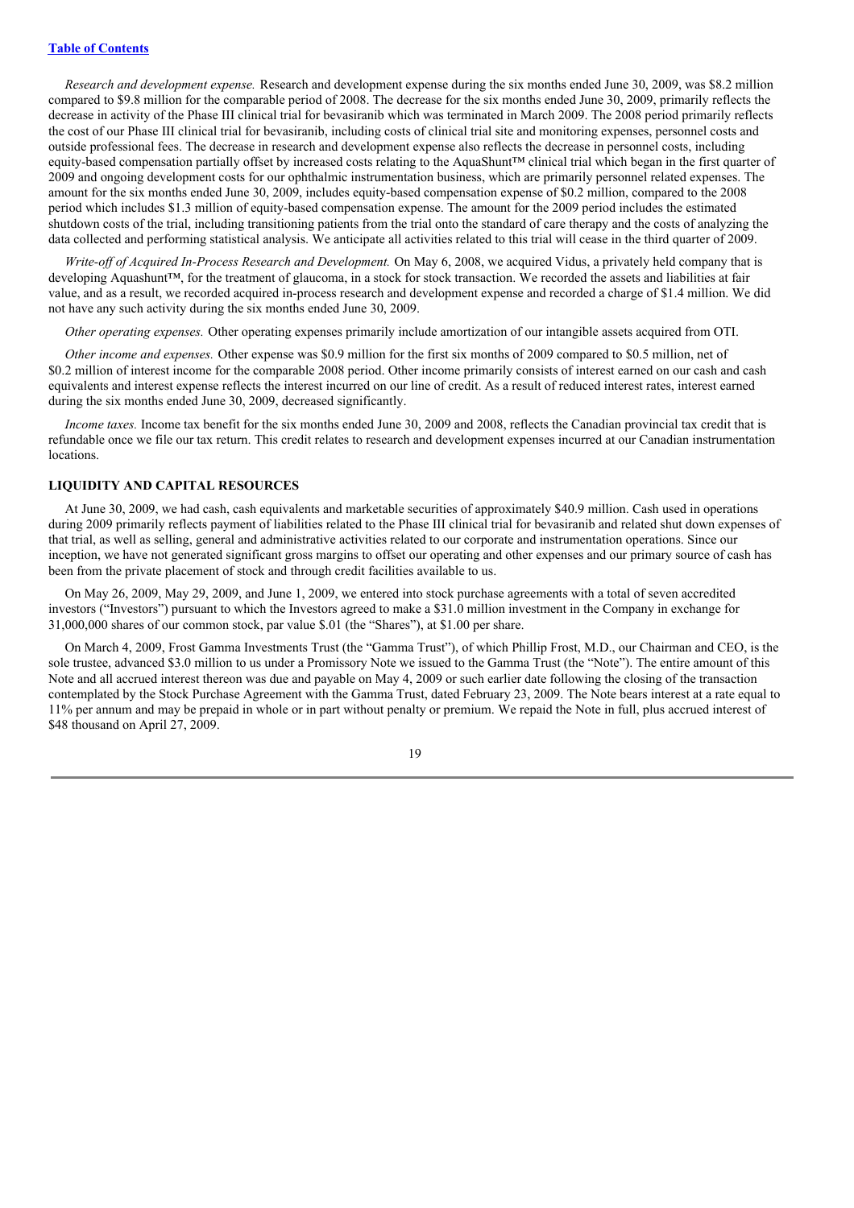*Research and development expense.* Research and development expense during the six months ended June 30, 2009, was $8.2 million compared to $9.8 million for the comparable period of 2008. The decrease for the six months ended June 30, 2009, primarily reflects the decrease in activity of the Phase III clinical trial for bevasiranib which was terminated in March 2009. The 2008 period primarily reflects the cost of our Phase III clinical trial for bevasiranib, including costs of clinical trial site and monitoring expenses, personnel costs and outside professional fees. The decrease in research and development expense also reflects the decrease in personnel costs, including equity-based compensation partially offset by increased costs relating to the AquaShunt™ clinical trial which began in the first quarter of 2009 and ongoing development costs for our ophthalmic instrumentation business, which are primarily personnel related expenses. The amount for the six months ended June 30, 2009, includes equity-based compensation expense of $0.2 million, compared to the 2008 period which includes $1.3 million of equity-based compensation expense. The amount for the 2009 period includes the estimated shutdown costs of the trial, including transitioning patients from the trial onto the standard of care therapy and the costs of analyzing the data collected and performing statistical analysis. We anticipate all activities related to this trial will cease in the third quarter of 2009.

*Write-off of Acquired In-Process Research and Development.* On May 6, 2008, we acquired Vidus, a privately held company that is developing Aquashunt™, for the treatment of glaucoma, in a stock for stock transaction. We recorded the assets and liabilities at fair value, and as a result, we recorded acquired in-process research and development expense and recorded a charge of $1.4 million. We did not have any such activity during the six months ended June 30, 2009.

*Other operating expenses.* Other operating expenses primarily include amortization of our intangible assets acquired from OTI.

*Other income and expenses.* Other expense was $0.9 million for the first six months of 2009 compared to $0.5 million, net of $0.2 million of interest income for the comparable 2008 period. Other income primarily consists of interest earned on our cash and cash equivalents and interest expense reflects the interest incurred on our line of credit. As a result of reduced interest rates, interest earned during the six months ended June 30, 2009, decreased significantly.

*Income taxes.* Income tax benefit for the six months ended June 30, 2009 and 2008, reflects the Canadian provincial tax credit that is refundable once we file our tax return. This credit relates to research and development expenses incurred at our Canadian instrumentation locations.

## LIQUIDITY AND CAPITAL RESOURCES

At June 30, 2009, we had cash, cash equivalents and marketable securities of approximately $40.9 million. Cash used in operations during 2009 primarily reflects payment of liabilities related to the Phase III clinical trial for bevasiranib and related shut down expenses of that trial, as well as selling, general and administrative activities related to our corporate and instrumentation operations. Since our inception, we have not generated significant gross margins to offset our operating and other expenses and our primary source of cash has been from the private placement of stock and through credit facilities available to us.

On May 26, 2009, May 29, 2009, and June 1, 2009, we entered into stock purchase agreements with a total of seven accredited investors ("Investors") pursuant to which the Investors agreed to make a $31.0 million investment in the Company in exchange for 31,000,000 shares of our common stock, par value $.01 (the "Shares"), at $1.00 per share.

On March 4, 2009, Frost Gamma Investments Trust (the "Gamma Trust"), of which Phillip Frost, M.D., our Chairman and CEO, is the sole trustee, advanced $3.0 million to us under a Promissory Note we issued to the Gamma Trust (the "Note"). The entire amount of this Note and all accrued interest thereon was due and payable on May 4, 2009 or such earlier date following the closing of the transaction contemplated by the Stock Purchase Agreement with the Gamma Trust, dated February 23, 2009. The Note bears interest at a rate equal to 11% per annum and may be prepaid in whole or in part without penalty or premium. We repaid the Note in full, plus accrued interest of $48 thousand on April 27, 2009.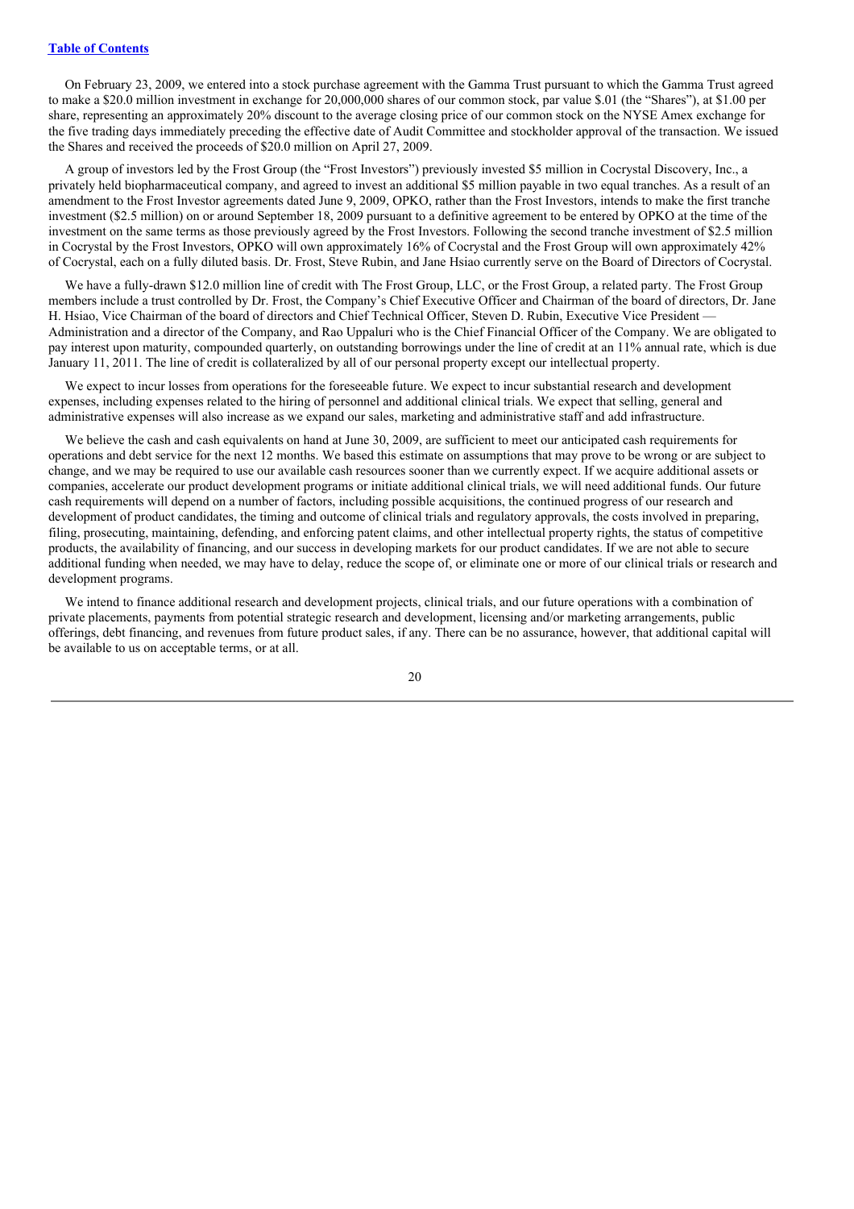On February 23, 2009, we entered into a stock purchase agreement with the Gamma Trust pursuant to which the Gamma Trust agreed to make a $20.0 million investment in exchange for 20,000,000 shares of our common stock, par value $.01 (the "Shares"), at $1.00 per share, representing an approximately 20% discount to the average closing price of our common stock on the NYSE Amex exchange for the five trading days immediately preceding the effective date of Audit Committee and stockholder approval of the transaction. We issued the Shares and received the proceeds of $20.0 million on April 27, 2009.

A group of investors led by the Frost Group (the "Frost Investors") previously invested $5 million in Cocrystal Discovery, Inc., a privately held biopharmaceutical company, and agreed to invest an additional $5 million payable in two equal tranches. As a result of an amendment to the Frost Investor agreements dated June 9, 2009, OPKO, rather than the Frost Investors, intends to make the first tranche investment ($2.5 million) on or around September 18, 2009 pursuant to a definitive agreement to be entered by OPKO at the time of the investment on the same terms as those previously agreed by the Frost Investors. Following the second tranche investment of $2.5 million in Cocrystal by the Frost Investors, OPKO will own approximately 16% of Cocrystal and the Frost Group will own approximately 42% of Cocrystal, each on a fully diluted basis. Dr. Frost, Steve Rubin, and Jane Hsiao currently serve on the Board of Directors of Cocrystal.

We have a fully-drawn $12.0 million line of credit with The Frost Group, LLC, or the Frost Group, a related party. The Frost Group members include a trust controlled by Dr. Frost, the Company's Chief Executive Officer and Chairman of the board of directors, Dr. Jane H. Hsiao, Vice Chairman of the board of directors and Chief Technical Officer, Steven D. Rubin, Executive Vice President — Administration and a director of the Company, and Rao Uppaluri who is the Chief Financial Officer of the Company. We are obligated to pay interest upon maturity, compounded quarterly, on outstanding borrowings under the line of credit at an 11% annual rate, which is due January 11, 2011. The line of credit is collateralized by all of our personal property except our intellectual property.

We expect to incur losses from operations for the foreseeable future. We expect to incur substantial research and development expenses, including expenses related to the hiring of personnel and additional clinical trials. We expect that selling, general and administrative expenses will also increase as we expand our sales, marketing and administrative staff and add infrastructure.

We believe the cash and cash equivalents on hand at June 30, 2009, are sufficient to meet our anticipated cash requirements for operations and debt service for the next 12 months. We based this estimate on assumptions that may prove to be wrong or are subject to change, and we may be required to use our available cash resources sooner than we currently expect. If we acquire additional assets or companies, accelerate our product development programs or initiate additional clinical trials, we will need additional funds. Our future cash requirements will depend on a number of factors, including possible acquisitions, the continued progress of our research and development of product candidates, the timing and outcome of clinical trials and regulatory approvals, the costs involved in preparing, filing, prosecuting, maintaining, defending, and enforcing patent claims, and other intellectual property rights, the status of competitive products, the availability of financing, and our success in developing markets for our product candidates. If we are not able to secure additional funding when needed, we may have to delay, reduce the scope of, or eliminate one or more of our clinical trials or research and development programs.

We intend to finance additional research and development projects, clinical trials, and our future operations with a combination of private placements, payments from potential strategic research and development, licensing and/or marketing arrangements, public offerings, debt financing, and revenues from future product sales, if any. There can be no assurance, however, that additional capital will be available to us on acceptable terms, or at all.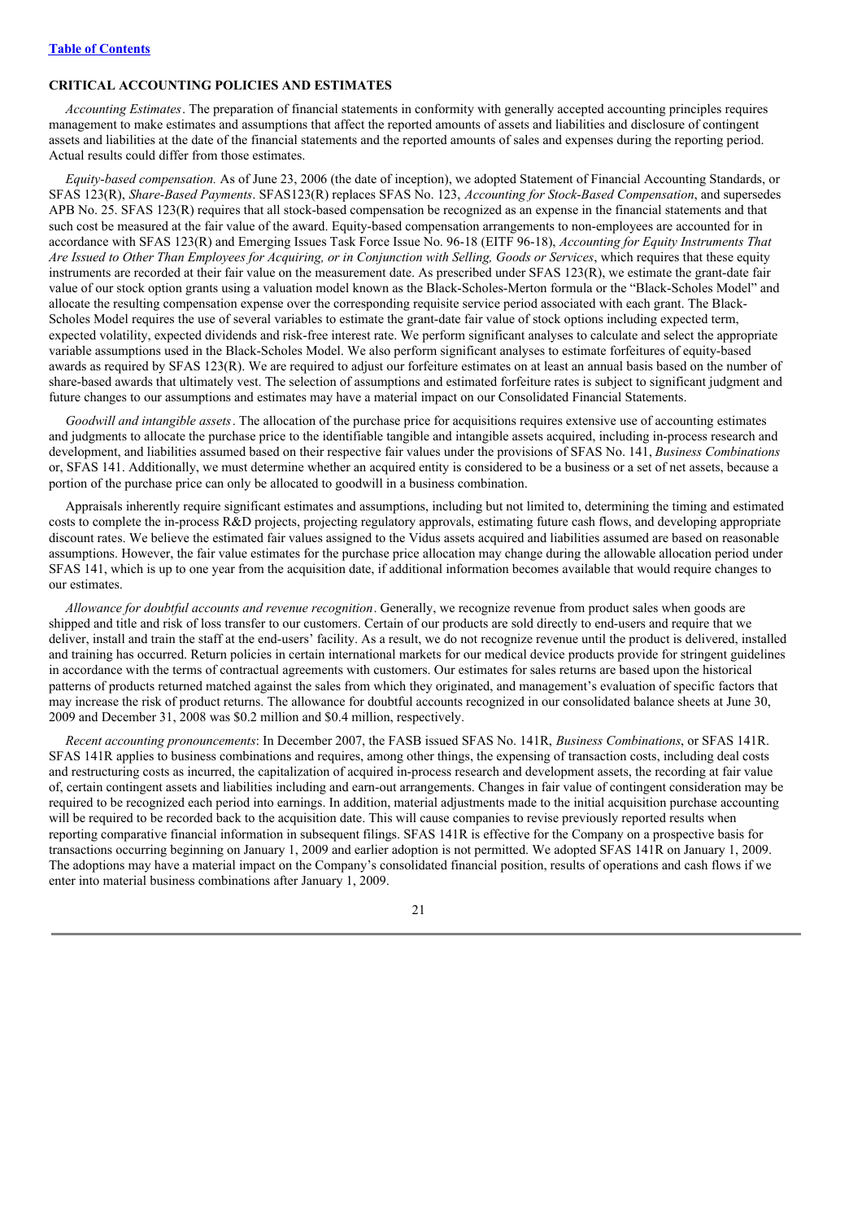## CRITICAL ACCOUNTING POLICIES AND ESTIMATES

*Accounting Estimates*. The preparation of financial statements in conformity with generally accepted accounting principles requires management to make estimates and assumptions that affect the reported amounts of assets and liabilities and disclosure of contingent assets and liabilities at the date of the financial statements and the reported amounts of sales and expenses during the reporting period. Actual results could differ from those estimates.

*Equity-based compensation.* As of June 23, 2006 (the date of inception), we adopted Statement of Financial Accounting Standards, or SFAS 123(R), *Share-Based Payments*. SFAS123(R) replaces SFAS No. 123, *Accounting for Stock-Based Compensation*, and supersedes APB No. 25. SFAS 123(R) requires that all stock-based compensation be recognized as an expense in the financial statements and that such cost be measured at the fair value of the award. Equity-based compensation arrangements to non-employees are accounted for in accordance with SFAS 123(R) and Emerging Issues Task Force Issue No. 96-18 (EITF 96-18), *Accounting for Equity Instruments That Are Issued to Other Than Employees for Acquiring, or in Conjunction with Selling, Goods or Services*, which requires that these equity instruments are recorded at their fair value on the measurement date. As prescribed under SFAS 123(R), we estimate the grant-date fair value of our stock option grants using a valuation model known as the Black-Scholes-Merton formula or the "Black-Scholes Model" and allocate the resulting compensation expense over the corresponding requisite service period associated with each grant. The Black-Scholes Model requires the use of several variables to estimate the grant-date fair value of stock options including expected term, expected volatility, expected dividends and risk-free interest rate. We perform significant analyses to calculate and select the appropriate variable assumptions used in the Black-Scholes Model. We also perform significant analyses to estimate forfeitures of equity-based awards as required by SFAS 123(R). We are required to adjust our forfeiture estimates on at least an annual basis based on the number of share-based awards that ultimately vest. The selection of assumptions and estimated forfeiture rates is subject to significant judgment and future changes to our assumptions and estimates may have a material impact on our Consolidated Financial Statements.

*Goodwill and intangible assets*. The allocation of the purchase price for acquisitions requires extensive use of accounting estimates and judgments to allocate the purchase price to the identifiable tangible and intangible assets acquired, including in-process research and development, and liabilities assumed based on their respective fair values under the provisions of SFAS No. 141, *Business Combinations* or, SFAS 141. Additionally, we must determine whether an acquired entity is considered to be a business or a set of net assets, because a portion of the purchase price can only be allocated to goodwill in a business combination.

Appraisals inherently require significant estimates and assumptions, including but not limited to, determining the timing and estimated costs to complete the in-process R&D projects, projecting regulatory approvals, estimating future cash flows, and developing appropriate discount rates. We believe the estimated fair values assigned to the Vidus assets acquired and liabilities assumed are based on reasonable assumptions. However, the fair value estimates for the purchase price allocation may change during the allowable allocation period under SFAS 141, which is up to one year from the acquisition date, if additional information becomes available that would require changes to our estimates.

*Allowance for doubtful accounts and revenue recognition*. Generally, we recognize revenue from product sales when goods are shipped and title and risk of loss transfer to our customers. Certain of our products are sold directly to end-users and require that we deliver, install and train the staff at the end-users' facility. As a result, we do not recognize revenue until the product is delivered, installed and training has occurred. Return policies in certain international markets for our medical device products provide for stringent guidelines in accordance with the terms of contractual agreements with customers. Our estimates for sales returns are based upon the historical patterns of products returned matched against the sales from which they originated, and management's evaluation of specific factors that may increase the risk of product returns. The allowance for doubtful accounts recognized in our consolidated balance sheets at June 30, 2009 and December 31, 2008 was $0.2 million and $0.4 million, respectively.

*Recent accounting pronouncements*: In December 2007, the FASB issued SFAS No. 141R, *Business Combinations*, or SFAS 141R. SFAS 141R applies to business combinations and requires, among other things, the expensing of transaction costs, including deal costs and restructuring costs as incurred, the capitalization of acquired in-process research and development assets, the recording at fair value of, certain contingent assets and liabilities including and earn-out arrangements. Changes in fair value of contingent consideration may be required to be recognized each period into earnings. In addition, material adjustments made to the initial acquisition purchase accounting will be required to be recorded back to the acquisition date. This will cause companies to revise previously reported results when reporting comparative financial information in subsequent filings. SFAS 141R is effective for the Company on a prospective basis for transactions occurring beginning on January 1, 2009 and earlier adoption is not permitted. We adopted SFAS 141R on January 1, 2009. The adoptions may have a material impact on the Company's consolidated financial position, results of operations and cash flows if we enter into material business combinations after January 1, 2009.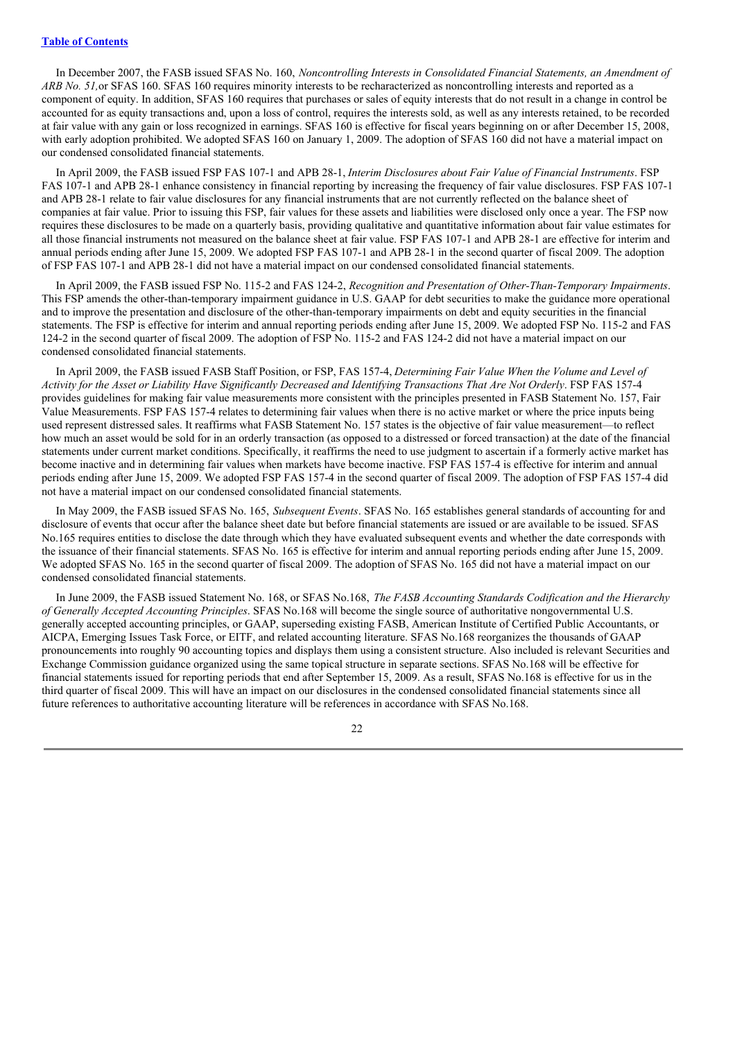In December 2007, the FASB issued SFAS No. 160, *Noncontrolling Interests in Consolidated Financial Statements, an Amendment of ARB No. 51,*or SFAS 160. SFAS 160 requires minority interests to be recharacterized as noncontrolling interests and reported as a component of equity. In addition, SFAS 160 requires that purchases or sales of equity interests that do not result in a change in control be accounted for as equity transactions and, upon a loss of control, requires the interests sold, as well as any interests retained, to be recorded at fair value with any gain or loss recognized in earnings. SFAS 160 is effective for fiscal years beginning on or after December 15, 2008, with early adoption prohibited. We adopted SFAS 160 on January 1, 2009. The adoption of SFAS 160 did not have a material impact on our condensed consolidated financial statements.

In April 2009, the FASB issued FSP FAS 107-1 and APB 28-1, *Interim Disclosures about Fair Value of Financial Instruments*. FSP FAS 107-1 and APB 28-1 enhance consistency in financial reporting by increasing the frequency of fair value disclosures. FSP FAS 107-1 and APB 28-1 relate to fair value disclosures for any financial instruments that are not currently reflected on the balance sheet of companies at fair value. Prior to issuing this FSP, fair values for these assets and liabilities were disclosed only once a year. The FSP now requires these disclosures to be made on a quarterly basis, providing qualitative and quantitative information about fair value estimates for all those financial instruments not measured on the balance sheet at fair value. FSP FAS 107-1 and APB 28-1 are effective for interim and annual periods ending after June 15, 2009. We adopted FSP FAS 107-1 and APB 28-1 in the second quarter of fiscal 2009. The adoption of FSP FAS 107-1 and APB 28-1 did not have a material impact on our condensed consolidated financial statements.

In April 2009, the FASB issued FSP No. 115-2 and FAS 124-2, *Recognition and Presentation of Other-Than-Temporary Impairments*. This FSP amends the other-than-temporary impairment guidance in U.S. GAAP for debt securities to make the guidance more operational and to improve the presentation and disclosure of the other-than-temporary impairments on debt and equity securities in the financial statements. The FSP is effective for interim and annual reporting periods ending after June 15, 2009. We adopted FSP No. 115-2 and FAS 124-2 in the second quarter of fiscal 2009. The adoption of FSP No. 115-2 and FAS 124-2 did not have a material impact on our condensed consolidated financial statements.

In April 2009, the FASB issued FASB Staff Position, or FSP, FAS 157-4, *Determining Fair Value When the Volume and Level of Activity for the Asset or Liability Have Significantly Decreased and Identifying Transactions That Are Not Orderly*. FSP FAS 157-4 provides guidelines for making fair value measurements more consistent with the principles presented in FASB Statement No. 157, Fair Value Measurements. FSP FAS 157-4 relates to determining fair values when there is no active market or where the price inputs being used represent distressed sales. It reaffirms what FASB Statement No. 157 states is the objective of fair value measurement—to reflect how much an asset would be sold for in an orderly transaction (as opposed to a distressed or forced transaction) at the date of the financial statements under current market conditions. Specifically, it reaffirms the need to use judgment to ascertain if a formerly active market has become inactive and in determining fair values when markets have become inactive. FSP FAS 157-4 is effective for interim and annual periods ending after June 15, 2009. We adopted FSP FAS 157-4 in the second quarter of fiscal 2009. The adoption of FSP FAS 157-4 did not have a material impact on our condensed consolidated financial statements.

In May 2009, the FASB issued SFAS No. 165, *Subsequent Events*. SFAS No. 165 establishes general standards of accounting for and disclosure of events that occur after the balance sheet date but before financial statements are issued or are available to be issued. SFAS No.165 requires entities to disclose the date through which they have evaluated subsequent events and whether the date corresponds with the issuance of their financial statements. SFAS No. 165 is effective for interim and annual reporting periods ending after June 15, 2009. We adopted SFAS No. 165 in the second quarter of fiscal 2009. The adoption of SFAS No. 165 did not have a material impact on our condensed consolidated financial statements.

In June 2009, the FASB issued Statement No. 168, or SFAS No.168, *The FASB Accounting Standards Codification and the Hierarchy of Generally Accepted Accounting Principles*. SFAS No.168 will become the single source of authoritative nongovernmental U.S. generally accepted accounting principles, or GAAP, superseding existing FASB, American Institute of Certified Public Accountants, or AICPA, Emerging Issues Task Force, or EITF, and related accounting literature. SFAS No.168 reorganizes the thousands of GAAP pronouncements into roughly 90 accounting topics and displays them using a consistent structure. Also included is relevant Securities and Exchange Commission guidance organized using the same topical structure in separate sections. SFAS No.168 will be effective for financial statements issued for reporting periods that end after September 15, 2009. As a result, SFAS No.168 is effective for us in the third quarter of fiscal 2009. This will have an impact on our disclosures in the condensed consolidated financial statements since all future references to authoritative accounting literature will be references in accordance with SFAS No.168.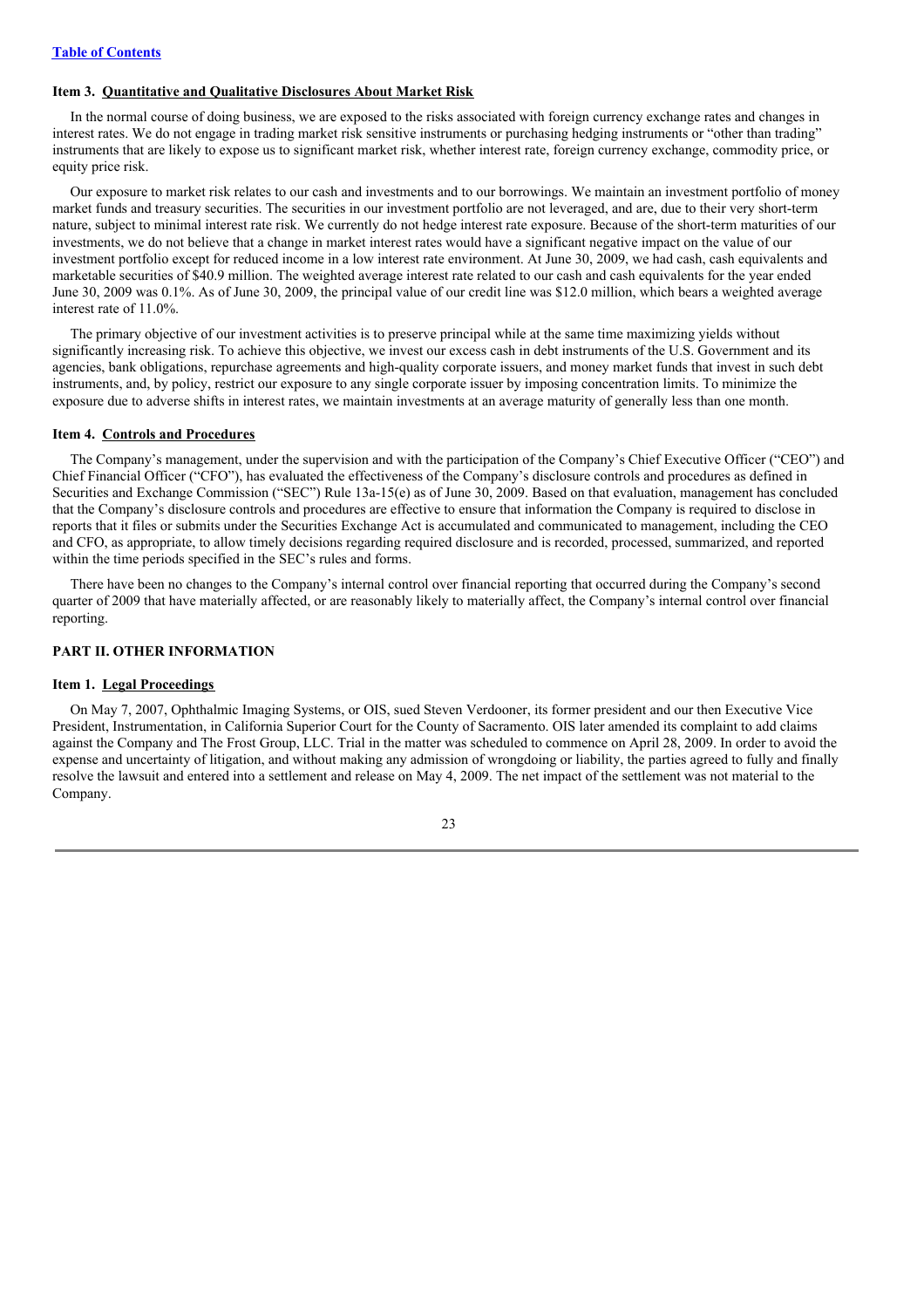### Item 3. Quantitative and Qualitative Disclosures About Market Risk

In the normal course of doing business, we are exposed to the risks associated with foreign currency exchange rates and changes in interest rates. We do not engage in trading market risk sensitive instruments or purchasing hedging instruments or "other than trading" instruments that are likely to expose us to significant market risk, whether interest rate, foreign currency exchange, commodity price, or equity price risk.

Our exposure to market risk relates to our cash and investments and to our borrowings. We maintain an investment portfolio of money market funds and treasury securities. The securities in our investment portfolio are not leveraged, and are, due to their very short-term nature, subject to minimal interest rate risk. We currently do not hedge interest rate exposure. Because of the short-term maturities of our investments, we do not believe that a change in market interest rates would have a significant negative impact on the value of our investment portfolio except for reduced income in a low interest rate environment. At June 30, 2009, we had cash, cash equivalents and marketable securities of $40.9 million. The weighted average interest rate related to our cash and cash equivalents for the year ended June 30, 2009 was 0.1%. As of June 30, 2009, the principal value of our credit line was $12.0 million, which bears a weighted average interest rate of 11.0%.

The primary objective of our investment activities is to preserve principal while at the same time maximizing yields without significantly increasing risk. To achieve this objective, we invest our excess cash in debt instruments of the U.S. Government and its agencies, bank obligations, repurchase agreements and high-quality corporate issuers, and money market funds that invest in such debt instruments, and, by policy, restrict our exposure to any single corporate issuer by imposing concentration limits. To minimize the exposure due to adverse shifts in interest rates, we maintain investments at an average maturity of generally less than one month.

### Item 4. Controls and Procedures

The Company's management, under the supervision and with the participation of the Company's Chief Executive Officer ("CEO") and Chief Financial Officer ("CFO"), has evaluated the effectiveness of the Company's disclosure controls and procedures as defined in Securities and Exchange Commission ("SEC") Rule 13a-15(e) as of June 30, 2009. Based on that evaluation, management has concluded that the Company's disclosure controls and procedures are effective to ensure that information the Company is required to disclose in reports that it files or submits under the Securities Exchange Act is accumulated and communicated to management, including the CEO and CFO, as appropriate, to allow timely decisions regarding required disclosure and is recorded, processed, summarized, and reported within the time periods specified in the SEC's rules and forms.

There have been no changes to the Company's internal control over financial reporting that occurred during the Company's second quarter of 2009 that have materially affected, or are reasonably likely to materially affect, the Company's internal control over financial reporting.

## PART II. OTHER INFORMATION

### Item 1. Legal Proceedings

On May 7, 2007, Ophthalmic Imaging Systems, or OIS, sued Steven Verdooner, its former president and our then Executive Vice President, Instrumentation, in California Superior Court for the County of Sacramento. OIS later amended its complaint to add claims against the Company and The Frost Group, LLC. Trial in the matter was scheduled to commence on April 28, 2009. In order to avoid the expense and uncertainty of litigation, and without making any admission of wrongdoing or liability, the parties agreed to fully and finally resolve the lawsuit and entered into a settlement and release on May 4, 2009. The net impact of the settlement was not material to the Company.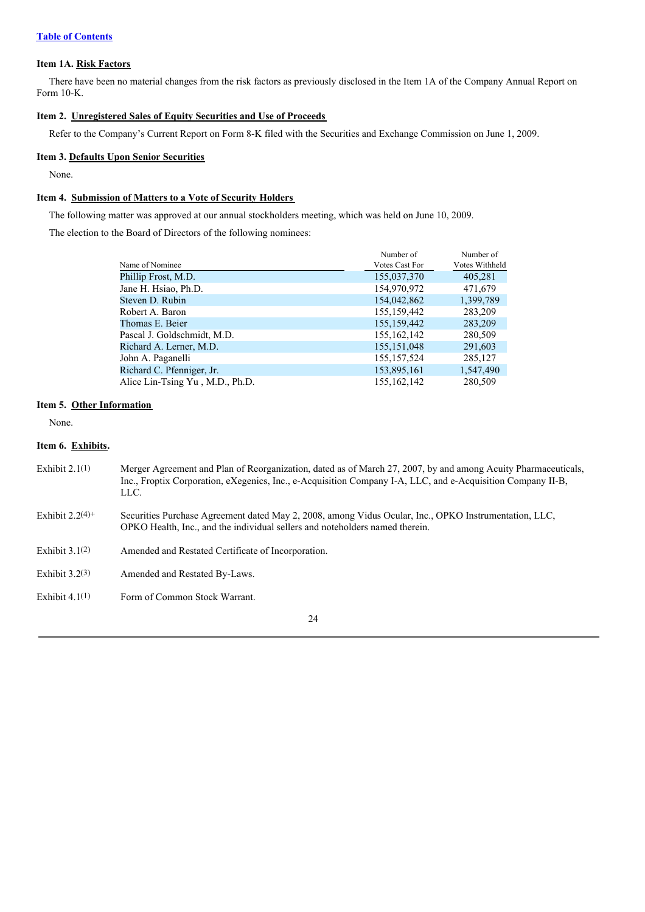[Table of Contents](#)

### Item 1A. Risk Factors

There have been no material changes from the risk factors as previously disclosed in the Item 1A of the Company Annual Report on Form 10-K.

### Item 2. Unregistered Sales of Equity Securities and Use of Proceeds

Refer to the Company's Current Report on Form 8-K filed with the Securities and Exchange Commission on June 1, 2009.

### Item 3. Defaults Upon Senior Securities

None.

### Item 4. Submission of Matters to a Vote of Security Holders

The following matter was approved at our annual stockholders meeting, which was held on June 10, 2009.

The election to the Board of Directors of the following nominees:

| Name of Nominee | Number of Votes Cast For | Number of Votes Withheld |
|---|---|---|
| Phillip Frost, M.D. | 155,037,370 | 405,281 |
| Jane H. Hsiao, Ph.D. | 154,970,972 | 471,679 |
| Steven D. Rubin | 154,042,862 | 1,399,789 |
| Robert A. Baron | 155,159,442 | 283,209 |
| Thomas E. Beier | 155,159,442 | 283,209 |
| Pascal J. Goldschmidt, M.D. | 155,162,142 | 280,509 |
| Richard A. Lerner, M.D. | 155,151,048 | 291,603 |
| John A. Paganelli | 155,157,524 | 285,127 |
| Richard C. Pfenniger, Jr. | 153,895,161 | 1,547,490 |
| Alice Lin-Tsing Yu , M.D., Ph.D. | 155,162,142 | 280,509 |

### Item 5. Other Information

None.

### Item 6. Exhibits.

| | |
|---|---|
| Exhibit 2.1(1) | Merger Agreement and Plan of Reorganization, dated as of March 27, 2007, by and among Acuity Pharmaceuticals, Inc., Froptix Corporation, eXegenics, Inc., e-Acquisition Company I-A, LLC, and e-Acquisition Company II-B, LLC. |
| Exhibit 2.2(4)+ | Securities Purchase Agreement dated May 2, 2008, among Vidus Ocular, Inc., OPKO Instrumentation, LLC, OPKO Health, Inc., and the individual sellers and noteholders named therein. |
| Exhibit 3.1(2) | Amended and Restated Certificate of Incorporation. |
| Exhibit 3.2(3) | Amended and Restated By-Laws. |
| Exhibit 4.1(1) | Form of Common Stock Warrant. |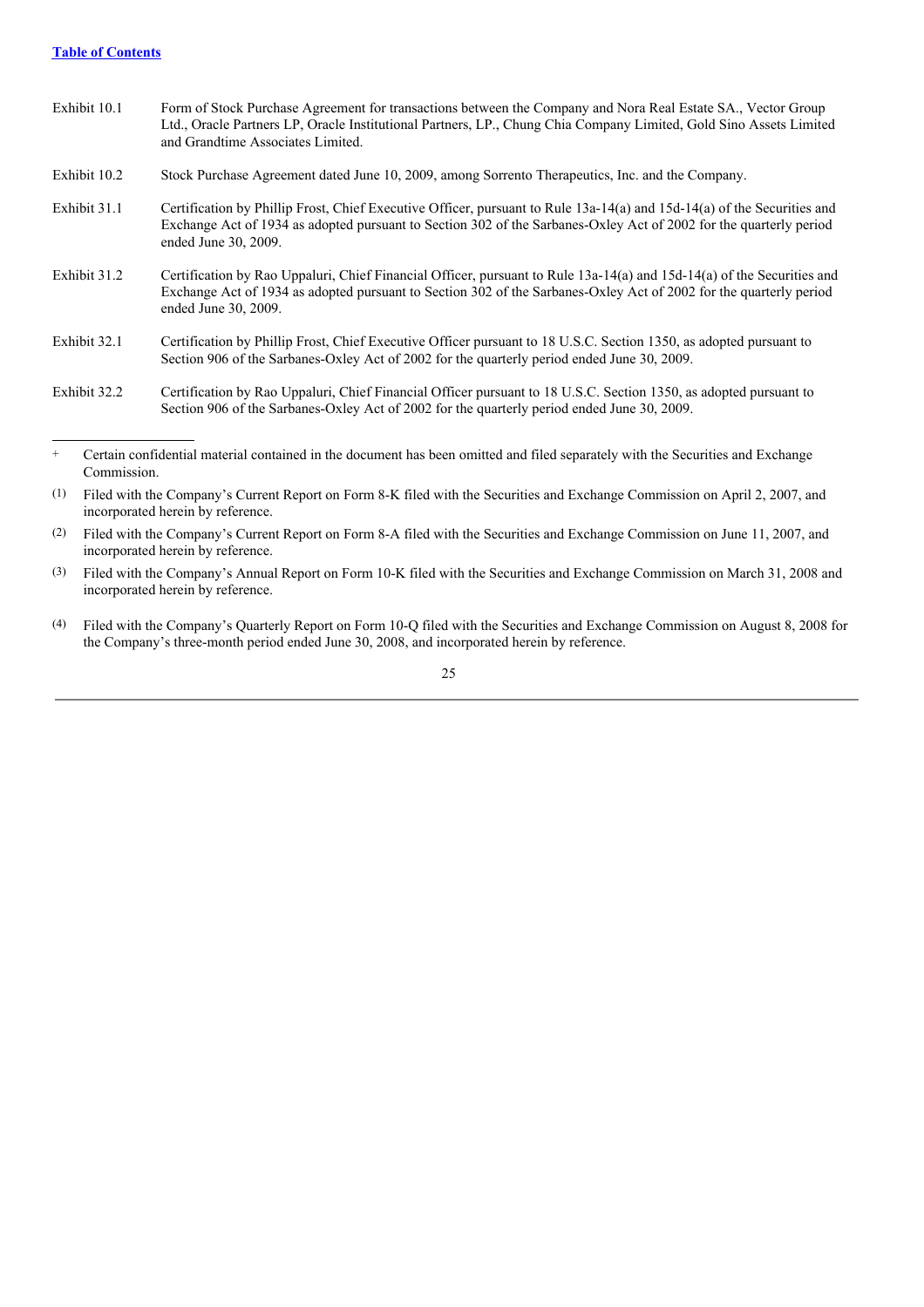[Table of Contents](#)

| | |
|---|---|
| Exhibit 10.1 | Form of Stock Purchase Agreement for transactions between the Company and Nora Real Estate SA., Vector Group Ltd., Oracle Partners LP, Oracle Institutional Partners, LP., Chung Chia Company Limited, Gold Sino Assets Limited and Grandtime Associates Limited. |
| Exhibit 10.2 | Stock Purchase Agreement dated June 10, 2009, among Sorrento Therapeutics, Inc. and the Company. |
| Exhibit 31.1 | Certification by Phillip Frost, Chief Executive Officer, pursuant to Rule 13a-14(a) and 15d-14(a) of the Securities and Exchange Act of 1934 as adopted pursuant to Section 302 of the Sarbanes-Oxley Act of 2002 for the quarterly period ended June 30, 2009. |
| Exhibit 31.2 | Certification by Rao Uppaluri, Chief Financial Officer, pursuant to Rule 13a-14(a) and 15d-14(a) of the Securities and Exchange Act of 1934 as adopted pursuant to Section 302 of the Sarbanes-Oxley Act of 2002 for the quarterly period ended June 30, 2009. |
| Exhibit 32.1 | Certification by Phillip Frost, Chief Executive Officer pursuant to 18 U.S.C. Section 1350, as adopted pursuant to Section 906 of the Sarbanes-Oxley Act of 2002 for the quarterly period ended June 30, 2009. |
| Exhibit 32.2 | Certification by Rao Uppaluri, Chief Financial Officer pursuant to 18 U.S.C. Section 1350, as adopted pursuant to Section 906 of the Sarbanes-Oxley Act of 2002 for the quarterly period ended June 30, 2009. |

---

+ Certain confidential material contained in the document has been omitted and filed separately with the Securities and Exchange Commission.

(1) Filed with the Company's Current Report on Form 8-K filed with the Securities and Exchange Commission on April 2, 2007, and incorporated herein by reference.

(2) Filed with the Company's Current Report on Form 8-A filed with the Securities and Exchange Commission on June 11, 2007, and incorporated herein by reference.

(3) Filed with the Company's Annual Report on Form 10-K filed with the Securities and Exchange Commission on March 31, 2008 and incorporated herein by reference.

(4) Filed with the Company's Quarterly Report on Form 10-Q filed with the Securities and Exchange Commission on August 8, 2008 for the Company's three-month period ended June 30, 2008, and incorporated herein by reference.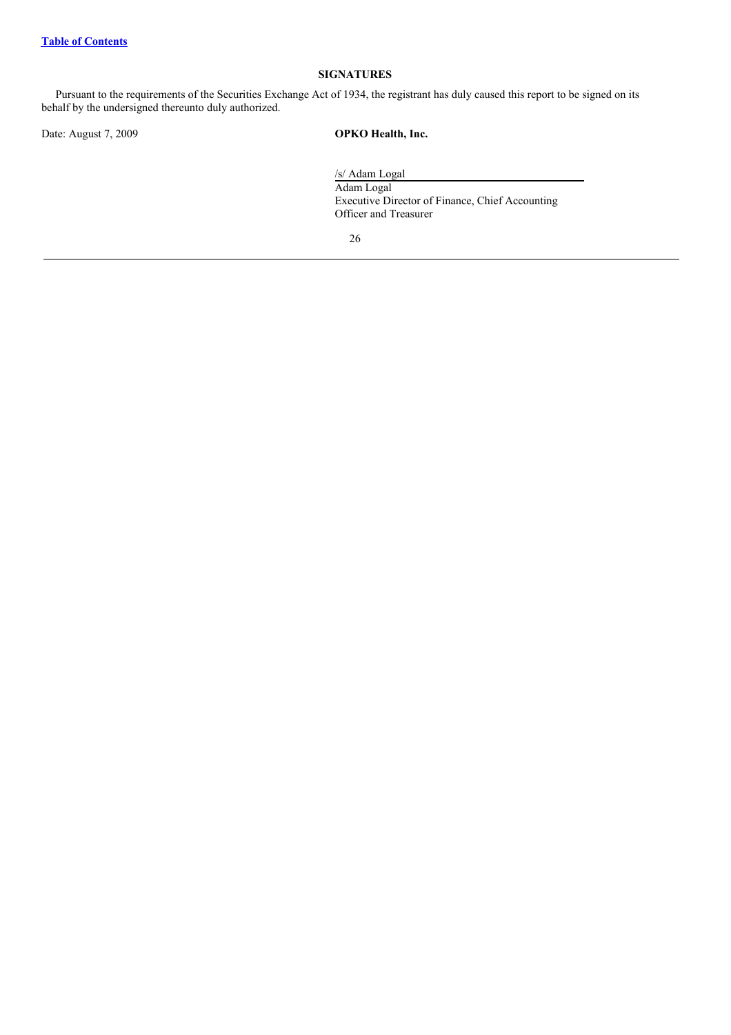## SIGNATURES

Pursuant to the requirements of the Securities Exchange Act of 1934, the registrant has duly caused this report to be signed on its behalf by the undersigned thereunto duly authorized.

Date: August 7, 2009 **OPKO Health, Inc.**

/s/ Adam Logal

Adam Logal
Executive Director of Finance, Chief Accounting Officer and Treasurer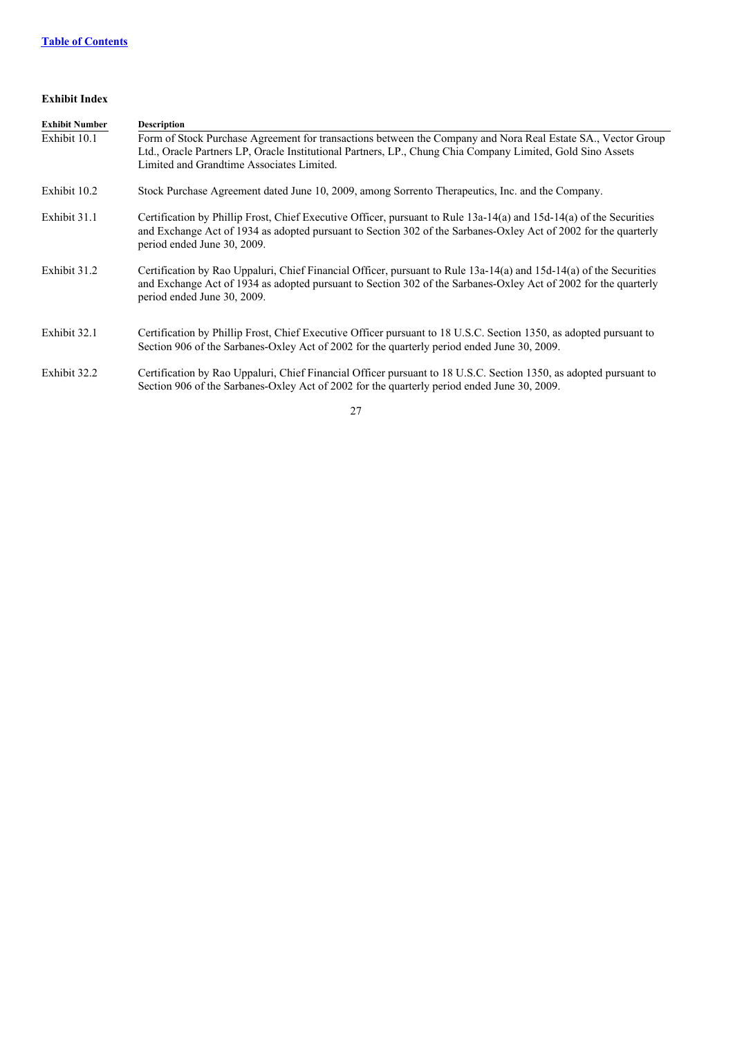[Table of Contents](#)

### Exhibit Index

| Exhibit Number | Description |
|---|---|
| Exhibit 10.1 | Form of Stock Purchase Agreement for transactions between the Company and Nora Real Estate SA., Vector Group Ltd., Oracle Partners LP, Oracle Institutional Partners, LP., Chung Chia Company Limited, Gold Sino Assets Limited and Grandtime Associates Limited. |
| Exhibit 10.2 | Stock Purchase Agreement dated June 10, 2009, among Sorrento Therapeutics, Inc. and the Company. |
| Exhibit 31.1 | Certification by Phillip Frost, Chief Executive Officer, pursuant to Rule 13a-14(a) and 15d-14(a) of the Securities and Exchange Act of 1934 as adopted pursuant to Section 302 of the Sarbanes-Oxley Act of 2002 for the quarterly period ended June 30, 2009. |
| Exhibit 31.2 | Certification by Rao Uppaluri, Chief Financial Officer, pursuant to Rule 13a-14(a) and 15d-14(a) of the Securities and Exchange Act of 1934 as adopted pursuant to Section 302 of the Sarbanes-Oxley Act of 2002 for the quarterly period ended June 30, 2009. |
| Exhibit 32.1 | Certification by Phillip Frost, Chief Executive Officer pursuant to 18 U.S.C. Section 1350, as adopted pursuant to Section 906 of the Sarbanes-Oxley Act of 2002 for the quarterly period ended June 30, 2009. |
| Exhibit 32.2 | Certification by Rao Uppaluri, Chief Financial Officer pursuant to 18 U.S.C. Section 1350, as adopted pursuant to Section 906 of the Sarbanes-Oxley Act of 2002 for the quarterly period ended June 30, 2009. |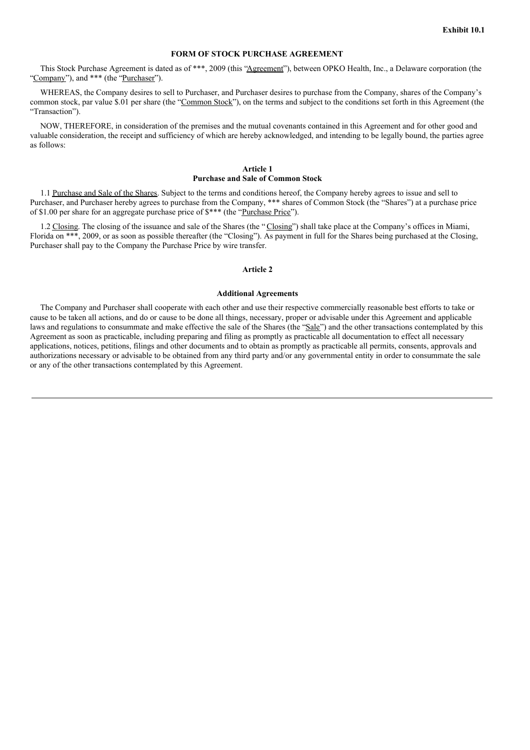**Exhibit 10.1**

# FORM OF STOCK PURCHASE AGREEMENT

This Stock Purchase Agreement is dated as of ***, 2009 (this "Agreement"), between OPKO Health, Inc., a Delaware corporation (the "Company"), and *** (the "Purchaser").

WHEREAS, the Company desires to sell to Purchaser, and Purchaser desires to purchase from the Company, shares of the Company's common stock, par value $.01 per share (the "Common Stock"), on the terms and subject to the conditions set forth in this Agreement (the "Transaction").

NOW, THEREFORE, in consideration of the premises and the mutual covenants contained in this Agreement and for other good and valuable consideration, the receipt and sufficiency of which are hereby acknowledged, and intending to be legally bound, the parties agree as follows:

## Article 1
## Purchase and Sale of Common Stock

1.1 Purchase and Sale of the Shares. Subject to the terms and conditions hereof, the Company hereby agrees to issue and sell to Purchaser, and Purchaser hereby agrees to purchase from the Company, *** shares of Common Stock (the "Shares") at a purchase price of $1.00 per share for an aggregate purchase price of $*** (the "Purchase Price").

1.2 Closing. The closing of the issuance and sale of the Shares (the " Closing") shall take place at the Company's offices in Miami, Florida on ***, 2009, or as soon as possible thereafter (the "Closing"). As payment in full for the Shares being purchased at the Closing, Purchaser shall pay to the Company the Purchase Price by wire transfer.

## Article 2

## Additional Agreements

The Company and Purchaser shall cooperate with each other and use their respective commercially reasonable best efforts to take or cause to be taken all actions, and do or cause to be done all things, necessary, proper or advisable under this Agreement and applicable laws and regulations to consummate and make effective the sale of the Shares (the "Sale") and the other transactions contemplated by this Agreement as soon as practicable, including preparing and filing as promptly as practicable all documentation to effect all necessary applications, notices, petitions, filings and other documents and to obtain as promptly as practicable all permits, consents, approvals and authorizations necessary or advisable to be obtained from any third party and/or any governmental entity in order to consummate the sale or any of the other transactions contemplated by this Agreement.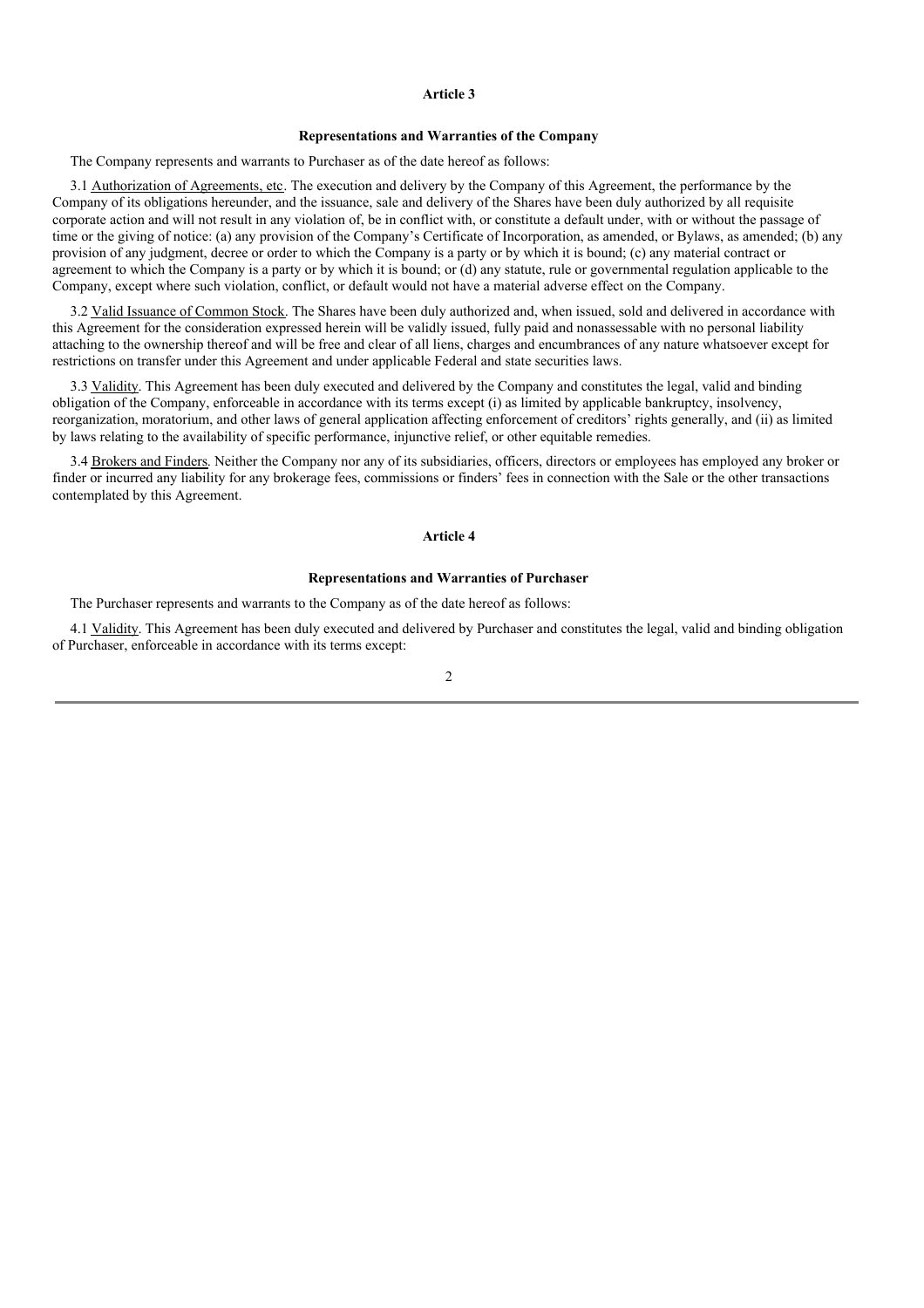## Article 3

### Representations and Warranties of the Company

The Company represents and warrants to Purchaser as of the date hereof as follows:

3.1 Authorization of Agreements, etc. The execution and delivery by the Company of this Agreement, the performance by the Company of its obligations hereunder, and the issuance, sale and delivery of the Shares have been duly authorized by all requisite corporate action and will not result in any violation of, be in conflict with, or constitute a default under, with or without the passage of time or the giving of notice: (a) any provision of the Company's Certificate of Incorporation, as amended, or Bylaws, as amended; (b) any provision of any judgment, decree or order to which the Company is a party or by which it is bound; (c) any material contract or agreement to which the Company is a party or by which it is bound; or (d) any statute, rule or governmental regulation applicable to the Company, except where such violation, conflict, or default would not have a material adverse effect on the Company.

3.2 Valid Issuance of Common Stock. The Shares have been duly authorized and, when issued, sold and delivered in accordance with this Agreement for the consideration expressed herein will be validly issued, fully paid and nonassessable with no personal liability attaching to the ownership thereof and will be free and clear of all liens, charges and encumbrances of any nature whatsoever except for restrictions on transfer under this Agreement and under applicable Federal and state securities laws.

3.3 Validity. This Agreement has been duly executed and delivered by the Company and constitutes the legal, valid and binding obligation of the Company, enforceable in accordance with its terms except (i) as limited by applicable bankruptcy, insolvency, reorganization, moratorium, and other laws of general application affecting enforcement of creditors' rights generally, and (ii) as limited by laws relating to the availability of specific performance, injunctive relief, or other equitable remedies.

3.4 Brokers and Finders. Neither the Company nor any of its subsidiaries, officers, directors or employees has employed any broker or finder or incurred any liability for any brokerage fees, commissions or finders' fees in connection with the Sale or the other transactions contemplated by this Agreement.

## Article 4

### Representations and Warranties of Purchaser

The Purchaser represents and warrants to the Company as of the date hereof as follows:

4.1 Validity. This Agreement has been duly executed and delivered by Purchaser and constitutes the legal, valid and binding obligation of Purchaser, enforceable in accordance with its terms except: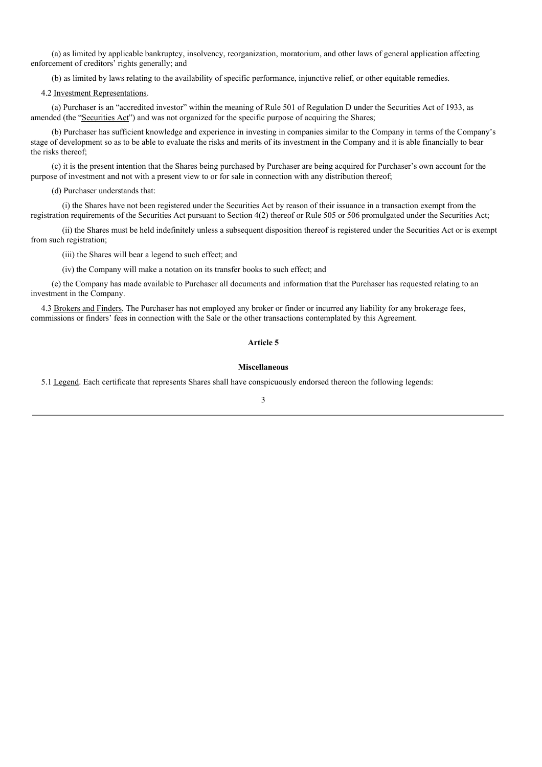(a) as limited by applicable bankruptcy, insolvency, reorganization, moratorium, and other laws of general application affecting enforcement of creditors' rights generally; and

(b) as limited by laws relating to the availability of specific performance, injunctive relief, or other equitable remedies.

4.2 Investment Representations.

(a) Purchaser is an "accredited investor" within the meaning of Rule 501 of Regulation D under the Securities Act of 1933, as amended (the "Securities Act") and was not organized for the specific purpose of acquiring the Shares;

(b) Purchaser has sufficient knowledge and experience in investing in companies similar to the Company in terms of the Company's stage of development so as to be able to evaluate the risks and merits of its investment in the Company and it is able financially to bear the risks thereof;

(c) it is the present intention that the Shares being purchased by Purchaser are being acquired for Purchaser's own account for the purpose of investment and not with a present view to or for sale in connection with any distribution thereof;

(d) Purchaser understands that:

(i) the Shares have not been registered under the Securities Act by reason of their issuance in a transaction exempt from the registration requirements of the Securities Act pursuant to Section 4(2) thereof or Rule 505 or 506 promulgated under the Securities Act;

(ii) the Shares must be held indefinitely unless a subsequent disposition thereof is registered under the Securities Act or is exempt from such registration;

(iii) the Shares will bear a legend to such effect; and

(iv) the Company will make a notation on its transfer books to such effect; and

(e) the Company has made available to Purchaser all documents and information that the Purchaser has requested relating to an investment in the Company.

4.3 Brokers and Finders. The Purchaser has not employed any broker or finder or incurred any liability for any brokerage fees, commissions or finders' fees in connection with the Sale or the other transactions contemplated by this Agreement.

**Article 5**

**Miscellaneous**

5.1 Legend. Each certificate that represents Shares shall have conspicuously endorsed thereon the following legends: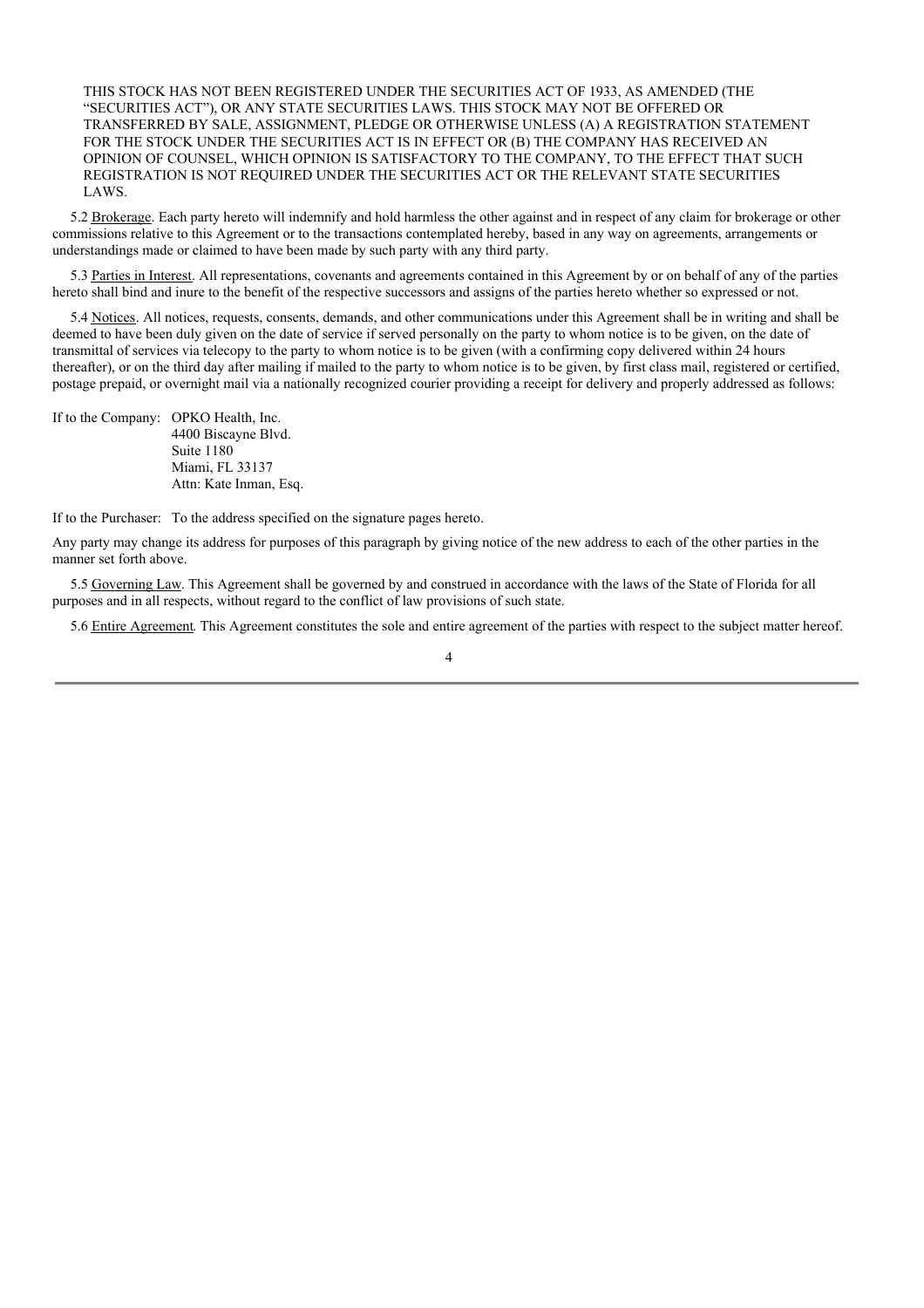THIS STOCK HAS NOT BEEN REGISTERED UNDER THE SECURITIES ACT OF 1933, AS AMENDED (THE "SECURITIES ACT"), OR ANY STATE SECURITIES LAWS. THIS STOCK MAY NOT BE OFFERED OR TRANSFERRED BY SALE, ASSIGNMENT, PLEDGE OR OTHERWISE UNLESS (A) A REGISTRATION STATEMENT FOR THE STOCK UNDER THE SECURITIES ACT IS IN EFFECT OR (B) THE COMPANY HAS RECEIVED AN OPINION OF COUNSEL, WHICH OPINION IS SATISFACTORY TO THE COMPANY, TO THE EFFECT THAT SUCH REGISTRATION IS NOT REQUIRED UNDER THE SECURITIES ACT OR THE RELEVANT STATE SECURITIES LAWS.

5.2 Brokerage. Each party hereto will indemnify and hold harmless the other against and in respect of any claim for brokerage or other commissions relative to this Agreement or to the transactions contemplated hereby, based in any way on agreements, arrangements or understandings made or claimed to have been made by such party with any third party.

5.3 Parties in Interest. All representations, covenants and agreements contained in this Agreement by or on behalf of any of the parties hereto shall bind and inure to the benefit of the respective successors and assigns of the parties hereto whether so expressed or not.

5.4 Notices. All notices, requests, consents, demands, and other communications under this Agreement shall be in writing and shall be deemed to have been duly given on the date of service if served personally on the party to whom notice is to be given, on the date of transmittal of services via telecopy to the party to whom notice is to be given (with a confirming copy delivered within 24 hours thereafter), or on the third day after mailing if mailed to the party to whom notice is to be given, by first class mail, registered or certified, postage prepaid, or overnight mail via a nationally recognized courier providing a receipt for delivery and properly addressed as follows:

If to the Company: OPKO Health, Inc.
4400 Biscayne Blvd.
Suite 1180
Miami, FL 33137
Attn: Kate Inman, Esq.

If to the Purchaser: To the address specified on the signature pages hereto.

Any party may change its address for purposes of this paragraph by giving notice of the new address to each of the other parties in the manner set forth above.

5.5 Governing Law. This Agreement shall be governed by and construed in accordance with the laws of the State of Florida for all purposes and in all respects, without regard to the conflict of law provisions of such state.

5.6 Entire Agreement. This Agreement constitutes the sole and entire agreement of the parties with respect to the subject matter hereof.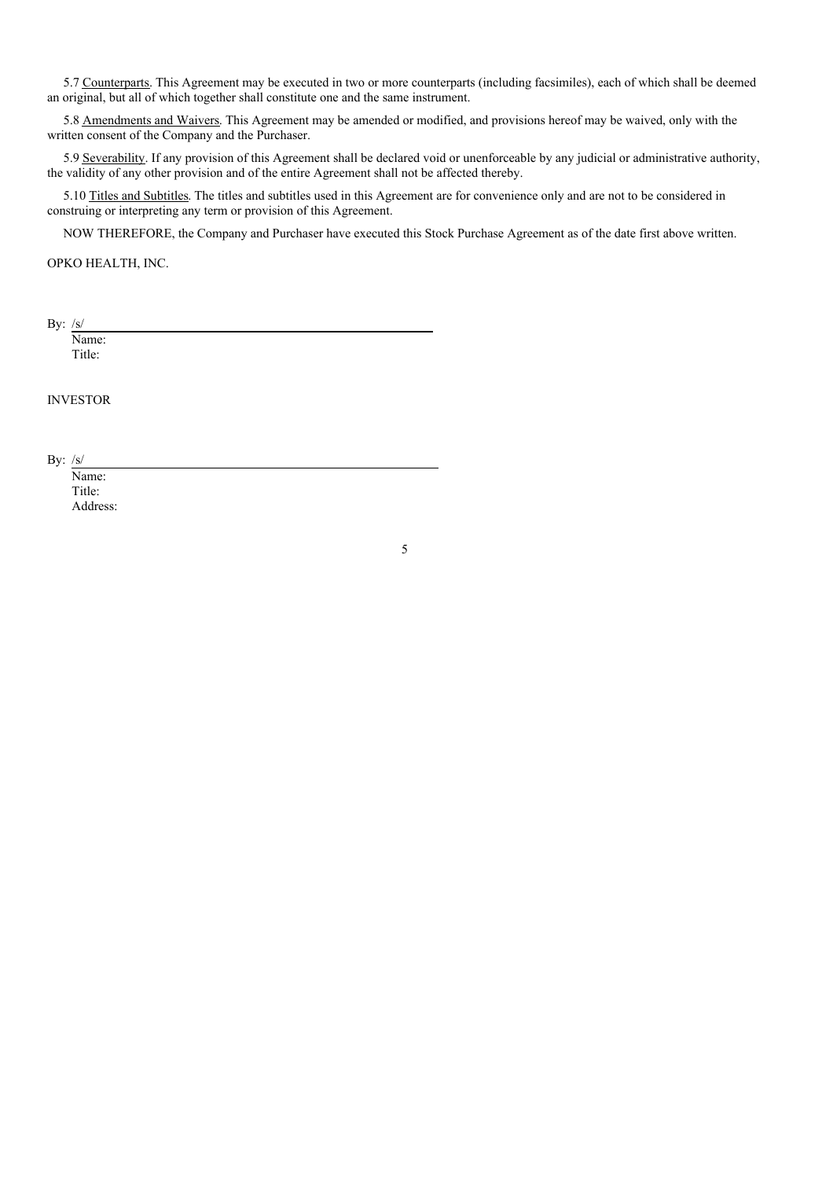5.7 Counterparts. This Agreement may be executed in two or more counterparts (including facsimiles), each of which shall be deemed an original, but all of which together shall constitute one and the same instrument.

5.8 Amendments and Waivers. This Agreement may be amended or modified, and provisions hereof may be waived, only with the written consent of the Company and the Purchaser.

5.9 Severability. If any provision of this Agreement shall be declared void or unenforceable by any judicial or administrative authority, the validity of any other provision and of the entire Agreement shall not be affected thereby.

5.10 Titles and Subtitles. The titles and subtitles used in this Agreement are for convenience only and are not to be considered in construing or interpreting any term or provision of this Agreement.

NOW THEREFORE, the Company and Purchaser have executed this Stock Purchase Agreement as of the date first above written.

OPKO HEALTH, INC.

By: /s/

Name:

Title:

INVESTOR

By: /s/

Name:

Title:

Address: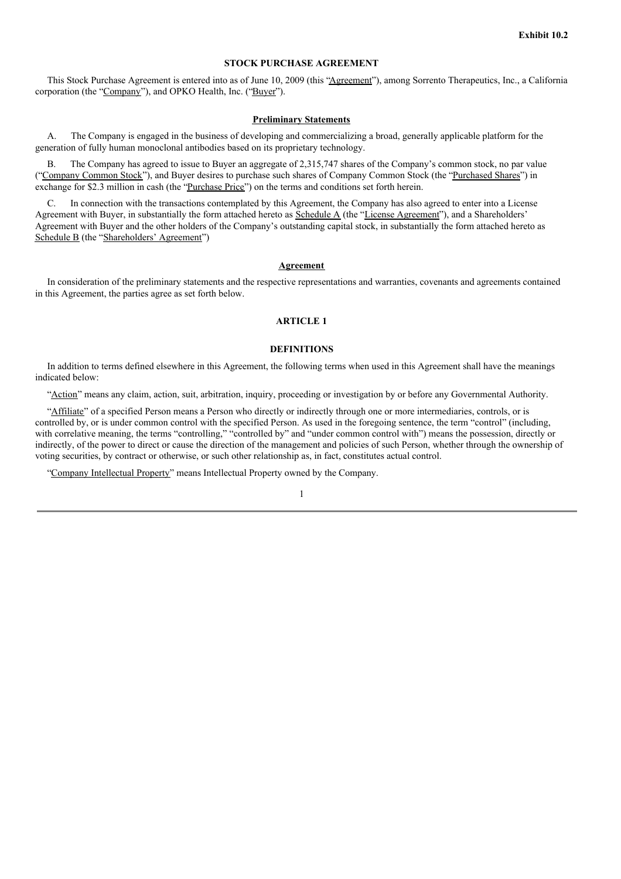**Exhibit 10.2**

# STOCK PURCHASE AGREEMENT

This Stock Purchase Agreement is entered into as of June 10, 2009 (this "Agreement"), among Sorrento Therapeutics, Inc., a California corporation (the "Company"), and OPKO Health, Inc. ("Buyer").

## Preliminary Statements

A. The Company is engaged in the business of developing and commercializing a broad, generally applicable platform for the generation of fully human monoclonal antibodies based on its proprietary technology.

B. The Company has agreed to issue to Buyer an aggregate of 2,315,747 shares of the Company's common stock, no par value ("Company Common Stock"), and Buyer desires to purchase such shares of Company Common Stock (the "Purchased Shares") in exchange for $2.3 million in cash (the "Purchase Price") on the terms and conditions set forth herein.

C. In connection with the transactions contemplated by this Agreement, the Company has also agreed to enter into a License Agreement with Buyer, in substantially the form attached hereto as Schedule A (the "License Agreement"), and a Shareholders' Agreement with Buyer and the other holders of the Company's outstanding capital stock, in substantially the form attached hereto as Schedule B (the "Shareholders' Agreement")

## Agreement

In consideration of the preliminary statements and the respective representations and warranties, covenants and agreements contained in this Agreement, the parties agree as set forth below.

## ARTICLE 1

## DEFINITIONS

In addition to terms defined elsewhere in this Agreement, the following terms when used in this Agreement shall have the meanings indicated below:

"Action" means any claim, action, suit, arbitration, inquiry, proceeding or investigation by or before any Governmental Authority.

"Affiliate" of a specified Person means a Person who directly or indirectly through one or more intermediaries, controls, or is controlled by, or is under common control with the specified Person. As used in the foregoing sentence, the term "control" (including, with correlative meaning, the terms "controlling," "controlled by" and "under common control with") means the possession, directly or indirectly, of the power to direct or cause the direction of the management and policies of such Person, whether through the ownership of voting securities, by contract or otherwise, or such other relationship as, in fact, constitutes actual control.

"Company Intellectual Property" means Intellectual Property owned by the Company.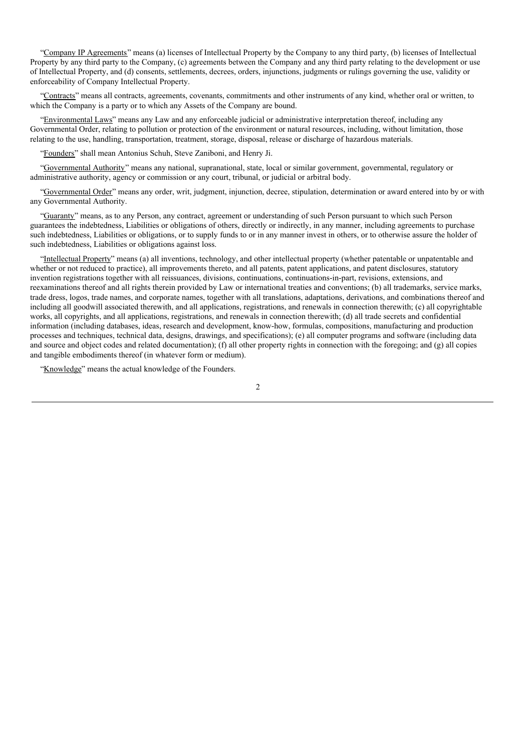"Company IP Agreements" means (a) licenses of Intellectual Property by the Company to any third party, (b) licenses of Intellectual Property by any third party to the Company, (c) agreements between the Company and any third party relating to the development or use of Intellectual Property, and (d) consents, settlements, decrees, orders, injunctions, judgments or rulings governing the use, validity or enforceability of Company Intellectual Property.

"Contracts" means all contracts, agreements, covenants, commitments and other instruments of any kind, whether oral or written, to which the Company is a party or to which any Assets of the Company are bound.

"Environmental Laws" means any Law and any enforceable judicial or administrative interpretation thereof, including any Governmental Order, relating to pollution or protection of the environment or natural resources, including, without limitation, those relating to the use, handling, transportation, treatment, storage, disposal, release or discharge of hazardous materials.

"Founders" shall mean Antonius Schuh, Steve Zaniboni, and Henry Ji.

"Governmental Authority" means any national, supranational, state, local or similar government, governmental, regulatory or administrative authority, agency or commission or any court, tribunal, or judicial or arbitral body.

"Governmental Order" means any order, writ, judgment, injunction, decree, stipulation, determination or award entered into by or with any Governmental Authority.

"Guaranty" means, as to any Person, any contract, agreement or understanding of such Person pursuant to which such Person guarantees the indebtedness, Liabilities or obligations of others, directly or indirectly, in any manner, including agreements to purchase such indebtedness, Liabilities or obligations, or to supply funds to or in any manner invest in others, or to otherwise assure the holder of such indebtedness, Liabilities or obligations against loss.

"Intellectual Property" means (a) all inventions, technology, and other intellectual property (whether patentable or unpatentable and whether or not reduced to practice), all improvements thereto, and all patents, patent applications, and patent disclosures, statutory invention registrations together with all reissuances, divisions, continuations, continuations-in-part, revisions, extensions, and reexaminations thereof and all rights therein provided by Law or international treaties and conventions; (b) all trademarks, service marks, trade dress, logos, trade names, and corporate names, together with all translations, adaptations, derivations, and combinations thereof and including all goodwill associated therewith, and all applications, registrations, and renewals in connection therewith; (c) all copyrightable works, all copyrights, and all applications, registrations, and renewals in connection therewith; (d) all trade secrets and confidential information (including databases, ideas, research and development, know-how, formulas, compositions, manufacturing and production processes and techniques, technical data, designs, drawings, and specifications); (e) all computer programs and software (including data and source and object codes and related documentation); (f) all other property rights in connection with the foregoing; and (g) all copies and tangible embodiments thereof (in whatever form or medium).

"Knowledge" means the actual knowledge of the Founders.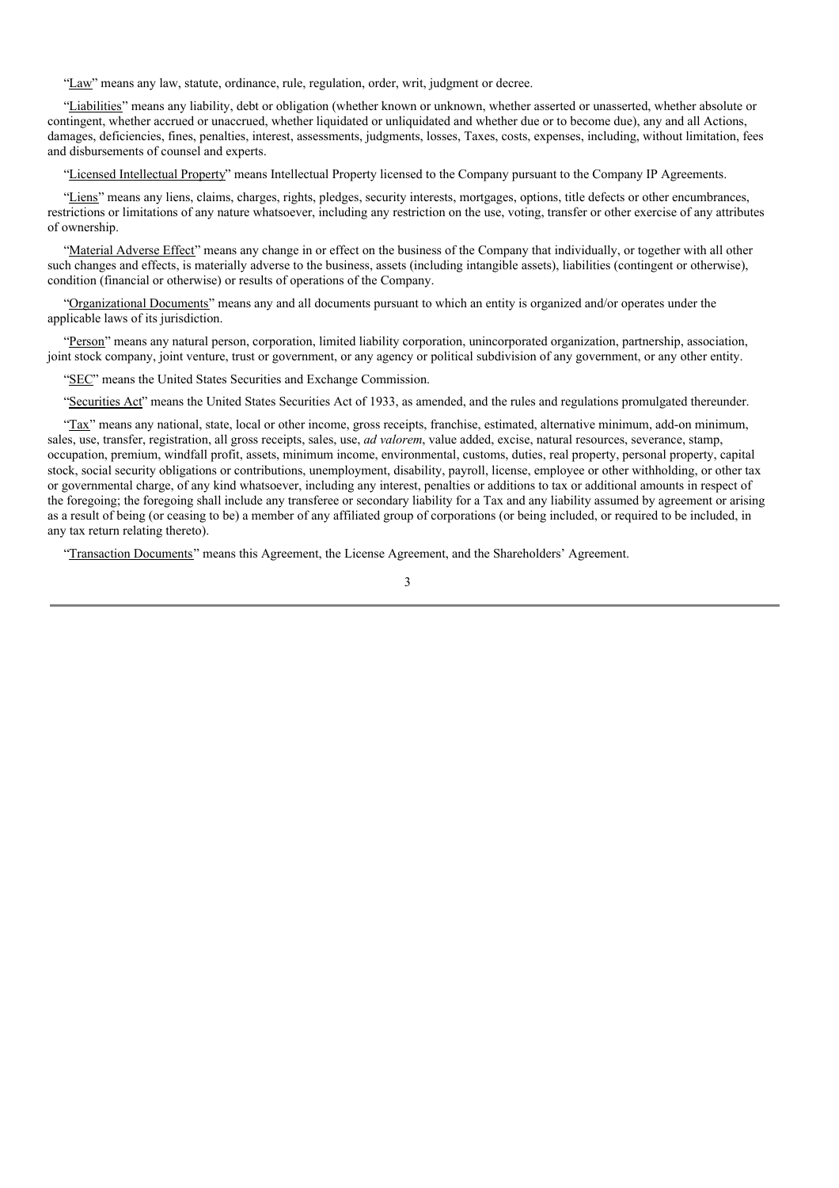"Law" means any law, statute, ordinance, rule, regulation, order, writ, judgment or decree.

"Liabilities" means any liability, debt or obligation (whether known or unknown, whether asserted or unasserted, whether absolute or contingent, whether accrued or unaccrued, whether liquidated or unliquidated and whether due or to become due), any and all Actions, damages, deficiencies, fines, penalties, interest, assessments, judgments, losses, Taxes, costs, expenses, including, without limitation, fees and disbursements of counsel and experts.

"Licensed Intellectual Property" means Intellectual Property licensed to the Company pursuant to the Company IP Agreements.

"Liens" means any liens, claims, charges, rights, pledges, security interests, mortgages, options, title defects or other encumbrances, restrictions or limitations of any nature whatsoever, including any restriction on the use, voting, transfer or other exercise of any attributes of ownership.

"Material Adverse Effect" means any change in or effect on the business of the Company that individually, or together with all other such changes and effects, is materially adverse to the business, assets (including intangible assets), liabilities (contingent or otherwise), condition (financial or otherwise) or results of operations of the Company.

"Organizational Documents" means any and all documents pursuant to which an entity is organized and/or operates under the applicable laws of its jurisdiction.

"Person" means any natural person, corporation, limited liability corporation, unincorporated organization, partnership, association, joint stock company, joint venture, trust or government, or any agency or political subdivision of any government, or any other entity.

"SEC" means the United States Securities and Exchange Commission.

"Securities Act" means the United States Securities Act of 1933, as amended, and the rules and regulations promulgated thereunder.

"Tax" means any national, state, local or other income, gross receipts, franchise, estimated, alternative minimum, add-on minimum, sales, use, transfer, registration, all gross receipts, sales, use, *ad valorem*, value added, excise, natural resources, severance, stamp, occupation, premium, windfall profit, assets, minimum income, environmental, customs, duties, real property, personal property, capital stock, social security obligations or contributions, unemployment, disability, payroll, license, employee or other withholding, or other tax or governmental charge, of any kind whatsoever, including any interest, penalties or additions to tax or additional amounts in respect of the foregoing; the foregoing shall include any transferee or secondary liability for a Tax and any liability assumed by agreement or arising as a result of being (or ceasing to be) a member of any affiliated group of corporations (or being included, or required to be included, in any tax return relating thereto).

"Transaction Documents" means this Agreement, the License Agreement, and the Shareholders' Agreement.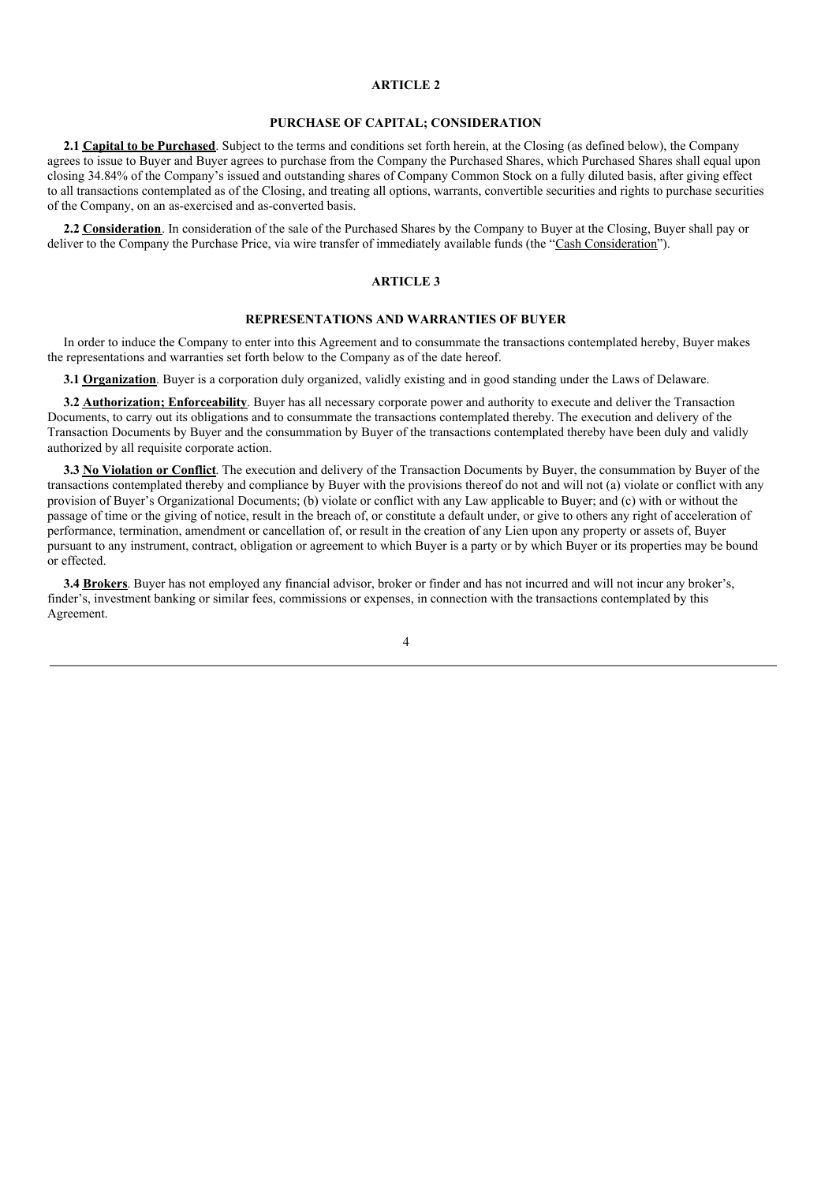## ARTICLE 2

### PURCHASE OF CAPITAL; CONSIDERATION

**2.1 Capital to be Purchased**. Subject to the terms and conditions set forth herein, at the Closing (as defined below), the Company agrees to issue to Buyer and Buyer agrees to purchase from the Company the Purchased Shares, which Purchased Shares shall equal upon closing 34.84% of the Company's issued and outstanding shares of Company Common Stock on a fully diluted basis, after giving effect to all transactions contemplated as of the Closing, and treating all options, warrants, convertible securities and rights to purchase securities of the Company, on an as-exercised and as-converted basis.

**2.2 Consideration**. In consideration of the sale of the Purchased Shares by the Company to Buyer at the Closing, Buyer shall pay or deliver to the Company the Purchase Price, via wire transfer of immediately available funds (the "Cash Consideration").

## ARTICLE 3

### REPRESENTATIONS AND WARRANTIES OF BUYER

In order to induce the Company to enter into this Agreement and to consummate the transactions contemplated hereby, Buyer makes the representations and warranties set forth below to the Company as of the date hereof.

**3.1 Organization**. Buyer is a corporation duly organized, validly existing and in good standing under the Laws of Delaware.

**3.2 Authorization; Enforceability**. Buyer has all necessary corporate power and authority to execute and deliver the Transaction Documents, to carry out its obligations and to consummate the transactions contemplated thereby. The execution and delivery of the Transaction Documents by Buyer and the consummation by Buyer of the transactions contemplated thereby have been duly and validly authorized by all requisite corporate action.

**3.3 No Violation or Conflict**. The execution and delivery of the Transaction Documents by Buyer, the consummation by Buyer of the transactions contemplated thereby and compliance by Buyer with the provisions thereof do not and will not (a) violate or conflict with any provision of Buyer's Organizational Documents; (b) violate or conflict with any Law applicable to Buyer; and (c) with or without the passage of time or the giving of notice, result in the breach of, or constitute a default under, or give to others any right of acceleration of performance, termination, amendment or cancellation of, or result in the creation of any Lien upon any property or assets of, Buyer pursuant to any instrument, contract, obligation or agreement to which Buyer is a party or by which Buyer or its properties may be bound or effected.

**3.4 Brokers**. Buyer has not employed any financial advisor, broker or finder and has not incurred and will not incur any broker's, finder's, investment banking or similar fees, commissions or expenses, in connection with the transactions contemplated by this Agreement.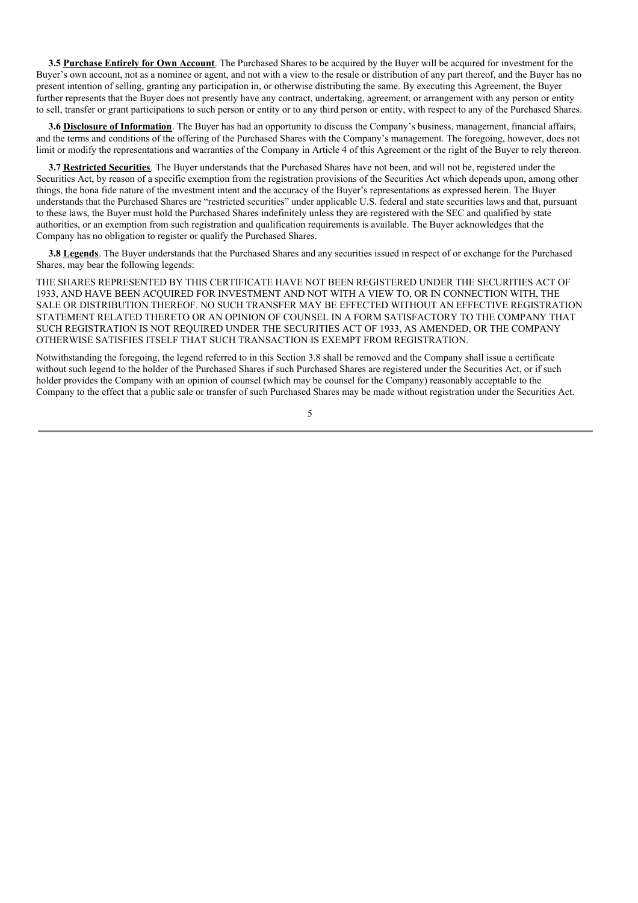**3.5 Purchase Entirely for Own Account**. The Purchased Shares to be acquired by the Buyer will be acquired for investment for the Buyer's own account, not as a nominee or agent, and not with a view to the resale or distribution of any part thereof, and the Buyer has no present intention of selling, granting any participation in, or otherwise distributing the same. By executing this Agreement, the Buyer further represents that the Buyer does not presently have any contract, undertaking, agreement, or arrangement with any person or entity to sell, transfer or grant participations to such person or entity or to any third person or entity, with respect to any of the Purchased Shares.

**3.6 Disclosure of Information**. The Buyer has had an opportunity to discuss the Company's business, management, financial affairs, and the terms and conditions of the offering of the Purchased Shares with the Company's management. The foregoing, however, does not limit or modify the representations and warranties of the Company in Article 4 of this Agreement or the right of the Buyer to rely thereon.

**3.7 Restricted Securities**. The Buyer understands that the Purchased Shares have not been, and will not be, registered under the Securities Act, by reason of a specific exemption from the registration provisions of the Securities Act which depends upon, among other things, the bona fide nature of the investment intent and the accuracy of the Buyer's representations as expressed herein. The Buyer understands that the Purchased Shares are "restricted securities" under applicable U.S. federal and state securities laws and that, pursuant to these laws, the Buyer must hold the Purchased Shares indefinitely unless they are registered with the SEC and qualified by state authorities, or an exemption from such registration and qualification requirements is available. The Buyer acknowledges that the Company has no obligation to register or qualify the Purchased Shares.

**3.8 Legends**. The Buyer understands that the Purchased Shares and any securities issued in respect of or exchange for the Purchased Shares, may bear the following legends:

THE SHARES REPRESENTED BY THIS CERTIFICATE HAVE NOT BEEN REGISTERED UNDER THE SECURITIES ACT OF 1933, AND HAVE BEEN ACQUIRED FOR INVESTMENT AND NOT WITH A VIEW TO, OR IN CONNECTION WITH, THE SALE OR DISTRIBUTION THEREOF. NO SUCH TRANSFER MAY BE EFFECTED WITHOUT AN EFFECTIVE REGISTRATION STATEMENT RELATED THERETO OR AN OPINION OF COUNSEL IN A FORM SATISFACTORY TO THE COMPANY THAT SUCH REGISTRATION IS NOT REQUIRED UNDER THE SECURITIES ACT OF 1933, AS AMENDED, OR THE COMPANY OTHERWISE SATISFIES ITSELF THAT SUCH TRANSACTION IS EXEMPT FROM REGISTRATION.

Notwithstanding the foregoing, the legend referred to in this Section 3.8 shall be removed and the Company shall issue a certificate without such legend to the holder of the Purchased Shares if such Purchased Shares are registered under the Securities Act, or if such holder provides the Company with an opinion of counsel (which may be counsel for the Company) reasonably acceptable to the Company to the effect that a public sale or transfer of such Purchased Shares may be made without registration under the Securities Act.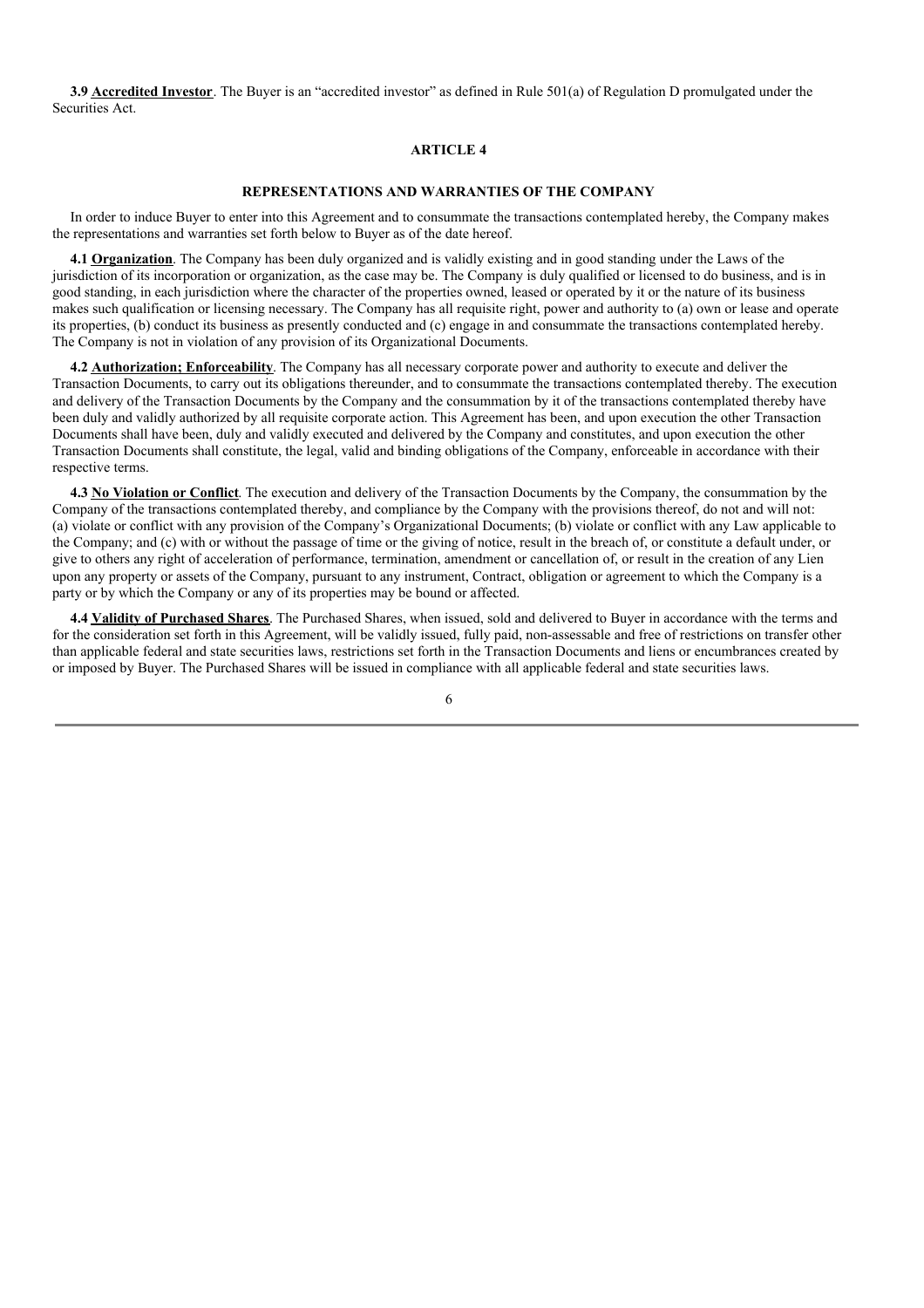**3.9 Accredited Investor**. The Buyer is an "accredited investor" as defined in Rule 501(a) of Regulation D promulgated under the Securities Act.

## ARTICLE 4

## REPRESENTATIONS AND WARRANTIES OF THE COMPANY

In order to induce Buyer to enter into this Agreement and to consummate the transactions contemplated hereby, the Company makes the representations and warranties set forth below to Buyer as of the date hereof.

**4.1 Organization**. The Company has been duly organized and is validly existing and in good standing under the Laws of the jurisdiction of its incorporation or organization, as the case may be. The Company is duly qualified or licensed to do business, and is in good standing, in each jurisdiction where the character of the properties owned, leased or operated by it or the nature of its business makes such qualification or licensing necessary. The Company has all requisite right, power and authority to (a) own or lease and operate its properties, (b) conduct its business as presently conducted and (c) engage in and consummate the transactions contemplated hereby. The Company is not in violation of any provision of its Organizational Documents.

**4.2 Authorization; Enforceability**. The Company has all necessary corporate power and authority to execute and deliver the Transaction Documents, to carry out its obligations thereunder, and to consummate the transactions contemplated thereby. The execution and delivery of the Transaction Documents by the Company and the consummation by it of the transactions contemplated thereby have been duly and validly authorized by all requisite corporate action. This Agreement has been, and upon execution the other Transaction Documents shall have been, duly and validly executed and delivered by the Company and constitutes, and upon execution the other Transaction Documents shall constitute, the legal, valid and binding obligations of the Company, enforceable in accordance with their respective terms.

**4.3 No Violation or Conflict**. The execution and delivery of the Transaction Documents by the Company, the consummation by the Company of the transactions contemplated thereby, and compliance by the Company with the provisions thereof, do not and will not: (a) violate or conflict with any provision of the Company's Organizational Documents; (b) violate or conflict with any Law applicable to the Company; and (c) with or without the passage of time or the giving of notice, result in the breach of, or constitute a default under, or give to others any right of acceleration of performance, termination, amendment or cancellation of, or result in the creation of any Lien upon any property or assets of the Company, pursuant to any instrument, Contract, obligation or agreement to which the Company is a party or by which the Company or any of its properties may be bound or affected.

**4.4 Validity of Purchased Shares**. The Purchased Shares, when issued, sold and delivered to Buyer in accordance with the terms and for the consideration set forth in this Agreement, will be validly issued, fully paid, non-assessable and free of restrictions on transfer other than applicable federal and state securities laws, restrictions set forth in the Transaction Documents and liens or encumbrances created by or imposed by Buyer. The Purchased Shares will be issued in compliance with all applicable federal and state securities laws.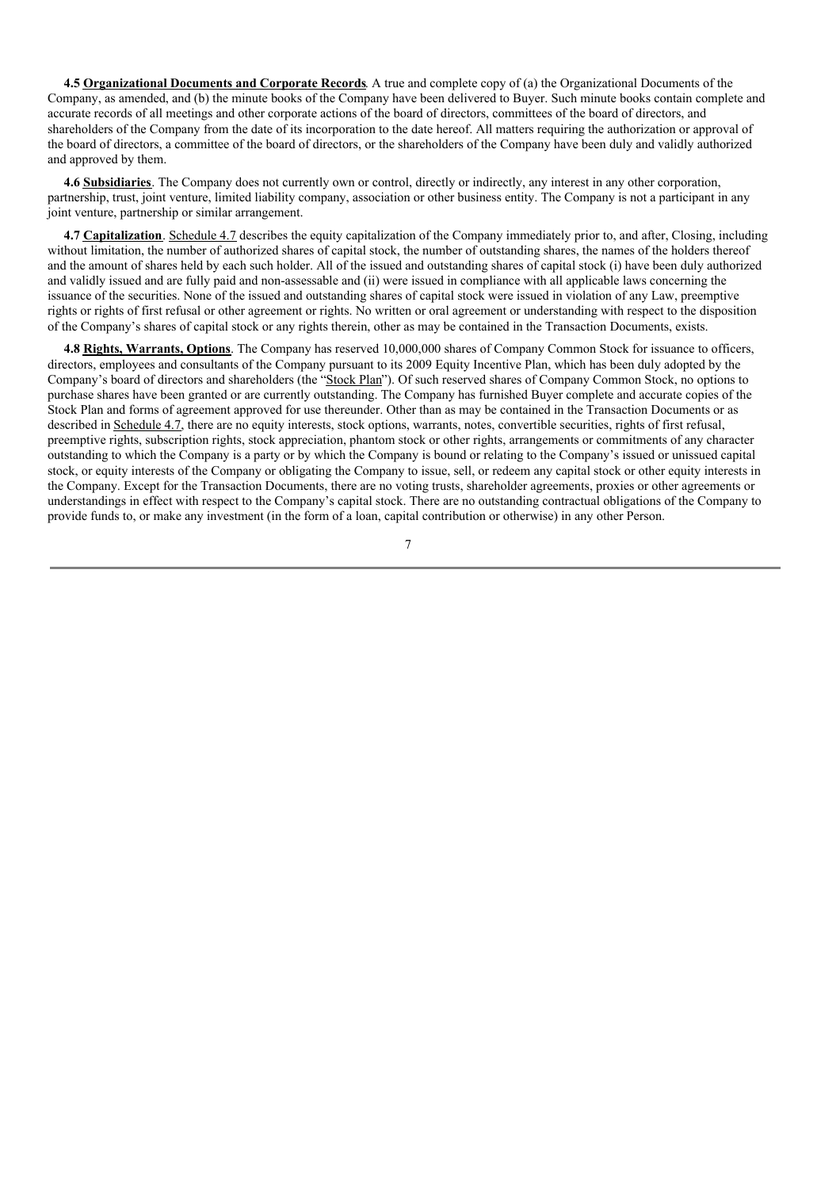**4.5 Organizational Documents and Corporate Records**. A true and complete copy of (a) the Organizational Documents of the Company, as amended, and (b) the minute books of the Company have been delivered to Buyer. Such minute books contain complete and accurate records of all meetings and other corporate actions of the board of directors, committees of the board of directors, and shareholders of the Company from the date of its incorporation to the date hereof. All matters requiring the authorization or approval of the board of directors, a committee of the board of directors, or the shareholders of the Company have been duly and validly authorized and approved by them.

**4.6 Subsidiaries**. The Company does not currently own or control, directly or indirectly, any interest in any other corporation, partnership, trust, joint venture, limited liability company, association or other business entity. The Company is not a participant in any joint venture, partnership or similar arrangement.

**4.7 Capitalization**. Schedule 4.7 describes the equity capitalization of the Company immediately prior to, and after, Closing, including without limitation, the number of authorized shares of capital stock, the number of outstanding shares, the names of the holders thereof and the amount of shares held by each such holder. All of the issued and outstanding shares of capital stock (i) have been duly authorized and validly issued and are fully paid and non-assessable and (ii) were issued in compliance with all applicable laws concerning the issuance of the securities. None of the issued and outstanding shares of capital stock were issued in violation of any Law, preemptive rights or rights of first refusal or other agreement or rights. No written or oral agreement or understanding with respect to the disposition of the Company's shares of capital stock or any rights therein, other as may be contained in the Transaction Documents, exists.

**4.8 Rights, Warrants, Options**. The Company has reserved 10,000,000 shares of Company Common Stock for issuance to officers, directors, employees and consultants of the Company pursuant to its 2009 Equity Incentive Plan, which has been duly adopted by the Company's board of directors and shareholders (the "Stock Plan"). Of such reserved shares of Company Common Stock, no options to purchase shares have been granted or are currently outstanding. The Company has furnished Buyer complete and accurate copies of the Stock Plan and forms of agreement approved for use thereunder. Other than as may be contained in the Transaction Documents or as described in Schedule 4.7, there are no equity interests, stock options, warrants, notes, convertible securities, rights of first refusal, preemptive rights, subscription rights, stock appreciation, phantom stock or other rights, arrangements or commitments of any character outstanding to which the Company is a party or by which the Company is bound or relating to the Company's issued or unissued capital stock, or equity interests of the Company or obligating the Company to issue, sell, or redeem any capital stock or other equity interests in the Company. Except for the Transaction Documents, there are no voting trusts, shareholder agreements, proxies or other agreements or understandings in effect with respect to the Company's capital stock. There are no outstanding contractual obligations of the Company to provide funds to, or make any investment (in the form of a loan, capital contribution or otherwise) in any other Person.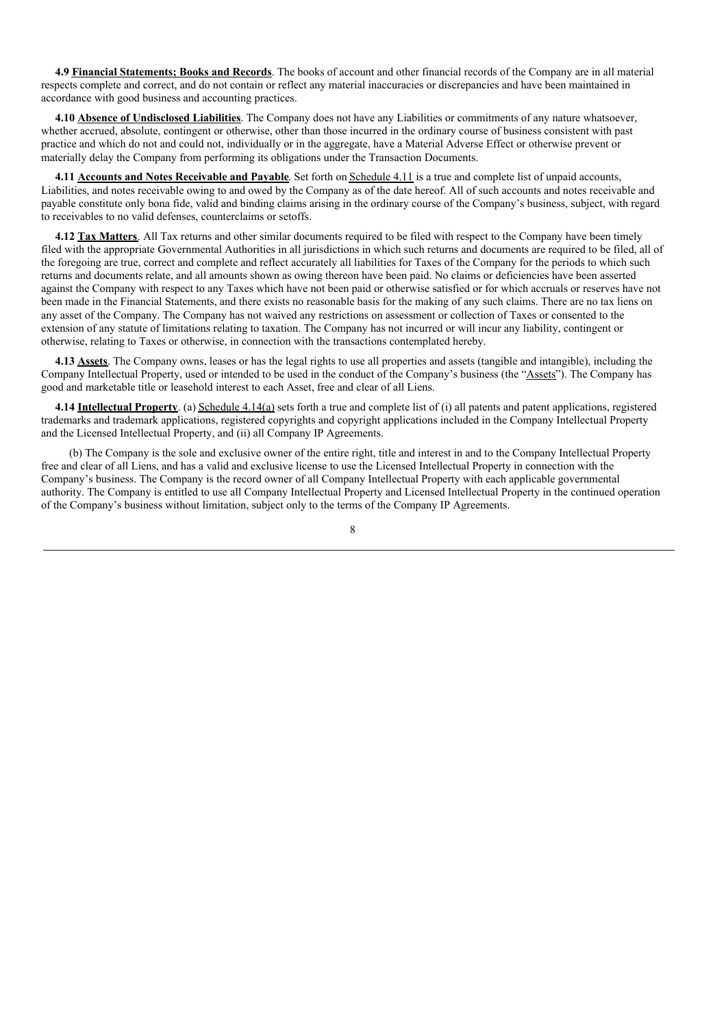**4.9 <u>Financial Statements; Books and Records</u>**. The books of account and other financial records of the Company are in all material respects complete and correct, and do not contain or reflect any material inaccuracies or discrepancies and have been maintained in accordance with good business and accounting practices.

**4.10 <u>Absence of Undisclosed Liabilities</u>**. The Company does not have any Liabilities or commitments of any nature whatsoever, whether accrued, absolute, contingent or otherwise, other than those incurred in the ordinary course of business consistent with past practice and which do not and could not, individually or in the aggregate, have a Material Adverse Effect or otherwise prevent or materially delay the Company from performing its obligations under the Transaction Documents.

**4.11 <u>Accounts and Notes Receivable and Payable</u>**. Set forth on <u>Schedule 4.11</u> is a true and complete list of unpaid accounts, Liabilities, and notes receivable owing to and owed by the Company as of the date hereof. All of such accounts and notes receivable and payable constitute only bona fide, valid and binding claims arising in the ordinary course of the Company's business, subject, with regard to receivables to no valid defenses, counterclaims or setoffs.

**4.12 <u>Tax Matters</u>**. All Tax returns and other similar documents required to be filed with respect to the Company have been timely filed with the appropriate Governmental Authorities in all jurisdictions in which such returns and documents are required to be filed, all of the foregoing are true, correct and complete and reflect accurately all liabilities for Taxes of the Company for the periods to which such returns and documents relate, and all amounts shown as owing thereon have been paid. No claims or deficiencies have been asserted against the Company with respect to any Taxes which have not been paid or otherwise satisfied or for which accruals or reserves have not been made in the Financial Statements, and there exists no reasonable basis for the making of any such claims. There are no tax liens on any asset of the Company. The Company has not waived any restrictions on assessment or collection of Taxes or consented to the extension of any statute of limitations relating to taxation. The Company has not incurred or will incur any liability, contingent or otherwise, relating to Taxes or otherwise, in connection with the transactions contemplated hereby.

**4.13 <u>Assets</u>**. The Company owns, leases or has the legal rights to use all properties and assets (tangible and intangible), including the Company Intellectual Property, used or intended to be used in the conduct of the Company's business (the "<u>Assets</u>"). The Company has good and marketable title or leasehold interest to each Asset, free and clear of all Liens.

**4.14 <u>Intellectual Property</u>**. (a) <u>Schedule 4.14(a)</u> sets forth a true and complete list of (i) all patents and patent applications, registered trademarks and trademark applications, registered copyrights and copyright applications included in the Company Intellectual Property and the Licensed Intellectual Property, and (ii) all Company IP Agreements.

(b) The Company is the sole and exclusive owner of the entire right, title and interest in and to the Company Intellectual Property free and clear of all Liens, and has a valid and exclusive license to use the Licensed Intellectual Property in connection with the Company's business. The Company is the record owner of all Company Intellectual Property with each applicable governmental authority. The Company is entitled to use all Company Intellectual Property and Licensed Intellectual Property in the continued operation of the Company's business without limitation, subject only to the terms of the Company IP Agreements.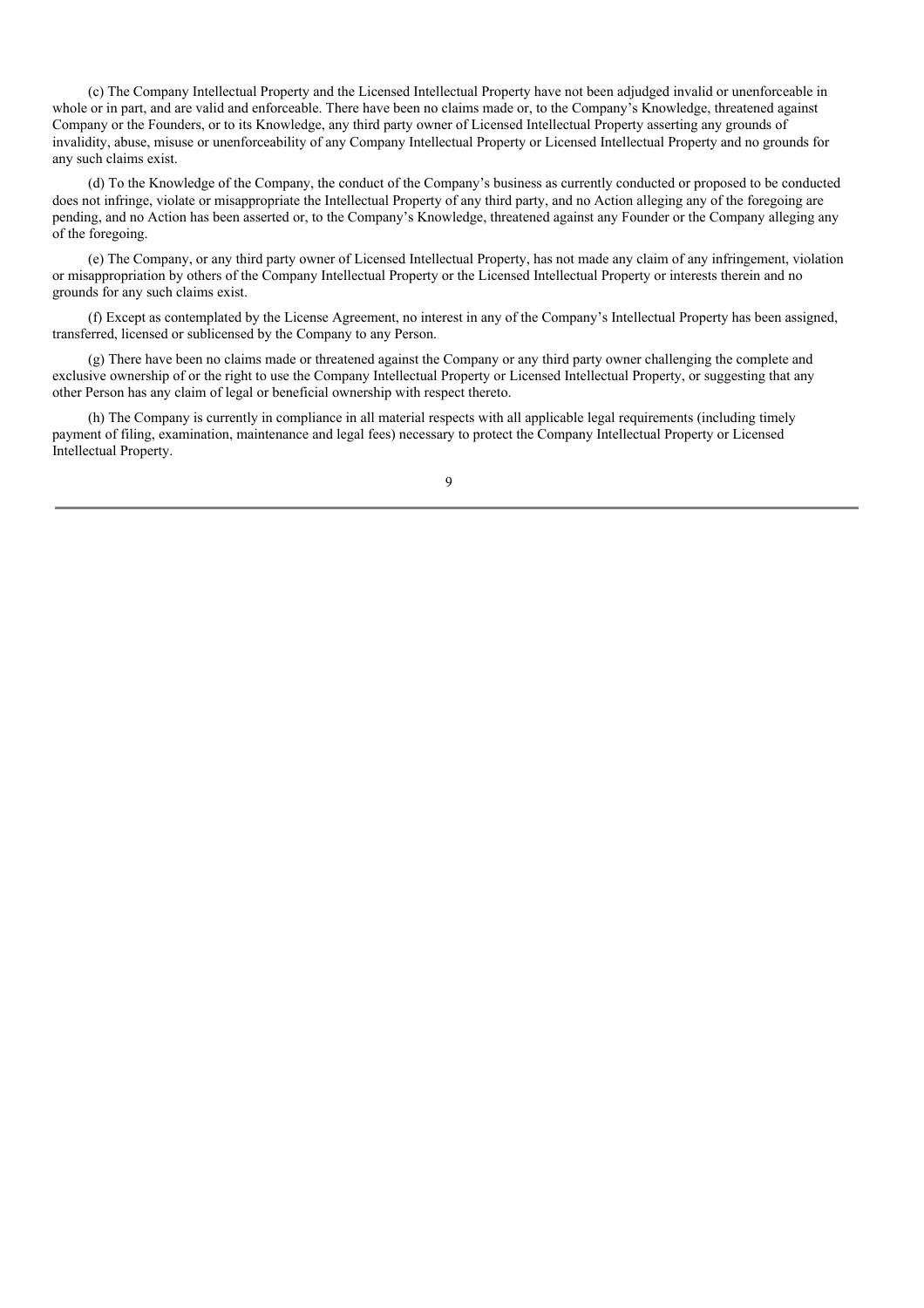(c) The Company Intellectual Property and the Licensed Intellectual Property have not been adjudged invalid or unenforceable in whole or in part, and are valid and enforceable. There have been no claims made or, to the Company's Knowledge, threatened against Company or the Founders, or to its Knowledge, any third party owner of Licensed Intellectual Property asserting any grounds of invalidity, abuse, misuse or unenforceability of any Company Intellectual Property or Licensed Intellectual Property and no grounds for any such claims exist.

(d) To the Knowledge of the Company, the conduct of the Company's business as currently conducted or proposed to be conducted does not infringe, violate or misappropriate the Intellectual Property of any third party, and no Action alleging any of the foregoing are pending, and no Action has been asserted or, to the Company's Knowledge, threatened against any Founder or the Company alleging any of the foregoing.

(e) The Company, or any third party owner of Licensed Intellectual Property, has not made any claim of any infringement, violation or misappropriation by others of the Company Intellectual Property or the Licensed Intellectual Property or interests therein and no grounds for any such claims exist.

(f) Except as contemplated by the License Agreement, no interest in any of the Company's Intellectual Property has been assigned, transferred, licensed or sublicensed by the Company to any Person.

(g) There have been no claims made or threatened against the Company or any third party owner challenging the complete and exclusive ownership of or the right to use the Company Intellectual Property or Licensed Intellectual Property, or suggesting that any other Person has any claim of legal or beneficial ownership with respect thereto.

(h) The Company is currently in compliance in all material respects with all applicable legal requirements (including timely payment of filing, examination, maintenance and legal fees) necessary to protect the Company Intellectual Property or Licensed Intellectual Property.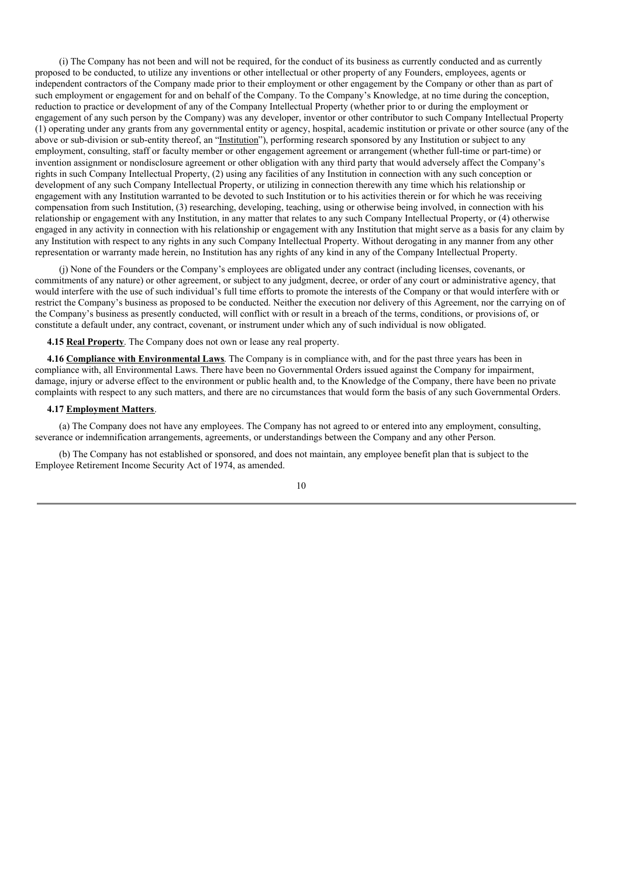(i) The Company has not been and will not be required, for the conduct of its business as currently conducted and as currently proposed to be conducted, to utilize any inventions or other intellectual or other property of any Founders, employees, agents or independent contractors of the Company made prior to their employment or other engagement by the Company or other than as part of such employment or engagement for and on behalf of the Company. To the Company's Knowledge, at no time during the conception, reduction to practice or development of any of the Company Intellectual Property (whether prior to or during the employment or engagement of any such person by the Company) was any developer, inventor or other contributor to such Company Intellectual Property (1) operating under any grants from any governmental entity or agency, hospital, academic institution or private or other source (any of the above or sub-division or sub-entity thereof, an "Institution"), performing research sponsored by any Institution or subject to any employment, consulting, staff or faculty member or other engagement agreement or arrangement (whether full-time or part-time) or invention assignment or nondisclosure agreement or other obligation with any third party that would adversely affect the Company's rights in such Company Intellectual Property, (2) using any facilities of any Institution in connection with any such conception or development of any such Company Intellectual Property, or utilizing in connection therewith any time which his relationship or engagement with any Institution warranted to be devoted to such Institution or to his activities therein or for which he was receiving compensation from such Institution, (3) researching, developing, teaching, using or otherwise being involved, in connection with his relationship or engagement with any Institution, in any matter that relates to any such Company Intellectual Property, or (4) otherwise engaged in any activity in connection with his relationship or engagement with any Institution that might serve as a basis for any claim by any Institution with respect to any rights in any such Company Intellectual Property. Without derogating in any manner from any other representation or warranty made herein, no Institution has any rights of any kind in any of the Company Intellectual Property.

(j) None of the Founders or the Company's employees are obligated under any contract (including licenses, covenants, or commitments of any nature) or other agreement, or subject to any judgment, decree, or order of any court or administrative agency, that would interfere with the use of such individual's full time efforts to promote the interests of the Company or that would interfere with or restrict the Company's business as proposed to be conducted. Neither the execution nor delivery of this Agreement, nor the carrying on of the Company's business as presently conducted, will conflict with or result in a breach of the terms, conditions, or provisions of, or constitute a default under, any contract, covenant, or instrument under which any of such individual is now obligated.

**4.15 Real Property**. The Company does not own or lease any real property.

**4.16 Compliance with Environmental Laws**. The Company is in compliance with, and for the past three years has been in compliance with, all Environmental Laws. There have been no Governmental Orders issued against the Company for impairment, damage, injury or adverse effect to the environment or public health and, to the Knowledge of the Company, there have been no private complaints with respect to any such matters, and there are no circumstances that would form the basis of any such Governmental Orders.

**4.17 Employment Matters**.

(a) The Company does not have any employees. The Company has not agreed to or entered into any employment, consulting, severance or indemnification arrangements, agreements, or understandings between the Company and any other Person.

(b) The Company has not established or sponsored, and does not maintain, any employee benefit plan that is subject to the Employee Retirement Income Security Act of 1974, as amended.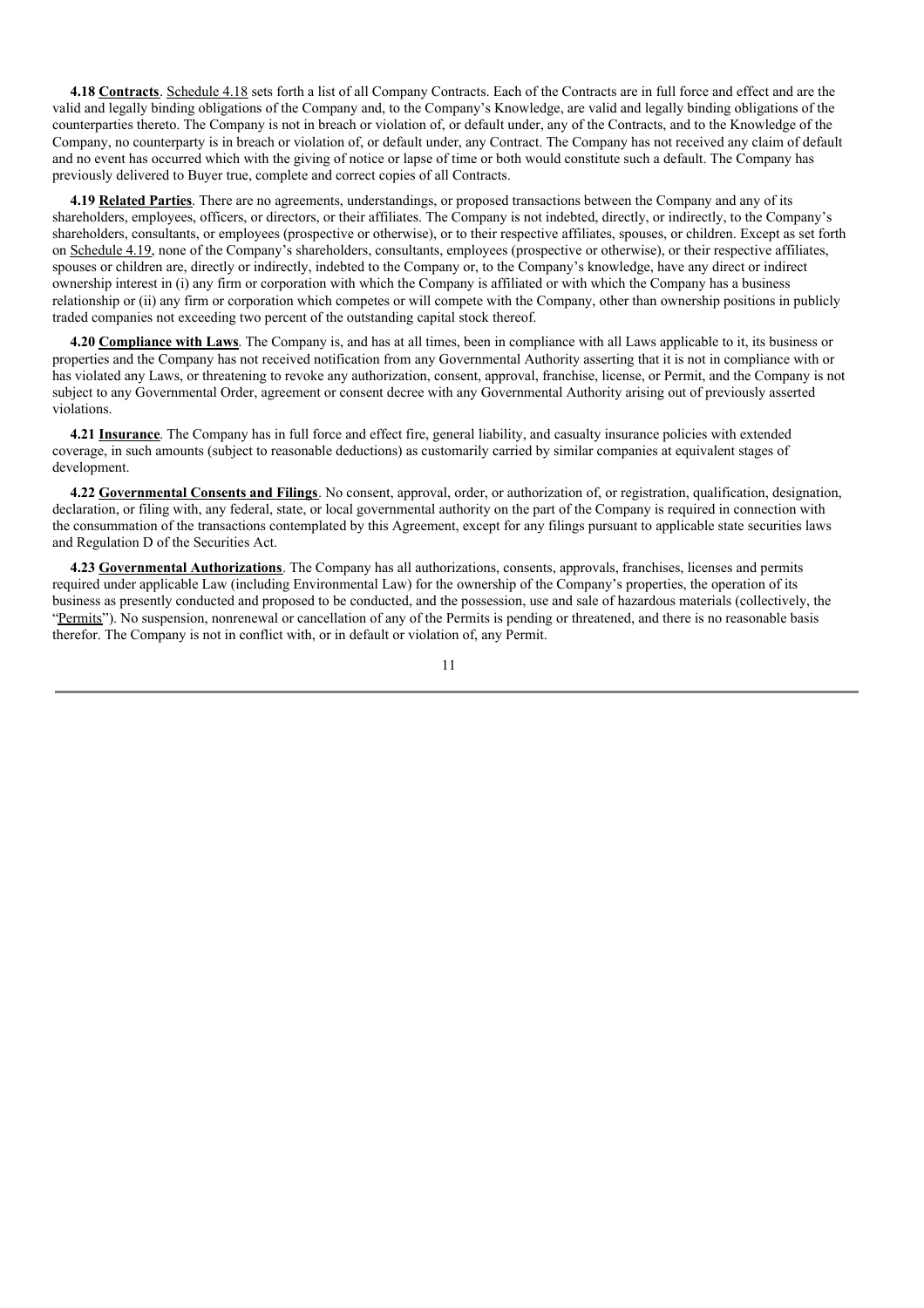**4.18 <u>Contracts</u>**. <u>Schedule 4.18</u> sets forth a list of all Company Contracts. Each of the Contracts are in full force and effect and are the valid and legally binding obligations of the Company and, to the Company's Knowledge, are valid and legally binding obligations of the counterparties thereto. The Company is not in breach or violation of, or default under, any of the Contracts, and to the Knowledge of the Company, no counterparty is in breach or violation of, or default under, any Contract. The Company has not received any claim of default and no event has occurred which with the giving of notice or lapse of time or both would constitute such a default. The Company has previously delivered to Buyer true, complete and correct copies of all Contracts.

**4.19 <u>Related Parties</u>**. There are no agreements, understandings, or proposed transactions between the Company and any of its shareholders, employees, officers, or directors, or their affiliates. The Company is not indebted, directly, or indirectly, to the Company's shareholders, consultants, or employees (prospective or otherwise), or to their respective affiliates, spouses, or children. Except as set forth on <u>Schedule 4.19</u>, none of the Company's shareholders, consultants, employees (prospective or otherwise), or their respective affiliates, spouses or children are, directly or indirectly, indebted to the Company or, to the Company's knowledge, have any direct or indirect ownership interest in (i) any firm or corporation with which the Company is affiliated or with which the Company has a business relationship or (ii) any firm or corporation which competes or will compete with the Company, other than ownership positions in publicly traded companies not exceeding two percent of the outstanding capital stock thereof.

**4.20 <u>Compliance with Laws</u>**. The Company is, and has at all times, been in compliance with all Laws applicable to it, its business or properties and the Company has not received notification from any Governmental Authority asserting that it is not in compliance with or has violated any Laws, or threatening to revoke any authorization, consent, approval, franchise, license, or Permit, and the Company is not subject to any Governmental Order, agreement or consent decree with any Governmental Authority arising out of previously asserted violations.

**4.21 <u>Insurance</u>**. The Company has in full force and effect fire, general liability, and casualty insurance policies with extended coverage, in such amounts (subject to reasonable deductions) as customarily carried by similar companies at equivalent stages of development.

**4.22 <u>Governmental Consents and Filings</u>**. No consent, approval, order, or authorization of, or registration, qualification, designation, declaration, or filing with, any federal, state, or local governmental authority on the part of the Company is required in connection with the consummation of the transactions contemplated by this Agreement, except for any filings pursuant to applicable state securities laws and Regulation D of the Securities Act.

**4.23 <u>Governmental Authorizations</u>**. The Company has all authorizations, consents, approvals, franchises, licenses and permits required under applicable Law (including Environmental Law) for the ownership of the Company's properties, the operation of its business as presently conducted and proposed to be conducted, and the possession, use and sale of hazardous materials (collectively, the "<u>Permits</u>"). No suspension, nonrenewal or cancellation of any of the Permits is pending or threatened, and there is no reasonable basis therefor. The Company is not in conflict with, or in default or violation of, any Permit.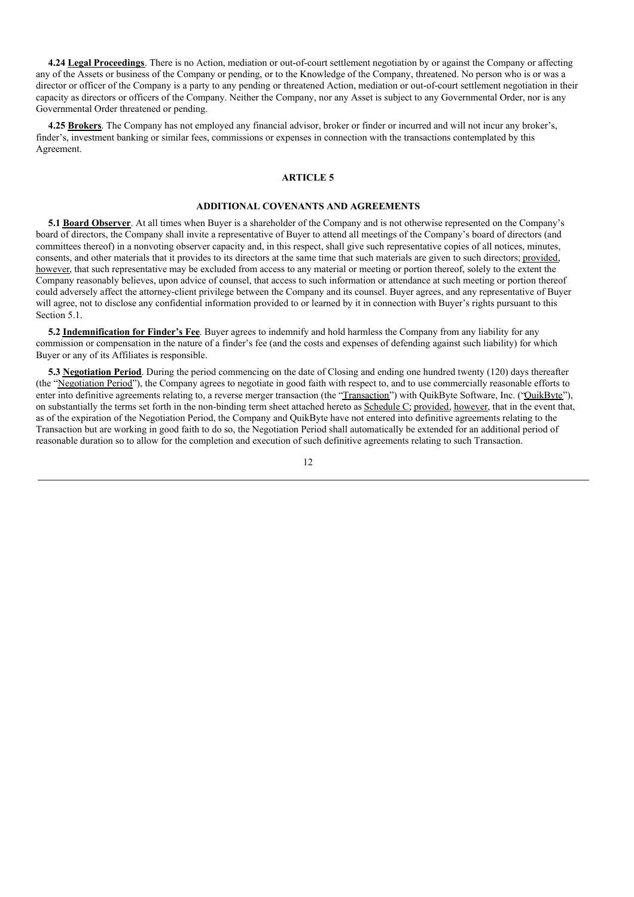**4.24 Legal Proceedings**. There is no Action, mediation or out-of-court settlement negotiation by or against the Company or affecting any of the Assets or business of the Company or pending, or to the Knowledge of the Company, threatened. No person who is or was a director or officer of the Company is a party to any pending or threatened Action, mediation or out-of-court settlement negotiation in their capacity as directors or officers of the Company. Neither the Company, nor any Asset is subject to any Governmental Order, nor is any Governmental Order threatened or pending.

**4.25 Brokers**. The Company has not employed any financial advisor, broker or finder or incurred and will not incur any broker's, finder's, investment banking or similar fees, commissions or expenses in connection with the transactions contemplated by this Agreement.

## ARTICLE 5

## ADDITIONAL COVENANTS AND AGREEMENTS

**5.1 Board Observer**. At all times when Buyer is a shareholder of the Company and is not otherwise represented on the Company's board of directors, the Company shall invite a representative of Buyer to attend all meetings of the Company's board of directors (and committees thereof) in a nonvoting observer capacity and, in this respect, shall give such representative copies of all notices, minutes, consents, and other materials that it provides to its directors at the same time that such materials are given to such directors; provided, however, that such representative may be excluded from access to any material or meeting or portion thereof, solely to the extent the Company reasonably believes, upon advice of counsel, that access to such information or attendance at such meeting or portion thereof could adversely affect the attorney-client privilege between the Company and its counsel. Buyer agrees, and any representative of Buyer will agree, not to disclose any confidential information provided to or learned by it in connection with Buyer's rights pursuant to this Section 5.1.

**5.2 Indemnification for Finder's Fee**. Buyer agrees to indemnify and hold harmless the Company from any liability for any commission or compensation in the nature of a finder's fee (and the costs and expenses of defending against such liability) for which Buyer or any of its Affiliates is responsible.

**5.3 Negotiation Period**. During the period commencing on the date of Closing and ending one hundred twenty (120) days thereafter (the "Negotiation Period"), the Company agrees to negotiate in good faith with respect to, and to use commercially reasonable efforts to enter into definitive agreements relating to, a reverse merger transaction (the "Transaction") with QuikByte Software, Inc. ("QuikByte"), on substantially the terms set forth in the non-binding term sheet attached hereto as Schedule C; provided, however, that in the event that, as of the expiration of the Negotiation Period, the Company and QuikByte have not entered into definitive agreements relating to the Transaction but are working in good faith to do so, the Negotiation Period shall automatically be extended for an additional period of reasonable duration so to allow for the completion and execution of such definitive agreements relating to such Transaction.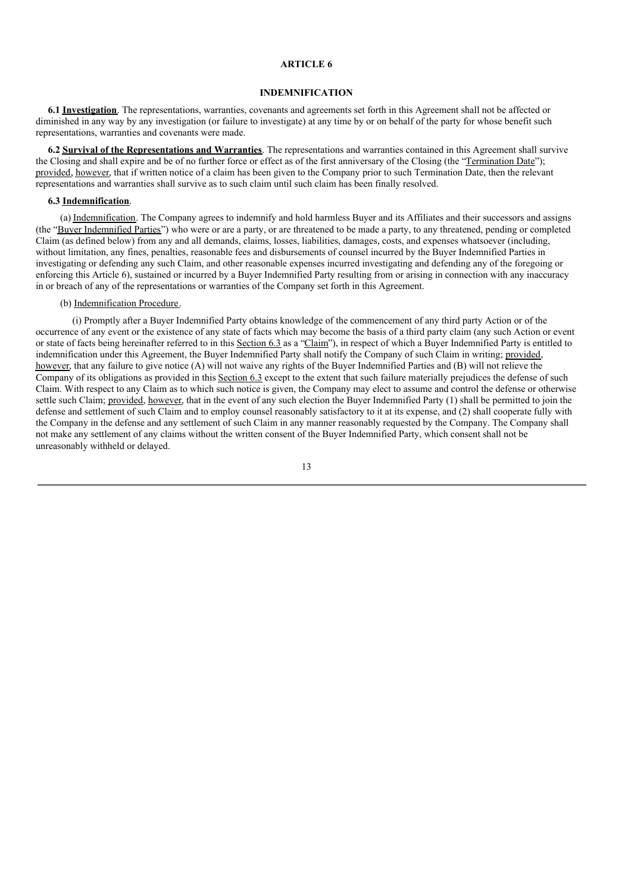# ARTICLE 6

## INDEMNIFICATION

**6.1 Investigation**. The representations, warranties, covenants and agreements set forth in this Agreement shall not be affected or diminished in any way by any investigation (or failure to investigate) at any time by or on behalf of the party for whose benefit such representations, warranties and covenants were made.

**6.2 Survival of the Representations and Warranties**. The representations and warranties contained in this Agreement shall survive the Closing and shall expire and be of no further force or effect as of the first anniversary of the Closing (the "Termination Date"); provided, however, that if written notice of a claim has been given to the Company prior to such Termination Date, then the relevant representations and warranties shall survive as to such claim until such claim has been finally resolved.

**6.3 Indemnification**.

(a) Indemnification. The Company agrees to indemnify and hold harmless Buyer and its Affiliates and their successors and assigns (the "Buyer Indemnified Parties") who were or are a party, or are threatened to be made a party, to any threatened, pending or completed Claim (as defined below) from any and all demands, claims, losses, liabilities, damages, costs, and expenses whatsoever (including, without limitation, any fines, penalties, reasonable fees and disbursements of counsel incurred by the Buyer Indemnified Parties in investigating or defending any such Claim, and other reasonable expenses incurred investigating and defending any of the foregoing or enforcing this Article 6), sustained or incurred by a Buyer Indemnified Party resulting from or arising in connection with any inaccuracy in or breach of any of the representations or warranties of the Company set forth in this Agreement.

(b) Indemnification Procedure.

(i) Promptly after a Buyer Indemnified Party obtains knowledge of the commencement of any third party Action or of the occurrence of any event or the existence of any state of facts which may become the basis of a third party claim (any such Action or event or state of facts being hereinafter referred to in this Section 6.3 as a "Claim"), in respect of which a Buyer Indemnified Party is entitled to indemnification under this Agreement, the Buyer Indemnified Party shall notify the Company of such Claim in writing; provided, however, that any failure to give notice (A) will not waive any rights of the Buyer Indemnified Parties and (B) will not relieve the Company of its obligations as provided in this Section 6.3 except to the extent that such failure materially prejudices the defense of such Claim. With respect to any Claim as to which such notice is given, the Company may elect to assume and control the defense or otherwise settle such Claim; provided, however, that in the event of any such election the Buyer Indemnified Party (1) shall be permitted to join the defense and settlement of such Claim and to employ counsel reasonably satisfactory to it at its expense, and (2) shall cooperate fully with the Company in the defense and any settlement of such Claim in any manner reasonably requested by the Company. The Company shall not make any settlement of any claims without the written consent of the Buyer Indemnified Party, which consent shall not be unreasonably withheld or delayed.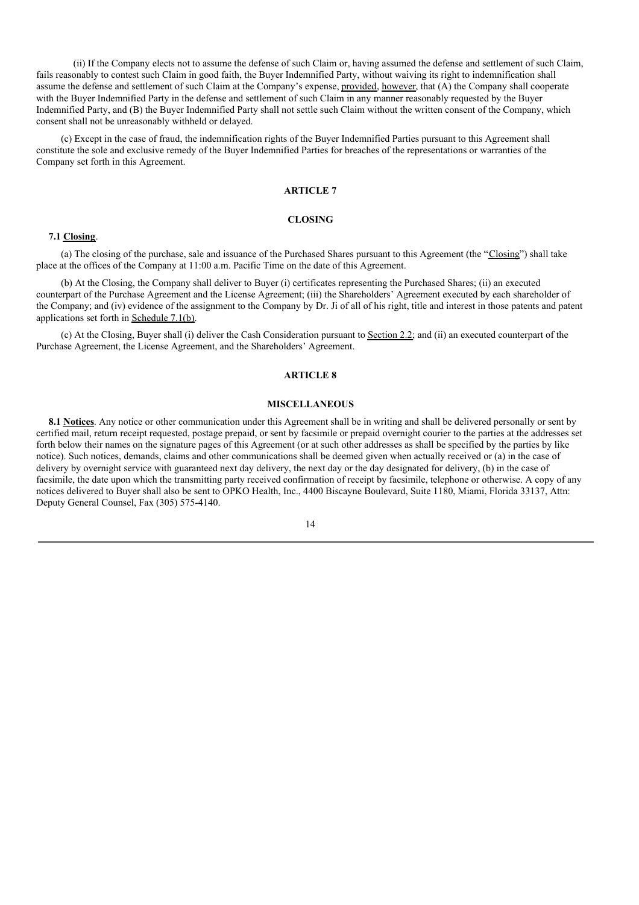(ii) If the Company elects not to assume the defense of such Claim or, having assumed the defense and settlement of such Claim, fails reasonably to contest such Claim in good faith, the Buyer Indemnified Party, without waiving its right to indemnification shall assume the defense and settlement of such Claim at the Company's expense, provided, however, that (A) the Company shall cooperate with the Buyer Indemnified Party in the defense and settlement of such Claim in any manner reasonably requested by the Buyer Indemnified Party, and (B) the Buyer Indemnified Party shall not settle such Claim without the written consent of the Company, which consent shall not be unreasonably withheld or delayed.

(c) Except in the case of fraud, the indemnification rights of the Buyer Indemnified Parties pursuant to this Agreement shall constitute the sole and exclusive remedy of the Buyer Indemnified Parties for breaches of the representations or warranties of the Company set forth in this Agreement.

## ARTICLE 7

## CLOSING

**7.1 Closing**.

(a) The closing of the purchase, sale and issuance of the Purchased Shares pursuant to this Agreement (the "Closing") shall take place at the offices of the Company at 11:00 a.m. Pacific Time on the date of this Agreement.

(b) At the Closing, the Company shall deliver to Buyer (i) certificates representing the Purchased Shares; (ii) an executed counterpart of the Purchase Agreement and the License Agreement; (iii) the Shareholders' Agreement executed by each shareholder of the Company; and (iv) evidence of the assignment to the Company by Dr. Ji of all of his right, title and interest in those patents and patent applications set forth in Schedule 7.1(b).

(c) At the Closing, Buyer shall (i) deliver the Cash Consideration pursuant to Section 2.2; and (ii) an executed counterpart of the Purchase Agreement, the License Agreement, and the Shareholders' Agreement.

## ARTICLE 8

## MISCELLANEOUS

**8.1 Notices**. Any notice or other communication under this Agreement shall be in writing and shall be delivered personally or sent by certified mail, return receipt requested, postage prepaid, or sent by facsimile or prepaid overnight courier to the parties at the addresses set forth below their names on the signature pages of this Agreement (or at such other addresses as shall be specified by the parties by like notice). Such notices, demands, claims and other communications shall be deemed given when actually received or (a) in the case of delivery by overnight service with guaranteed next day delivery, the next day or the day designated for delivery, (b) in the case of facsimile, the date upon which the transmitting party received confirmation of receipt by facsimile, telephone or otherwise. A copy of any notices delivered to Buyer shall also be sent to OPKO Health, Inc., 4400 Biscayne Boulevard, Suite 1180, Miami, Florida 33137, Attn: Deputy General Counsel, Fax (305) 575-4140.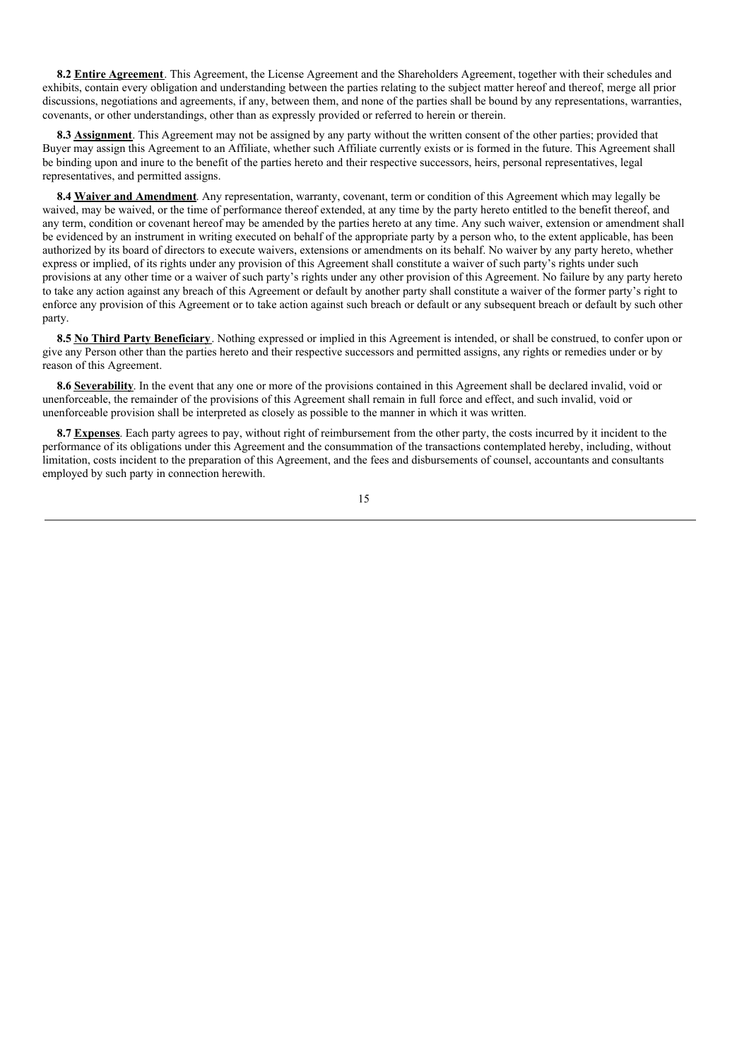**8.2 <u>Entire Agreement</u>**. This Agreement, the License Agreement and the Shareholders Agreement, together with their schedules and exhibits, contain every obligation and understanding between the parties relating to the subject matter hereof and thereof, merge all prior discussions, negotiations and agreements, if any, between them, and none of the parties shall be bound by any representations, warranties, covenants, or other understandings, other than as expressly provided or referred to herein or therein.

**8.3 <u>Assignment</u>**. This Agreement may not be assigned by any party without the written consent of the other parties; provided that Buyer may assign this Agreement to an Affiliate, whether such Affiliate currently exists or is formed in the future. This Agreement shall be binding upon and inure to the benefit of the parties hereto and their respective successors, heirs, personal representatives, legal representatives, and permitted assigns.

**8.4 <u>Waiver and Amendment</u>**. Any representation, warranty, covenant, term or condition of this Agreement which may legally be waived, may be waived, or the time of performance thereof extended, at any time by the party hereto entitled to the benefit thereof, and any term, condition or covenant hereof may be amended by the parties hereto at any time. Any such waiver, extension or amendment shall be evidenced by an instrument in writing executed on behalf of the appropriate party by a person who, to the extent applicable, has been authorized by its board of directors to execute waivers, extensions or amendments on its behalf. No waiver by any party hereto, whether express or implied, of its rights under any provision of this Agreement shall constitute a waiver of such party's rights under such provisions at any other time or a waiver of such party's rights under any other provision of this Agreement. No failure by any party hereto to take any action against any breach of this Agreement or default by another party shall constitute a waiver of the former party's right to enforce any provision of this Agreement or to take action against such breach or default or any subsequent breach or default by such other party.

**8.5 <u>No Third Party Beneficiary</u>**. Nothing expressed or implied in this Agreement is intended, or shall be construed, to confer upon or give any Person other than the parties hereto and their respective successors and permitted assigns, any rights or remedies under or by reason of this Agreement.

**8.6 <u>Severability</u>**. In the event that any one or more of the provisions contained in this Agreement shall be declared invalid, void or unenforceable, the remainder of the provisions of this Agreement shall remain in full force and effect, and such invalid, void or unenforceable provision shall be interpreted as closely as possible to the manner in which it was written.

**8.7 <u>Expenses</u>**. Each party agrees to pay, without right of reimbursement from the other party, the costs incurred by it incident to the performance of its obligations under this Agreement and the consummation of the transactions contemplated hereby, including, without limitation, costs incident to the preparation of this Agreement, and the fees and disbursements of counsel, accountants and consultants employed by such party in connection herewith.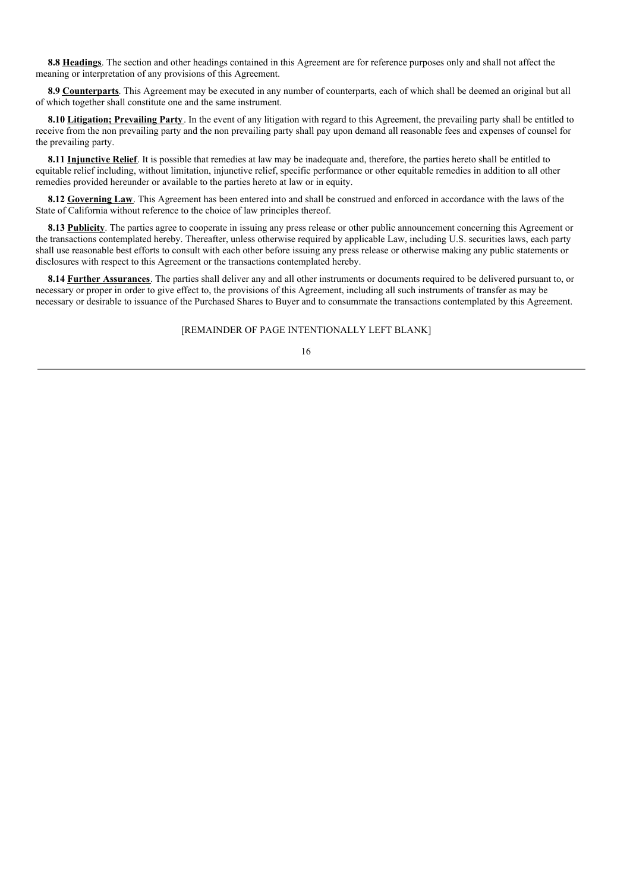**8.8 Headings**. The section and other headings contained in this Agreement are for reference purposes only and shall not affect the meaning or interpretation of any provisions of this Agreement.

**8.9 Counterparts**. This Agreement may be executed in any number of counterparts, each of which shall be deemed an original but all of which together shall constitute one and the same instrument.

**8.10 Litigation; Prevailing Party**. In the event of any litigation with regard to this Agreement, the prevailing party shall be entitled to receive from the non prevailing party and the non prevailing party shall pay upon demand all reasonable fees and expenses of counsel for the prevailing party.

**8.11 Injunctive Relief**. It is possible that remedies at law may be inadequate and, therefore, the parties hereto shall be entitled to equitable relief including, without limitation, injunctive relief, specific performance or other equitable remedies in addition to all other remedies provided hereunder or available to the parties hereto at law or in equity.

**8.12 Governing Law**. This Agreement has been entered into and shall be construed and enforced in accordance with the laws of the State of California without reference to the choice of law principles thereof.

**8.13 Publicity**. The parties agree to cooperate in issuing any press release or other public announcement concerning this Agreement or the transactions contemplated hereby. Thereafter, unless otherwise required by applicable Law, including U.S. securities laws, each party shall use reasonable best efforts to consult with each other before issuing any press release or otherwise making any public statements or disclosures with respect to this Agreement or the transactions contemplated hereby.

**8.14 Further Assurances**. The parties shall deliver any and all other instruments or documents required to be delivered pursuant to, or necessary or proper in order to give effect to, the provisions of this Agreement, including all such instruments of transfer as may be necessary or desirable to issuance of the Purchased Shares to Buyer and to consummate the transactions contemplated by this Agreement.

[REMAINDER OF PAGE INTENTIONALLY LEFT BLANK]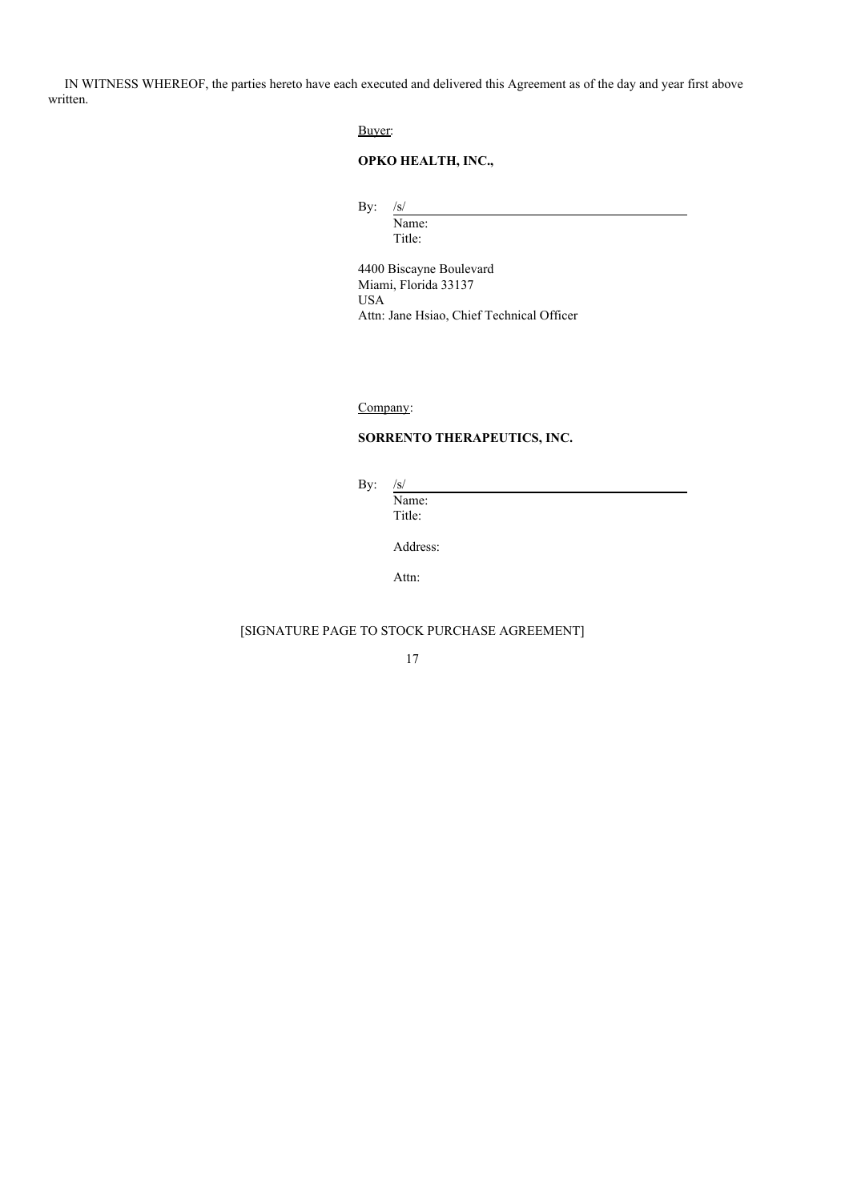IN WITNESS WHEREOF, the parties hereto have each executed and delivered this Agreement as of the day and year first above written.

Buyer:

**OPKO HEALTH, INC.,**

By: /s/

Name:

Title:

4400 Biscayne Boulevard
Miami, Florida 33137
USA
Attn: Jane Hsiao, Chief Technical Officer

Company:

**SORRENTO THERAPEUTICS, INC.**

By: /s/

Name:

Title:

Address:

Attn:

[SIGNATURE PAGE TO STOCK PURCHASE AGREEMENT]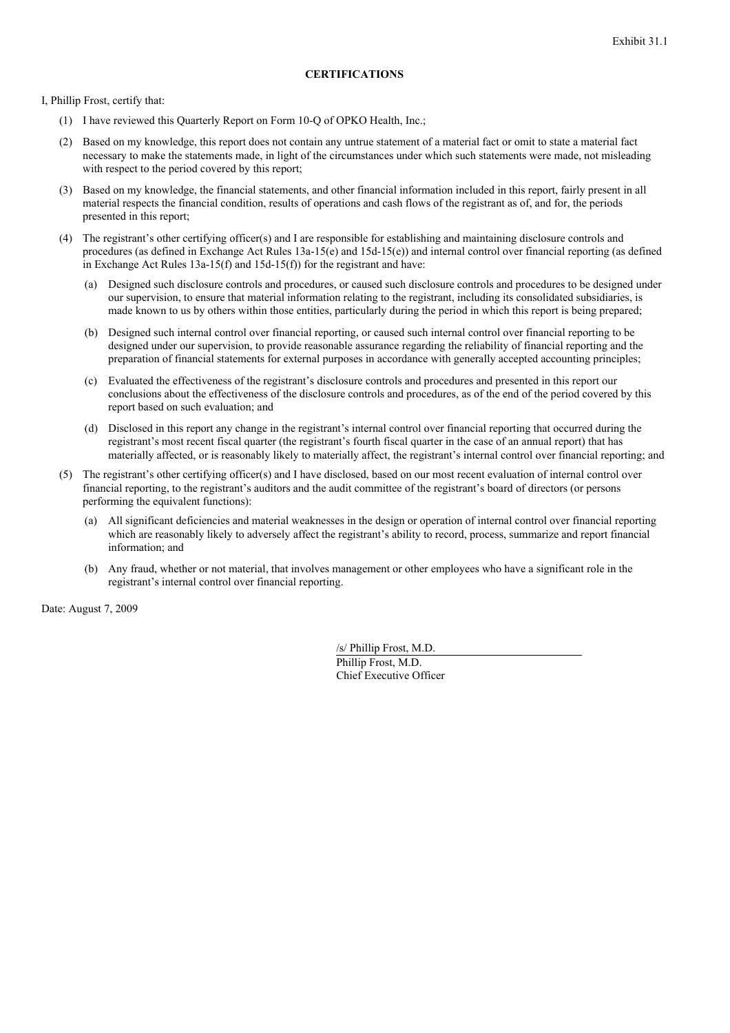Exhibit 31.1

**CERTIFICATIONS**

I, Phillip Frost, certify that:

(1) I have reviewed this Quarterly Report on Form 10-Q of OPKO Health, Inc.;

(2) Based on my knowledge, this report does not contain any untrue statement of a material fact or omit to state a material fact necessary to make the statements made, in light of the circumstances under which such statements were made, not misleading with respect to the period covered by this report;

(3) Based on my knowledge, the financial statements, and other financial information included in this report, fairly present in all material respects the financial condition, results of operations and cash flows of the registrant as of, and for, the periods presented in this report;

(4) The registrant's other certifying officer(s) and I are responsible for establishing and maintaining disclosure controls and procedures (as defined in Exchange Act Rules 13a-15(e) and 15d-15(e)) and internal control over financial reporting (as defined in Exchange Act Rules 13a-15(f) and 15d-15(f)) for the registrant and have:

(a) Designed such disclosure controls and procedures, or caused such disclosure controls and procedures to be designed under our supervision, to ensure that material information relating to the registrant, including its consolidated subsidiaries, is made known to us by others within those entities, particularly during the period in which this report is being prepared;

(b) Designed such internal control over financial reporting, or caused such internal control over financial reporting to be designed under our supervision, to provide reasonable assurance regarding the reliability of financial reporting and the preparation of financial statements for external purposes in accordance with generally accepted accounting principles;

(c) Evaluated the effectiveness of the registrant's disclosure controls and procedures and presented in this report our conclusions about the effectiveness of the disclosure controls and procedures, as of the end of the period covered by this report based on such evaluation; and

(d) Disclosed in this report any change in the registrant's internal control over financial reporting that occurred during the registrant's most recent fiscal quarter (the registrant's fourth fiscal quarter in the case of an annual report) that has materially affected, or is reasonably likely to materially affect, the registrant's internal control over financial reporting; and

(5) The registrant's other certifying officer(s) and I have disclosed, based on our most recent evaluation of internal control over financial reporting, to the registrant's auditors and the audit committee of the registrant's board of directors (or persons performing the equivalent functions):

(a) All significant deficiencies and material weaknesses in the design or operation of internal control over financial reporting which are reasonably likely to adversely affect the registrant's ability to record, process, summarize and report financial information; and

(b) Any fraud, whether or not material, that involves management or other employees who have a significant role in the registrant's internal control over financial reporting.

Date: August 7, 2009

/s/ Phillip Frost, M.D.
Phillip Frost, M.D.
Chief Executive Officer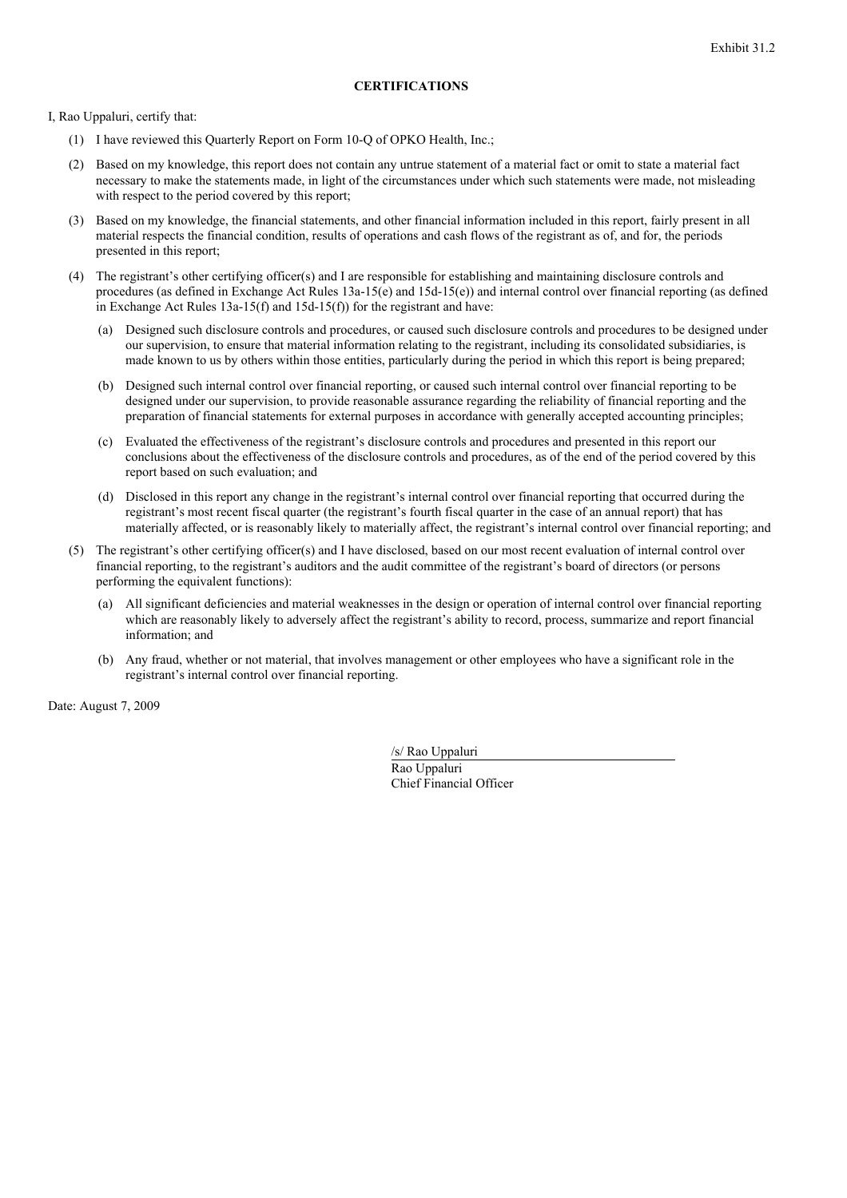Exhibit 31.2

**CERTIFICATIONS**

I, Rao Uppaluri, certify that:

(1) I have reviewed this Quarterly Report on Form 10-Q of OPKO Health, Inc.;

(2) Based on my knowledge, this report does not contain any untrue statement of a material fact or omit to state a material fact necessary to make the statements made, in light of the circumstances under which such statements were made, not misleading with respect to the period covered by this report;

(3) Based on my knowledge, the financial statements, and other financial information included in this report, fairly present in all material respects the financial condition, results of operations and cash flows of the registrant as of, and for, the periods presented in this report;

(4) The registrant's other certifying officer(s) and I are responsible for establishing and maintaining disclosure controls and procedures (as defined in Exchange Act Rules 13a-15(e) and 15d-15(e)) and internal control over financial reporting (as defined in Exchange Act Rules 13a-15(f) and 15d-15(f)) for the registrant and have:

   (a) Designed such disclosure controls and procedures, or caused such disclosure controls and procedures to be designed under our supervision, to ensure that material information relating to the registrant, including its consolidated subsidiaries, is made known to us by others within those entities, particularly during the period in which this report is being prepared;

   (b) Designed such internal control over financial reporting, or caused such internal control over financial reporting to be designed under our supervision, to provide reasonable assurance regarding the reliability of financial reporting and the preparation of financial statements for external purposes in accordance with generally accepted accounting principles;

   (c) Evaluated the effectiveness of the registrant's disclosure controls and procedures and presented in this report our conclusions about the effectiveness of the disclosure controls and procedures, as of the end of the period covered by this report based on such evaluation; and

   (d) Disclosed in this report any change in the registrant's internal control over financial reporting that occurred during the registrant's most recent fiscal quarter (the registrant's fourth fiscal quarter in the case of an annual report) that has materially affected, or is reasonably likely to materially affect, the registrant's internal control over financial reporting; and

(5) The registrant's other certifying officer(s) and I have disclosed, based on our most recent evaluation of internal control over financial reporting, to the registrant's auditors and the audit committee of the registrant's board of directors (or persons performing the equivalent functions):

   (a) All significant deficiencies and material weaknesses in the design or operation of internal control over financial reporting which are reasonably likely to adversely affect the registrant's ability to record, process, summarize and report financial information; and

   (b) Any fraud, whether or not material, that involves management or other employees who have a significant role in the registrant's internal control over financial reporting.

Date: August 7, 2009

/s/ Rao Uppaluri  
Rao Uppaluri  
Chief Financial Officer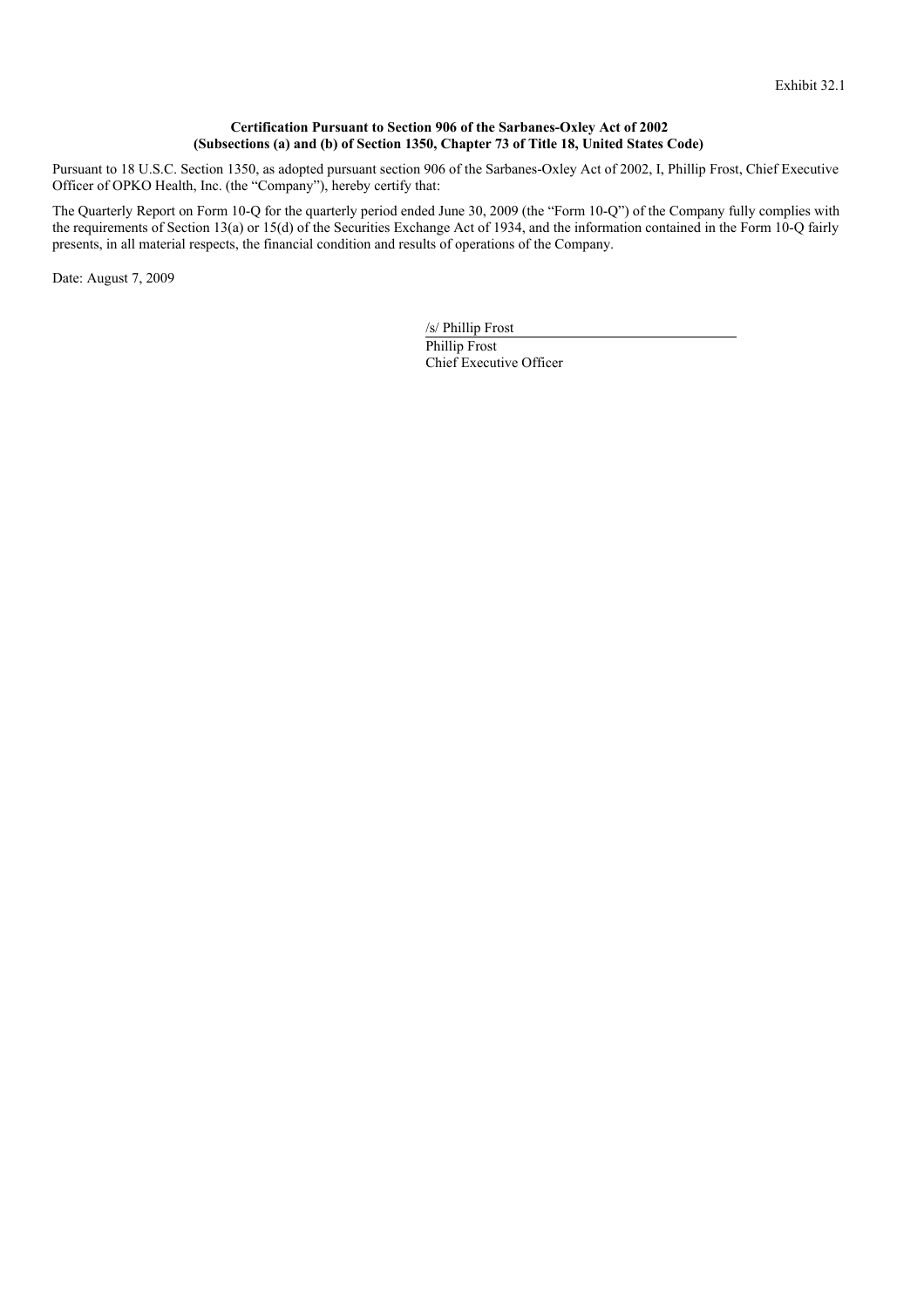Exhibit 32.1

**Certification Pursuant to Section 906 of the Sarbanes-Oxley Act of 2002**
**(Subsections (a) and (b) of Section 1350, Chapter 73 of Title 18, United States Code)**

Pursuant to 18 U.S.C. Section 1350, as adopted pursuant section 906 of the Sarbanes-Oxley Act of 2002, I, Phillip Frost, Chief Executive Officer of OPKO Health, Inc. (the "Company"), hereby certify that:

The Quarterly Report on Form 10-Q for the quarterly period ended June 30, 2009 (the "Form 10-Q") of the Company fully complies with the requirements of Section 13(a) or 15(d) of the Securities Exchange Act of 1934, and the information contained in the Form 10-Q fairly presents, in all material respects, the financial condition and results of operations of the Company.

Date: August 7, 2009

/s/ Phillip Frost
Phillip Frost
Chief Executive Officer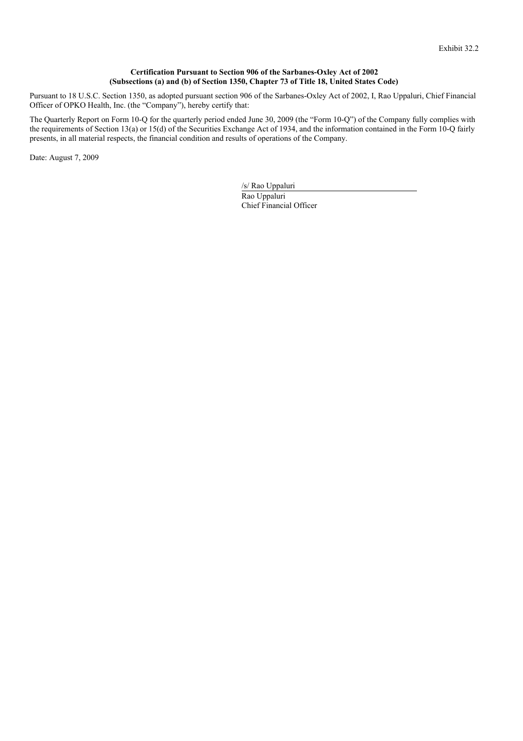Exhibit 32.2

**Certification Pursuant to Section 906 of the Sarbanes-Oxley Act of 2002**
**(Subsections (a) and (b) of Section 1350, Chapter 73 of Title 18, United States Code)**

Pursuant to 18 U.S.C. Section 1350, as adopted pursuant section 906 of the Sarbanes-Oxley Act of 2002, I, Rao Uppaluri, Chief Financial Officer of OPKO Health, Inc. (the "Company"), hereby certify that:

The Quarterly Report on Form 10-Q for the quarterly period ended June 30, 2009 (the "Form 10-Q") of the Company fully complies with the requirements of Section 13(a) or 15(d) of the Securities Exchange Act of 1934, and the information contained in the Form 10-Q fairly presents, in all material respects, the financial condition and results of operations of the Company.

Date: August 7, 2009

/s/ Rao Uppaluri
Rao Uppaluri
Chief Financial Officer